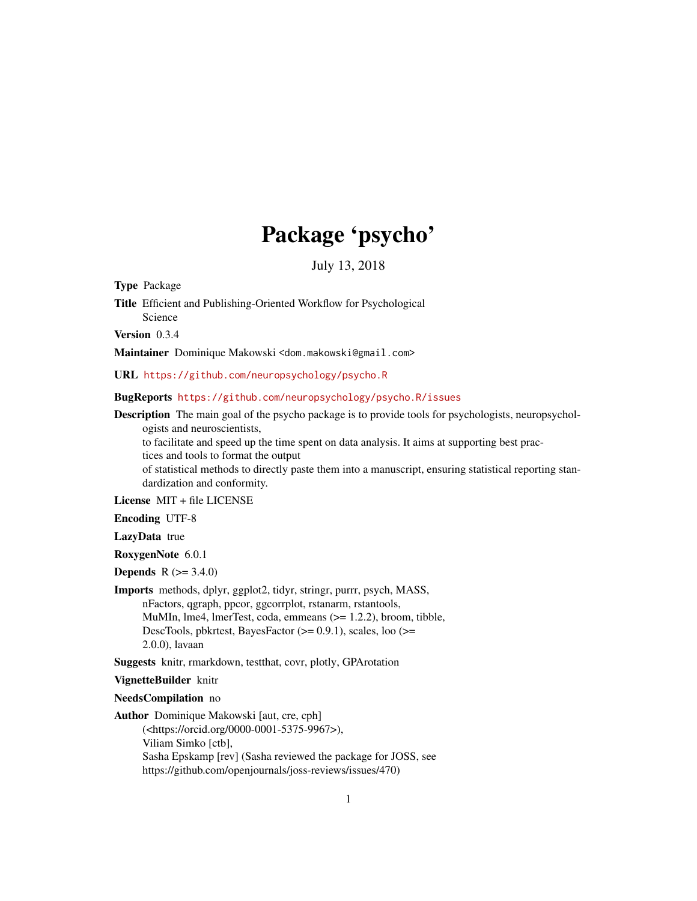# Package 'psycho'

July 13, 2018

**Type** Package

**Title** Efficient and Publishing-Oriented Workflow for Psychological Science

**Version** 0.3.4

**Maintainer** Dominique Makowski <dom.makowski@gmail.com>

**URL** https://github.com/neuropsychology/psycho.R

**BugReports** https://github.com/neuropsychology/psycho.R/issues

**Description** The main goal of the psycho package is to provide tools for psychologists, neuropsychologists and neuroscientists,
to facilitate and speed up the time spent on data analysis. It aims at supporting best practices and tools to format the output
of statistical methods to directly paste them into a manuscript, ensuring statistical reporting standardization and conformity.

**License** MIT + file LICENSE

**Encoding** UTF-8

**LazyData** true

**RoxygenNote** 6.0.1

**Depends** R (>= 3.4.0)

**Imports** methods, dplyr, ggplot2, tidyr, stringr, purrr, psych, MASS, nFactors, qgraph, ppcor, ggcorrplot, rstanarm, rstantools, MuMIn, lme4, lmerTest, coda, emmeans (>= 1.2.2), broom, tibble, DescTools, pbkrtest, BayesFactor (>= 0.9.1), scales, loo (>= 2.0.0), lavaan

**Suggests** knitr, rmarkdown, testthat, covr, plotly, GPArotation

**VignetteBuilder** knitr

**NeedsCompilation** no

**Author** Dominique Makowski [aut, cre, cph] (<https://orcid.org/0000-0001-5375-9967>),
Viliam Simko [ctb],
Sasha Epskamp [rev] (Sasha reviewed the package for JOSS, see https://github.com/openjournals/joss-reviews/issues/470)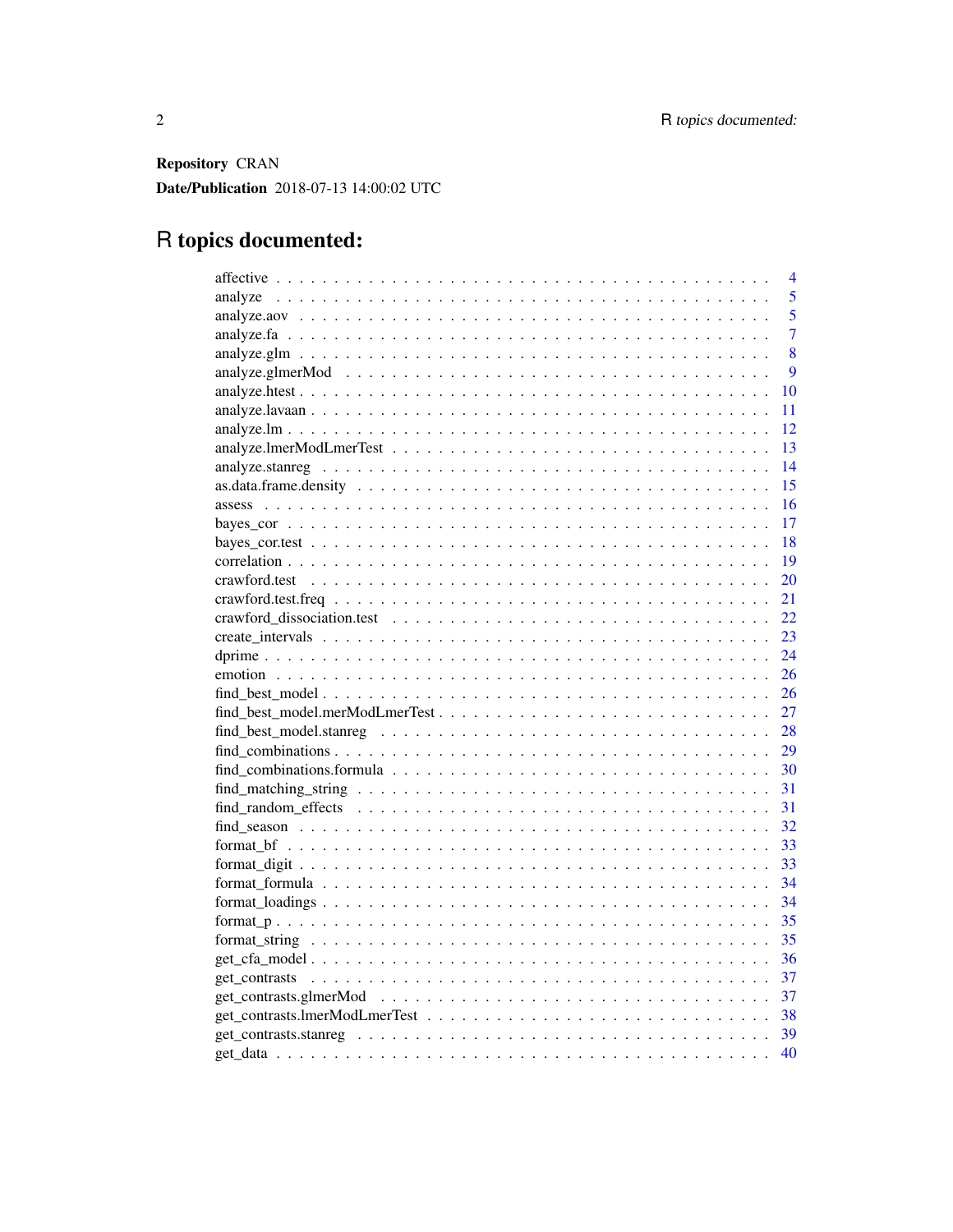**Repository** CRAN

**Date/Publication** 2018-07-13 14:00:02 UTC

# R topics documented:

| | |
|---|---|
| affective | 4 |
| analyze | 5 |
| analyze.aov | 5 |
| analyze.fa | 7 |
| analyze.glm | 8 |
| analyze.glmerMod | 9 |
| analyze.htest | 10 |
| analyze.lavaan | 11 |
| analyze.lm | 12 |
| analyze.lmerModLmerTest | 13 |
| analyze.stanreg | 14 |
| as.data.frame.density | 15 |
| assess | 16 |
| bayes_cor | 17 |
| bayes_cor.test | 18 |
| correlation | 19 |
| crawford.test | 20 |
| crawford.test.freq | 21 |
| crawford_dissociation.test | 22 |
| create_intervals | 23 |
| dprime | 24 |
| emotion | 26 |
| find_best_model | 26 |
| find_best_model.merModLmerTest | 27 |
| find_best_model.stanreg | 28 |
| find_combinations | 29 |
| find_combinations.formula | 30 |
| find_matching_string | 31 |
| find_random_effects | 31 |
| find_season | 32 |
| format_bf | 33 |
| format_digit | 33 |
| format_formula | 34 |
| format_loadings | 34 |
| format_p | 35 |
| format_string | 35 |
| get_cfa_model | 36 |
| get_contrasts | 37 |
| get_contrasts.glmerMod | 37 |
| get_contrasts.lmerModLmerTest | 38 |
| get_contrasts.stanreg | 39 |
| get_data | 40 |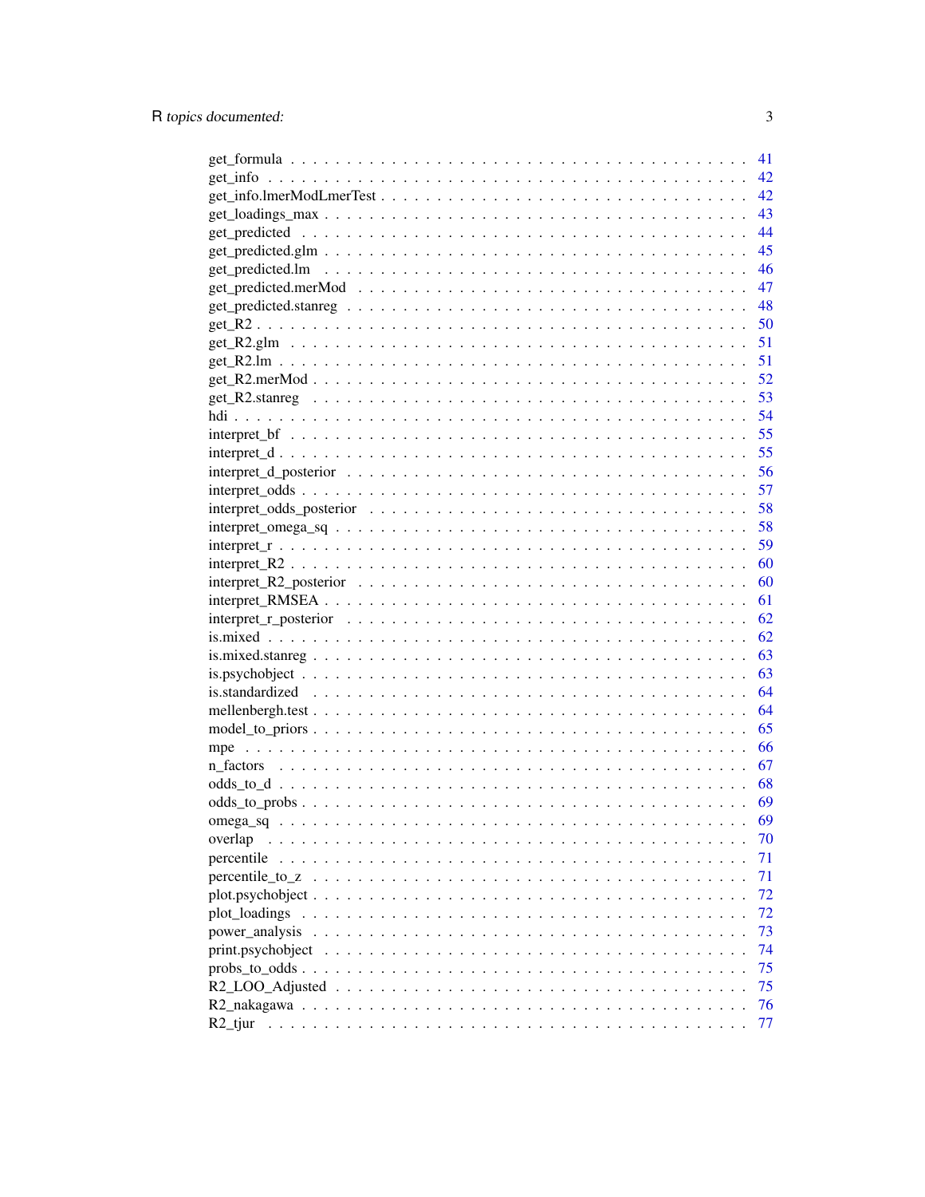get_formula . . . . . . . . . . . . . . . . . . . . . . . . . . . . . . . . . . . . . . . 41
get_info . . . . . . . . . . . . . . . . . . . . . . . . . . . . . . . . . . . . . . . . . 42
get_info.lmerModLmerTest . . . . . . . . . . . . . . . . . . . . . . . . . . . . . . . . . 42
get_loadings_max . . . . . . . . . . . . . . . . . . . . . . . . . . . . . . . . . . . . . 43
get_predicted . . . . . . . . . . . . . . . . . . . . . . . . . . . . . . . . . . . . . . 44
get_predicted.glm . . . . . . . . . . . . . . . . . . . . . . . . . . . . . . . . . . . . 45
get_predicted.lm . . . . . . . . . . . . . . . . . . . . . . . . . . . . . . . . . . . . . 46
get_predicted.merMod . . . . . . . . . . . . . . . . . . . . . . . . . . . . . . . . . . . 47
get_predicted.stanreg . . . . . . . . . . . . . . . . . . . . . . . . . . . . . . . . . . 48
get_R2 . . . . . . . . . . . . . . . . . . . . . . . . . . . . . . . . . . . . . . . . . . 50
get_R2.glm . . . . . . . . . . . . . . . . . . . . . . . . . . . . . . . . . . . . . . . . 51
get_R2.lm . . . . . . . . . . . . . . . . . . . . . . . . . . . . . . . . . . . . . . . . 51
get_R2.merMod . . . . . . . . . . . . . . . . . . . . . . . . . . . . . . . . . . . . . . 52
get_R2.stanreg . . . . . . . . . . . . . . . . . . . . . . . . . . . . . . . . . . . . . . 53
hdi . . . . . . . . . . . . . . . . . . . . . . . . . . . . . . . . . . . . . . . . . . . . 54
interpret_bf . . . . . . . . . . . . . . . . . . . . . . . . . . . . . . . . . . . . . . . 55
interpret_d . . . . . . . . . . . . . . . . . . . . . . . . . . . . . . . . . . . . . . . . 55
interpret_d_posterior . . . . . . . . . . . . . . . . . . . . . . . . . . . . . . . . . . 56
interpret_odds . . . . . . . . . . . . . . . . . . . . . . . . . . . . . . . . . . . . . . 57
interpret_odds_posterior . . . . . . . . . . . . . . . . . . . . . . . . . . . . . . . . 58
interpret_omega_sq . . . . . . . . . . . . . . . . . . . . . . . . . . . . . . . . . . . . 58
interpret_r . . . . . . . . . . . . . . . . . . . . . . . . . . . . . . . . . . . . . . . . 59
interpret_R2 . . . . . . . . . . . . . . . . . . . . . . . . . . . . . . . . . . . . . . . 60
interpret_R2_posterior . . . . . . . . . . . . . . . . . . . . . . . . . . . . . . . . . . 60
interpret_RMSEA . . . . . . . . . . . . . . . . . . . . . . . . . . . . . . . . . . . . . . 61
interpret_r_posterior . . . . . . . . . . . . . . . . . . . . . . . . . . . . . . . . . . 62
is.mixed . . . . . . . . . . . . . . . . . . . . . . . . . . . . . . . . . . . . . . . . . 62
is.mixed.stanreg . . . . . . . . . . . . . . . . . . . . . . . . . . . . . . . . . . . . . 63
is.psychobject . . . . . . . . . . . . . . . . . . . . . . . . . . . . . . . . . . . . . . 63
is.standardized . . . . . . . . . . . . . . . . . . . . . . . . . . . . . . . . . . . . . . 64
mellenbergh.test . . . . . . . . . . . . . . . . . . . . . . . . . . . . . . . . . . . . . 64
model_to_priors . . . . . . . . . . . . . . . . . . . . . . . . . . . . . . . . . . . . . . 65
mpe . . . . . . . . . . . . . . . . . . . . . . . . . . . . . . . . . . . . . . . . . . . . 66
n_factors . . . . . . . . . . . . . . . . . . . . . . . . . . . . . . . . . . . . . . . . . 67
odds_to_d . . . . . . . . . . . . . . . . . . . . . . . . . . . . . . . . . . . . . . . . . 68
odds_to_probs . . . . . . . . . . . . . . . . . . . . . . . . . . . . . . . . . . . . . . . 69
omega_sq . . . . . . . . . . . . . . . . . . . . . . . . . . . . . . . . . . . . . . . . . . 69
overlap . . . . . . . . . . . . . . . . . . . . . . . . . . . . . . . . . . . . . . . . . . 70
percentile . . . . . . . . . . . . . . . . . . . . . . . . . . . . . . . . . . . . . . . . 71
percentile_to_z . . . . . . . . . . . . . . . . . . . . . . . . . . . . . . . . . . . . . . 71
plot.psychobject . . . . . . . . . . . . . . . . . . . . . . . . . . . . . . . . . . . . . 72
plot_loadings . . . . . . . . . . . . . . . . . . . . . . . . . . . . . . . . . . . . . . . 72
power_analysis . . . . . . . . . . . . . . . . . . . . . . . . . . . . . . . . . . . . . . 73
print.psychobject . . . . . . . . . . . . . . . . . . . . . . . . . . . . . . . . . . . . . 74
probs_to_odds . . . . . . . . . . . . . . . . . . . . . . . . . . . . . . . . . . . . . . . 75
R2_LOO_Adjusted . . . . . . . . . . . . . . . . . . . . . . . . . . . . . . . . . . . . . . 75
R2_nakagawa . . . . . . . . . . . . . . . . . . . . . . . . . . . . . . . . . . . . . . . . 76
R2_tjur . . . . . . . . . . . . . . . . . . . . . . . . . . . . . . . . . . . . . . . . . . 77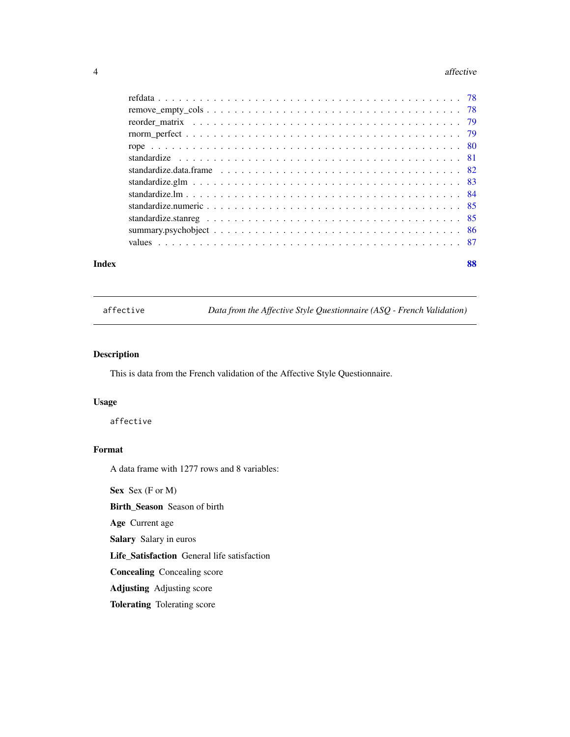| | |
|---|---|
| refdata | 78 |
| remove_empty_cols | 78 |
| reorder_matrix | 79 |
| rnorm_perfect | 79 |
| rope | 80 |
| standardize | 81 |
| standardize.data.frame | 82 |
| standardize.glm | 83 |
| standardize.lm | 84 |
| standardize.numeric | 85 |
| standardize.stanreg | 85 |
| summary.psychobject | 86 |
| values | 87 |

**Index** **88**

---

`affective` *Data from the Affective Style Questionnaire (ASQ - French Validation)*

---

## Description

This is data from the French validation of the Affective Style Questionnaire.

## Usage

```
affective
```

## Format

A data frame with 1277 rows and 8 variables:

**Sex** Sex (F or M)

**Birth_Season** Season of birth

**Age** Current age

**Salary** Salary in euros

**Life_Satisfaction** General life satisfaction

**Concealing** Concealing score

**Adjusting** Adjusting score

**Tolerating** Tolerating score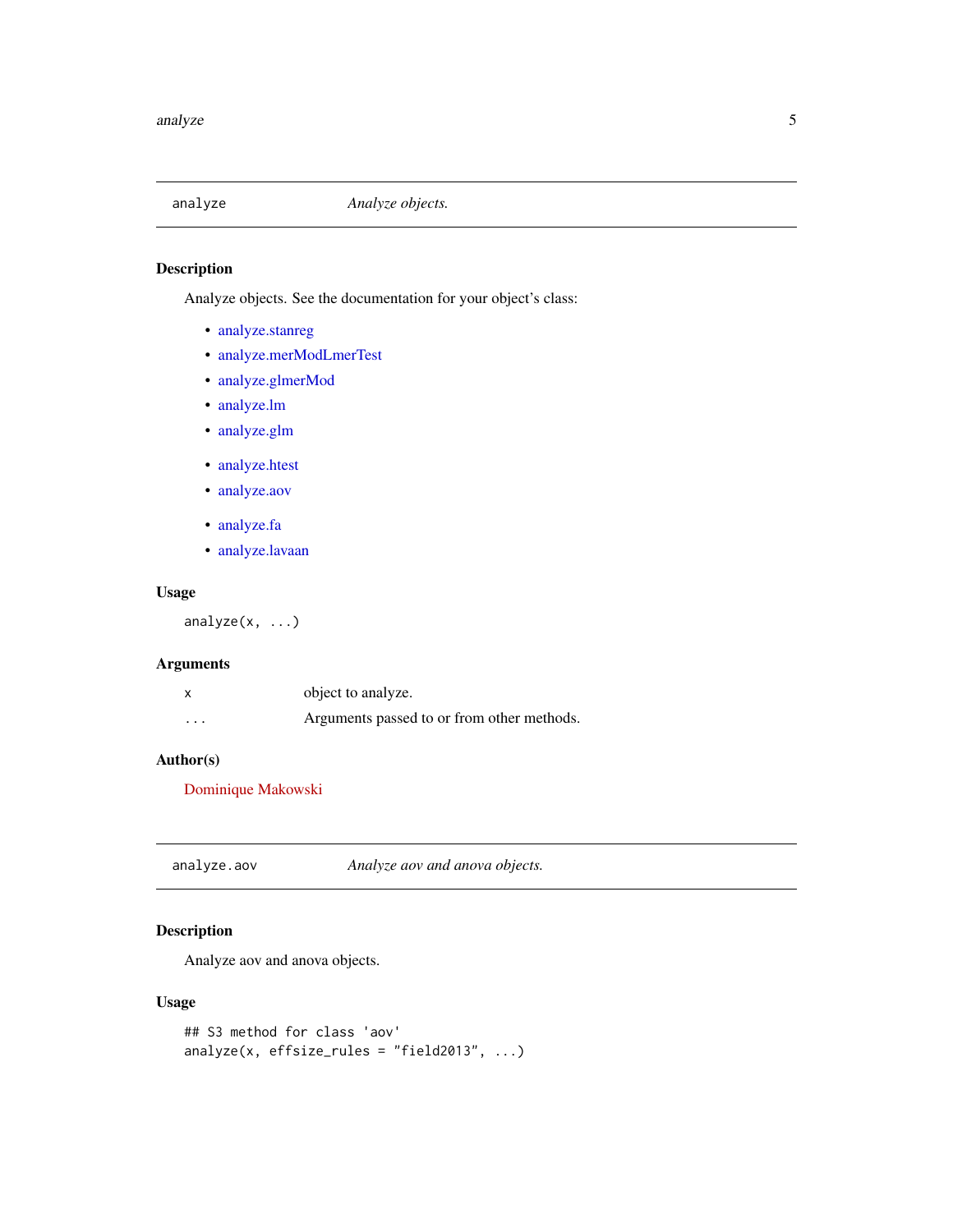## analyze — *Analyze objects.*

### Description

Analyze objects. See the documentation for your object's class:

- analyze.stanreg
- analyze.merModLmerTest
- analyze.glmerMod
- analyze.lm
- analyze.glm
- analyze.htest
- analyze.aov
- analyze.fa
- analyze.lavaan

### Usage

```
analyze(x, ...)
```

### Arguments

| | |
|---|---|
| x | object to analyze. |
| ... | Arguments passed to or from other methods. |

### Author(s)

Dominique Makowski

## analyze.aov — *Analyze aov and anova objects.*

### Description

Analyze aov and anova objects.

### Usage

```
## S3 method for class 'aov'
analyze(x, effsize_rules = "field2013", ...)
```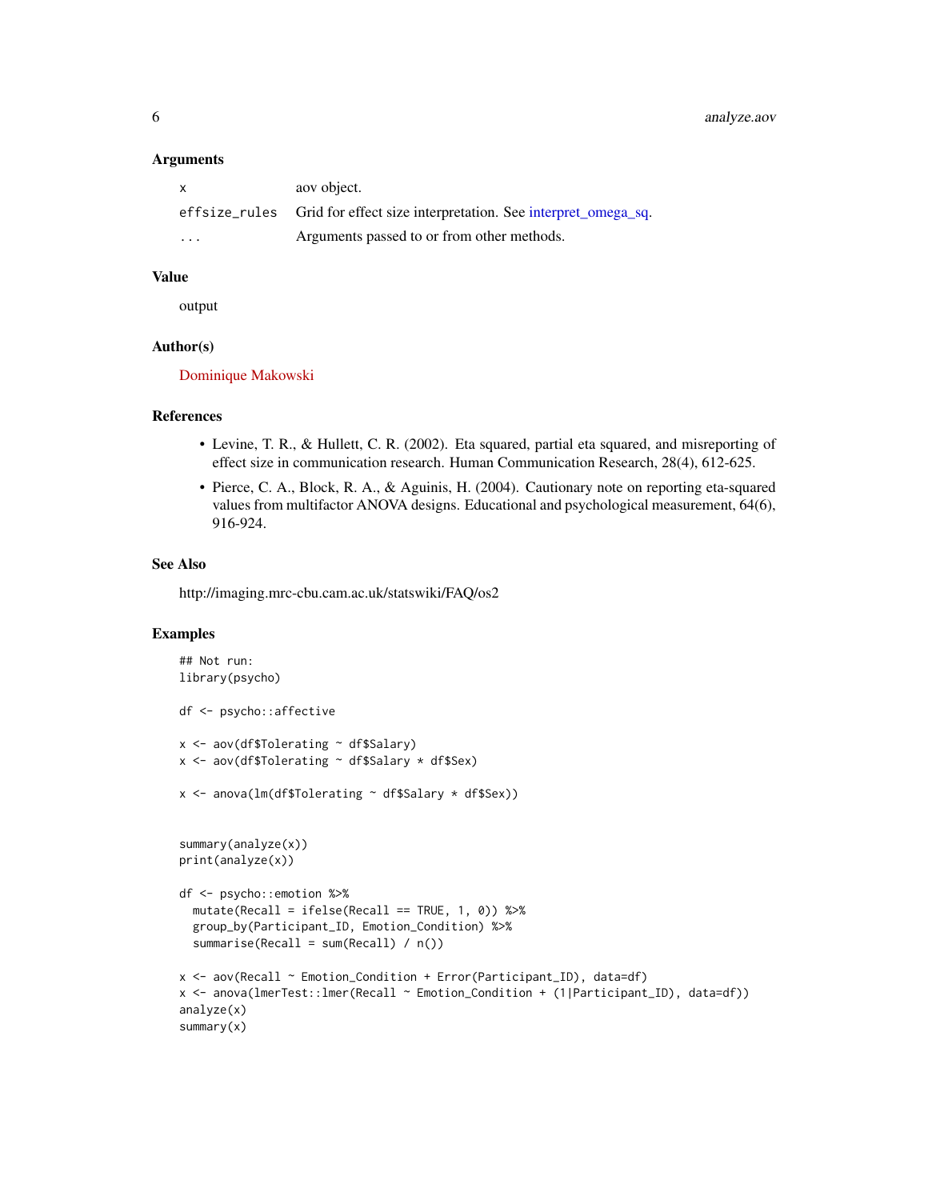### Arguments

| | |
|---|---|
| x | aov object. |
| effsize_rules | Grid for effect size interpretation. See interpret_omega_sq. |
| ... | Arguments passed to or from other methods. |

### Value

output

### Author(s)

Dominique Makowski

### References

- Levine, T. R., & Hullett, C. R. (2002). Eta squared, partial eta squared, and misreporting of effect size in communication research. Human Communication Research, 28(4), 612-625.
- Pierce, C. A., Block, R. A., & Aguinis, H. (2004). Cautionary note on reporting eta-squared values from multifactor ANOVA designs. Educational and psychological measurement, 64(6), 916-924.

### See Also

http://imaging.mrc-cbu.cam.ac.uk/statswiki/FAQ/os2

### Examples

```
## Not run:
library(psycho)

df <- psycho::affective

x <- aov(df$Tolerating ~ df$Salary)
x <- aov(df$Tolerating ~ df$Salary * df$Sex)

x <- anova(lm(df$Tolerating ~ df$Salary * df$Sex))


summary(analyze(x))
print(analyze(x))

df <- psycho::emotion %>%
  mutate(Recall = ifelse(Recall == TRUE, 1, 0)) %>%
  group_by(Participant_ID, Emotion_Condition) %>%
  summarise(Recall = sum(Recall) / n())

x <- aov(Recall ~ Emotion_Condition + Error(Participant_ID), data=df)
x <- anova(lmerTest::lmer(Recall ~ Emotion_Condition + (1|Participant_ID), data=df))
analyze(x)
summary(x)
```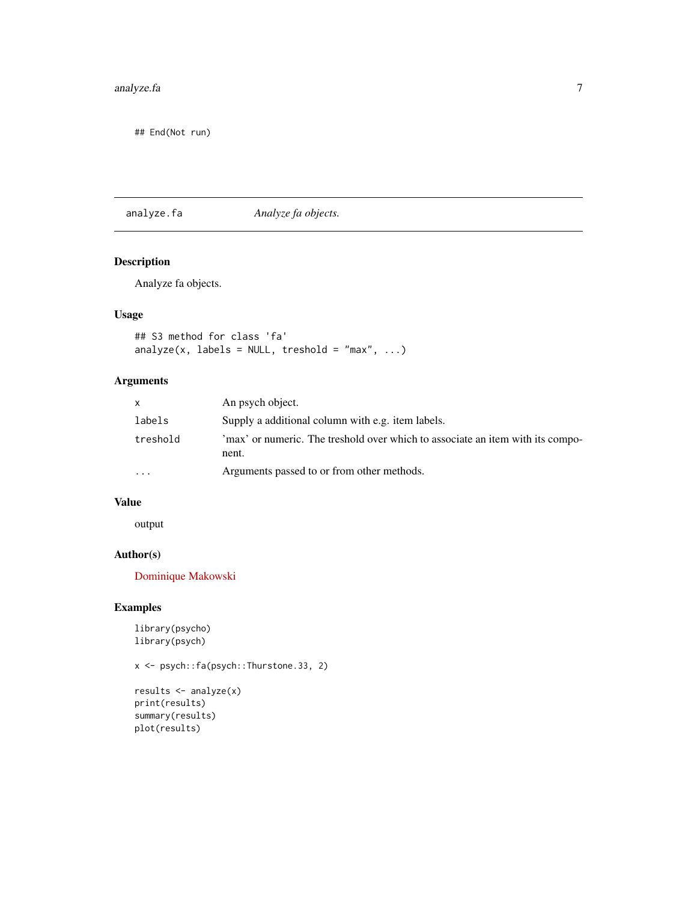```
## End(Not run)
```

## analyze.fa — *Analyze fa objects.*

### Description

Analyze fa objects.

### Usage

```
## S3 method for class 'fa'
analyze(x, labels = NULL, treshold = "max", ...)
```

### Arguments

| | |
|---|---|
| x | An psych object. |
| labels | Supply a additional column with e.g. item labels. |
| treshold | 'max' or numeric. The treshold over which to associate an item with its component. |
| ... | Arguments passed to or from other methods. |

### Value

output

### Author(s)

Dominique Makowski

### Examples

```
library(psycho)
library(psych)

x <- psych::fa(psych::Thurstone.33, 2)

results <- analyze(x)
print(results)
summary(results)
plot(results)
```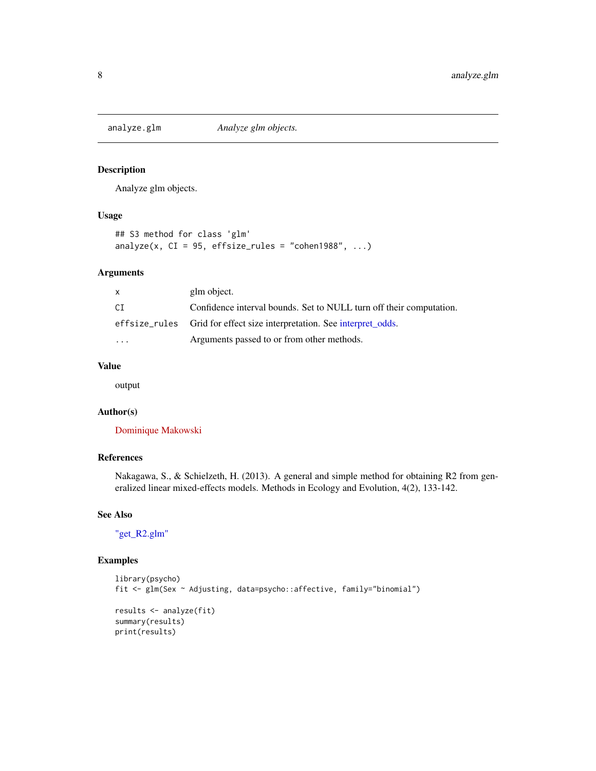## analyze.glm *Analyze glm objects.*

### Description

Analyze glm objects.

### Usage

```
## S3 method for class 'glm'
analyze(x, CI = 95, effsize_rules = "cohen1988", ...)
```

### Arguments

| | |
|---|---|
| x | glm object. |
| CI | Confidence interval bounds. Set to NULL turn off their computation. |
| effsize_rules | Grid for effect size interpretation. See interpret_odds. |
| ... | Arguments passed to or from other methods. |

### Value

output

### Author(s)

Dominique Makowski

### References

Nakagawa, S., & Schielzeth, H. (2013). A general and simple method for obtaining R2 from generalized linear mixed-effects models. Methods in Ecology and Evolution, 4(2), 133-142.

### See Also

"get_R2.glm"

### Examples

```
library(psycho)
fit <- glm(Sex ~ Adjusting, data=psycho::affective, family="binomial")

results <- analyze(fit)
summary(results)
print(results)
```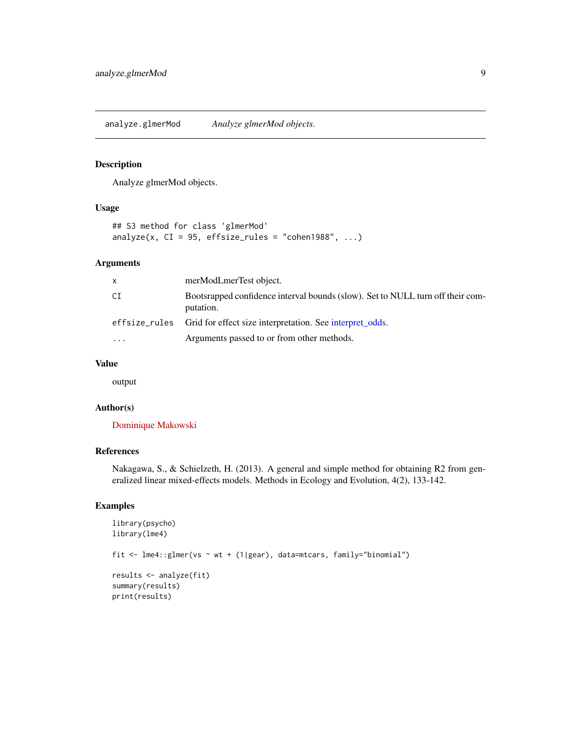# analyze.glmerMod — *Analyze glmerMod objects.*

## Description

Analyze glmerMod objects.

## Usage

```
## S3 method for class 'glmerMod'
analyze(x, CI = 95, effsize_rules = "cohen1988", ...)
```

## Arguments

| | |
|---|---|
| x | merModLmerTest object. |
| CI | Bootsrapped confidence interval bounds (slow). Set to NULL turn off their computation. |
| effsize_rules | Grid for effect size interpretation. See interpret_odds. |
| ... | Arguments passed to or from other methods. |

## Value

output

## Author(s)

Dominique Makowski

## References

Nakagawa, S., & Schielzeth, H. (2013). A general and simple method for obtaining R2 from generalized linear mixed-effects models. Methods in Ecology and Evolution, 4(2), 133-142.

## Examples

```
library(psycho)
library(lme4)

fit <- lme4::glmer(vs ~ wt + (1|gear), data=mtcars, family="binomial")

results <- analyze(fit)
summary(results)
print(results)
```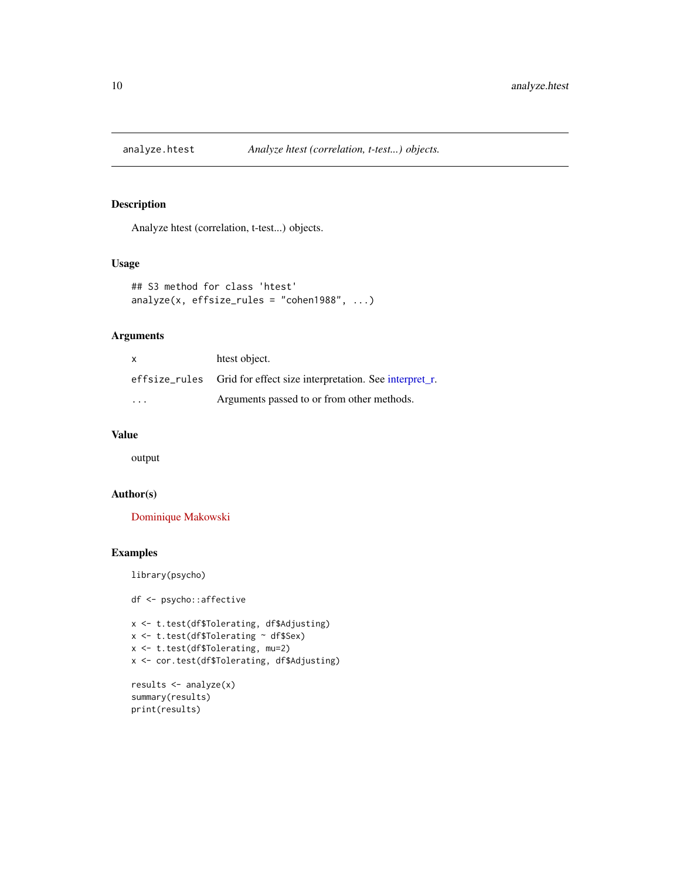# analyze.htest

*Analyze htest (correlation, t-test...) objects.*

## Description

Analyze htest (correlation, t-test...) objects.

## Usage

```
## S3 method for class 'htest'
analyze(x, effsize_rules = "cohen1988", ...)
```

## Arguments

| | |
|---|---|
| `x` | htest object. |
| `effsize_rules` | Grid for effect size interpretation. See interpret_r. |
| `...` | Arguments passed to or from other methods. |

## Value

output

## Author(s)

Dominique Makowski

## Examples

```
library(psycho)

df <- psycho::affective

x <- t.test(df$Tolerating, df$Adjusting)
x <- t.test(df$Tolerating ~ df$Sex)
x <- t.test(df$Tolerating, mu=2)
x <- cor.test(df$Tolerating, df$Adjusting)

results <- analyze(x)
summary(results)
print(results)
```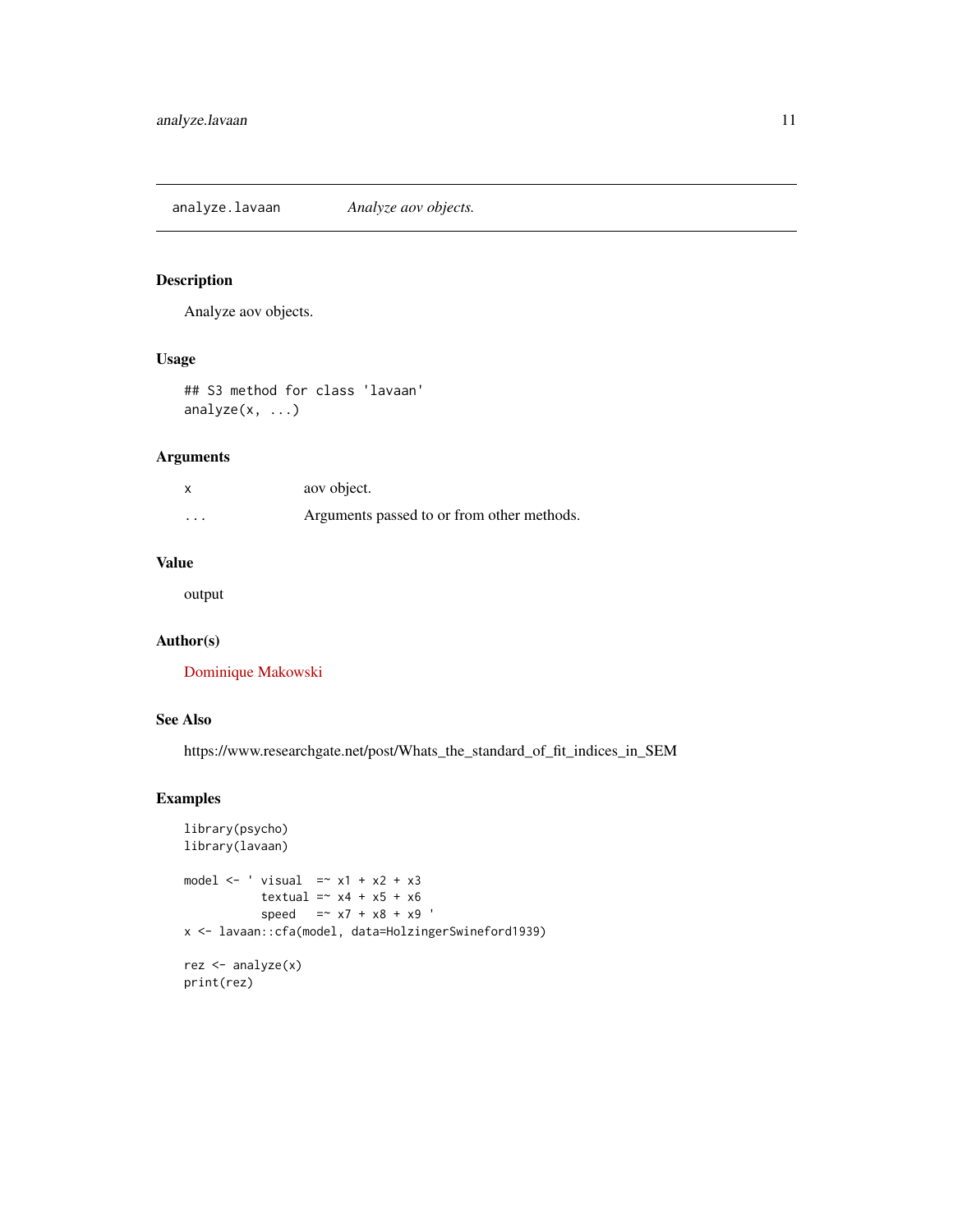## analyze.lavaan — *Analyze aov objects.*

### Description

Analyze aov objects.

### Usage

```
## S3 method for class 'lavaan'
analyze(x, ...)
```

### Arguments

| | |
|---|---|
| x | aov object. |
| ... | Arguments passed to or from other methods. |

### Value

output

### Author(s)

Dominique Makowski

### See Also

https://www.researchgate.net/post/Whats_the_standard_of_fit_indices_in_SEM

### Examples

```
library(psycho)
library(lavaan)

model <- ' visual  =~ x1 + x2 + x3
           textual =~ x4 + x5 + x6
           speed   =~ x7 + x8 + x9 '
x <- lavaan::cfa(model, data=HolzingerSwineford1939)

rez <- analyze(x)
print(rez)
```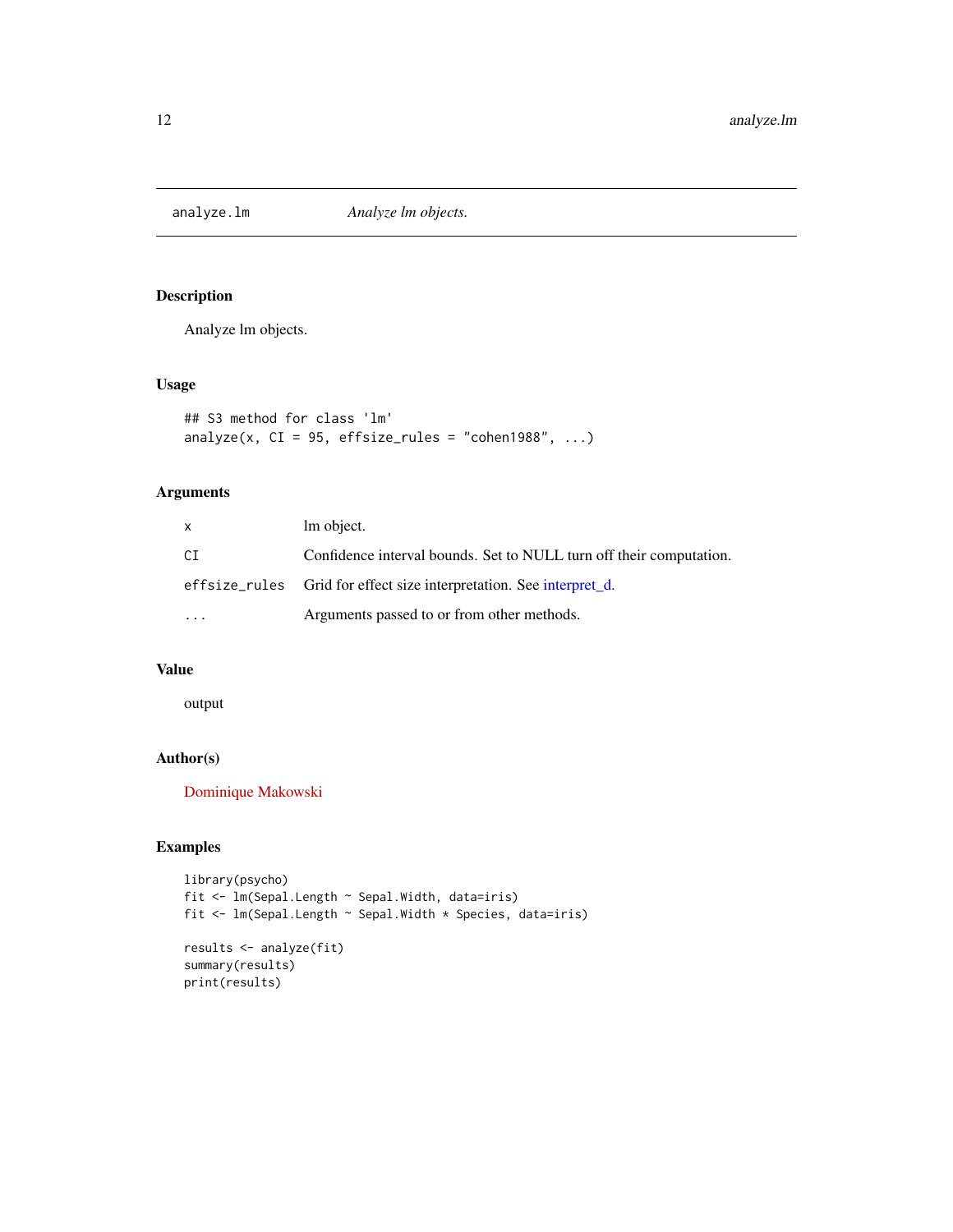## analyze.lm — *Analyze lm objects.*

### Description

Analyze lm objects.

### Usage

```
## S3 method for class 'lm'
analyze(x, CI = 95, effsize_rules = "cohen1988", ...)
```

### Arguments

| | |
|---|---|
| x | lm object. |
| CI | Confidence interval bounds. Set to NULL turn off their computation. |
| effsize_rules | Grid for effect size interpretation. See interpret_d. |
| ... | Arguments passed to or from other methods. |

### Value

output

### Author(s)

Dominique Makowski

### Examples

```
library(psycho)
fit <- lm(Sepal.Length ~ Sepal.Width, data=iris)
fit <- lm(Sepal.Length ~ Sepal.Width * Species, data=iris)

results <- analyze(fit)
summary(results)
print(results)
```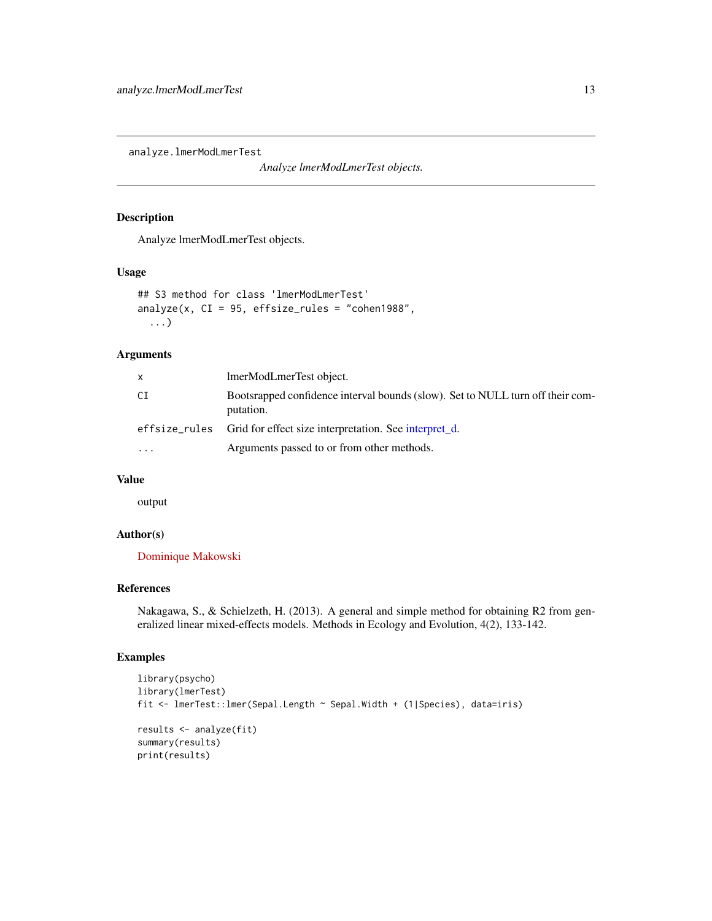`analyze.lmerModLmerTest` *Analyze lmerModLmerTest objects.*

## Description

Analyze lmerModLmerTest objects.

## Usage

```
## S3 method for class 'lmerModLmerTest'
analyze(x, CI = 95, effsize_rules = "cohen1988",
  ...)
```

## Arguments

| | |
|---|---|
| x | lmerModLmerTest object. |
| CI | Bootsrapped confidence interval bounds (slow). Set to NULL turn off their computation. |
| effsize_rules | Grid for effect size interpretation. See interpret_d. |
| ... | Arguments passed to or from other methods. |

## Value

output

## Author(s)

Dominique Makowski

## References

Nakagawa, S., & Schielzeth, H. (2013). A general and simple method for obtaining R2 from generalized linear mixed-effects models. Methods in Ecology and Evolution, 4(2), 133-142.

## Examples

```
library(psycho)
library(lmerTest)
fit <- lmerTest::lmer(Sepal.Length ~ Sepal.Width + (1|Species), data=iris)

results <- analyze(fit)
summary(results)
print(results)
```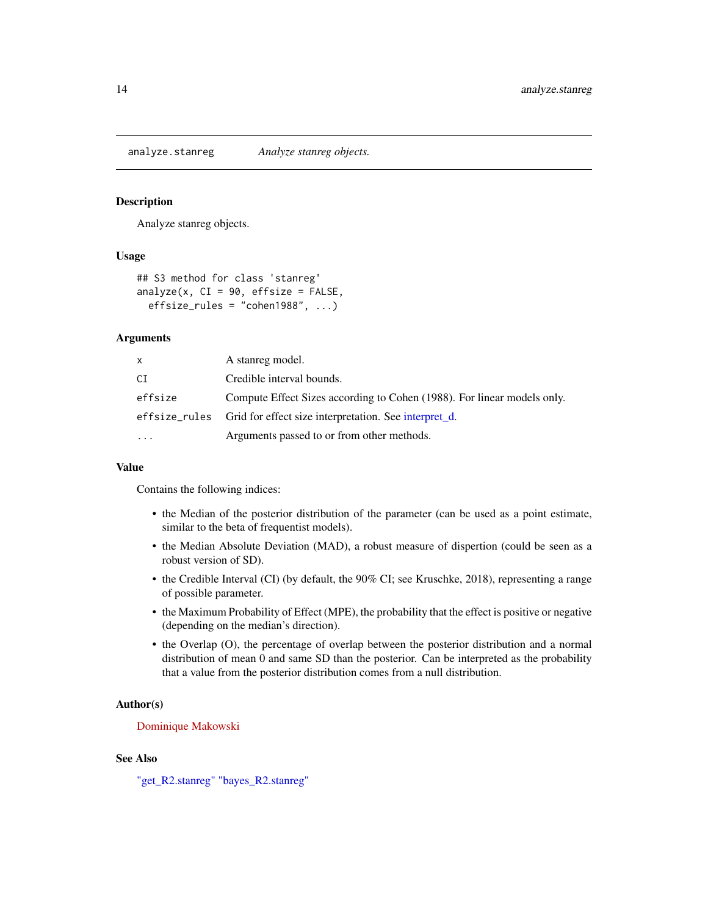## analyze.stanreg *Analyze stanreg objects.*

### Description

Analyze stanreg objects.

### Usage

```
## S3 method for class 'stanreg'
analyze(x, CI = 90, effsize = FALSE,
  effsize_rules = "cohen1988", ...)
```

### Arguments

| | |
|---|---|
| x | A stanreg model. |
| CI | Credible interval bounds. |
| effsize | Compute Effect Sizes according to Cohen (1988). For linear models only. |
| effsize_rules | Grid for effect size interpretation. See interpret_d. |
| ... | Arguments passed to or from other methods. |

### Value

Contains the following indices:

- the Median of the posterior distribution of the parameter (can be used as a point estimate, similar to the beta of frequentist models).
- the Median Absolute Deviation (MAD), a robust measure of dispertion (could be seen as a robust version of SD).
- the Credible Interval (CI) (by default, the 90% CI; see Kruschke, 2018), representing a range of possible parameter.
- the Maximum Probability of Effect (MPE), the probability that the effect is positive or negative (depending on the median's direction).
- the Overlap (O), the percentage of overlap between the posterior distribution and a normal distribution of mean 0 and same SD than the posterior. Can be interpreted as the probability that a value from the posterior distribution comes from a null distribution.

### Author(s)

Dominique Makowski

### See Also

"get_R2.stanreg" "bayes_R2.stanreg"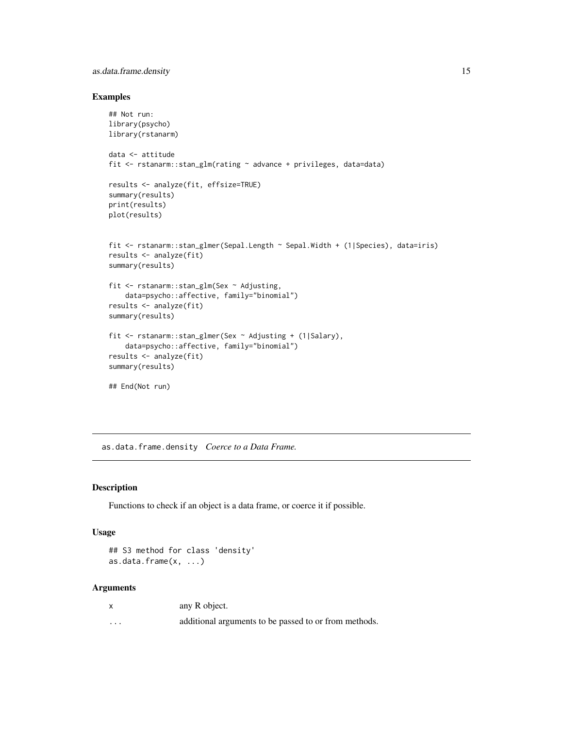## Examples

```
## Not run:
library(psycho)
library(rstanarm)

data <- attitude
fit <- rstanarm::stan_glm(rating ~ advance + privileges, data=data)

results <- analyze(fit, effsize=TRUE)
summary(results)
print(results)
plot(results)


fit <- rstanarm::stan_glmer(Sepal.Length ~ Sepal.Width + (1|Species), data=iris)
results <- analyze(fit)
summary(results)

fit <- rstanarm::stan_glm(Sex ~ Adjusting,
    data=psycho::affective, family="binomial")
results <- analyze(fit)
summary(results)

fit <- rstanarm::stan_glmer(Sex ~ Adjusting + (1|Salary),
    data=psycho::affective, family="binomial")
results <- analyze(fit)
summary(results)

## End(Not run)
```

---

# as.data.frame.density *Coerce to a Data Frame.*

## Description

Functions to check if an object is a data frame, or coerce it if possible.

## Usage

```
## S3 method for class 'density'
as.data.frame(x, ...)
```

## Arguments

| | |
|---|---|
| x | any R object. |
| ... | additional arguments to be passed to or from methods. |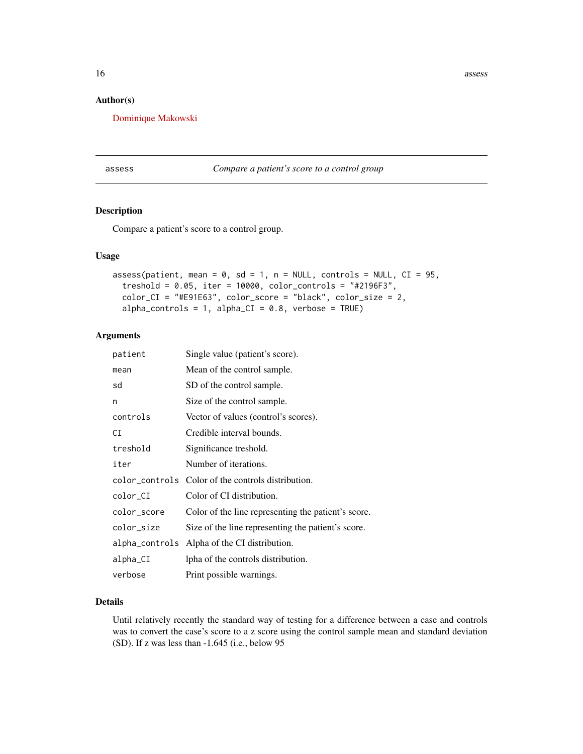## Author(s)

Dominique Makowski

---

`assess` *Compare a patient's score to a control group*

---

## Description

Compare a patient's score to a control group.

## Usage

```
assess(patient, mean = 0, sd = 1, n = NULL, controls = NULL, CI = 95,
  treshold = 0.05, iter = 10000, color_controls = "#2196F3",
  color_CI = "#E91E63", color_score = "black", color_size = 2,
  alpha_controls = 1, alpha_CI = 0.8, verbose = TRUE)
```

## Arguments

| | |
|---|---|
| `patient` | Single value (patient's score). |
| `mean` | Mean of the control sample. |
| `sd` | SD of the control sample. |
| `n` | Size of the control sample. |
| `controls` | Vector of values (control's scores). |
| `CI` | Credible interval bounds. |
| `treshold` | Significance treshold. |
| `iter` | Number of iterations. |
| `color_controls` | Color of the controls distribution. |
| `color_CI` | Color of CI distribution. |
| `color_score` | Color of the line representing the patient's score. |
| `color_size` | Size of the line representing the patient's score. |
| `alpha_controls` | Alpha of the CI distribution. |
| `alpha_CI` | lpha of the controls distribution. |
| `verbose` | Print possible warnings. |

## Details

Until relatively recently the standard way of testing for a difference between a case and controls was to convert the case's score to a z score using the control sample mean and standard deviation (SD). If z was less than -1.645 (i.e., below 95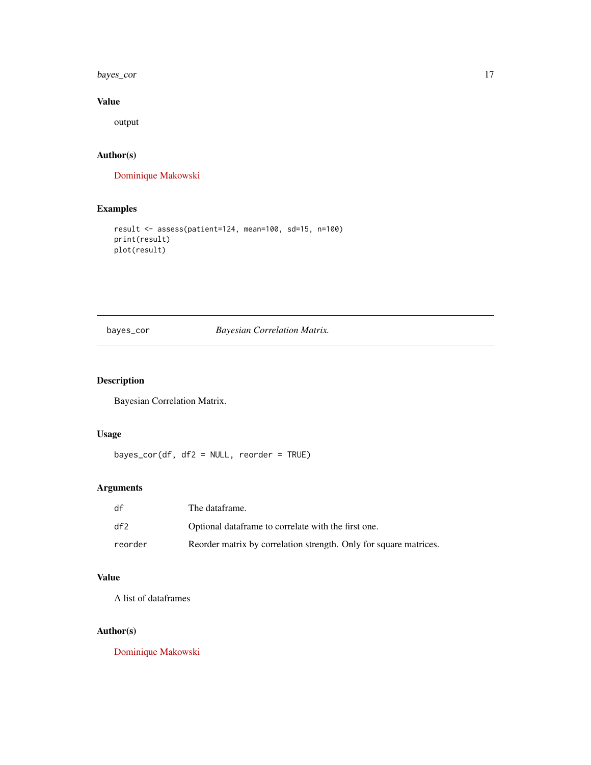### Value

output

### Author(s)

Dominique Makowski

### Examples

```
result <- assess(patient=124, mean=100, sd=15, n=100)
print(result)
plot(result)
```

---

## bayes_cor    *Bayesian Correlation Matrix.*

---

### Description

Bayesian Correlation Matrix.

### Usage

```
bayes_cor(df, df2 = NULL, reorder = TRUE)
```

### Arguments

| | |
|---|---|
| df | The dataframe. |
| df2 | Optional dataframe to correlate with the first one. |
| reorder | Reorder matrix by correlation strength. Only for square matrices. |

### Value

A list of dataframes

### Author(s)

Dominique Makowski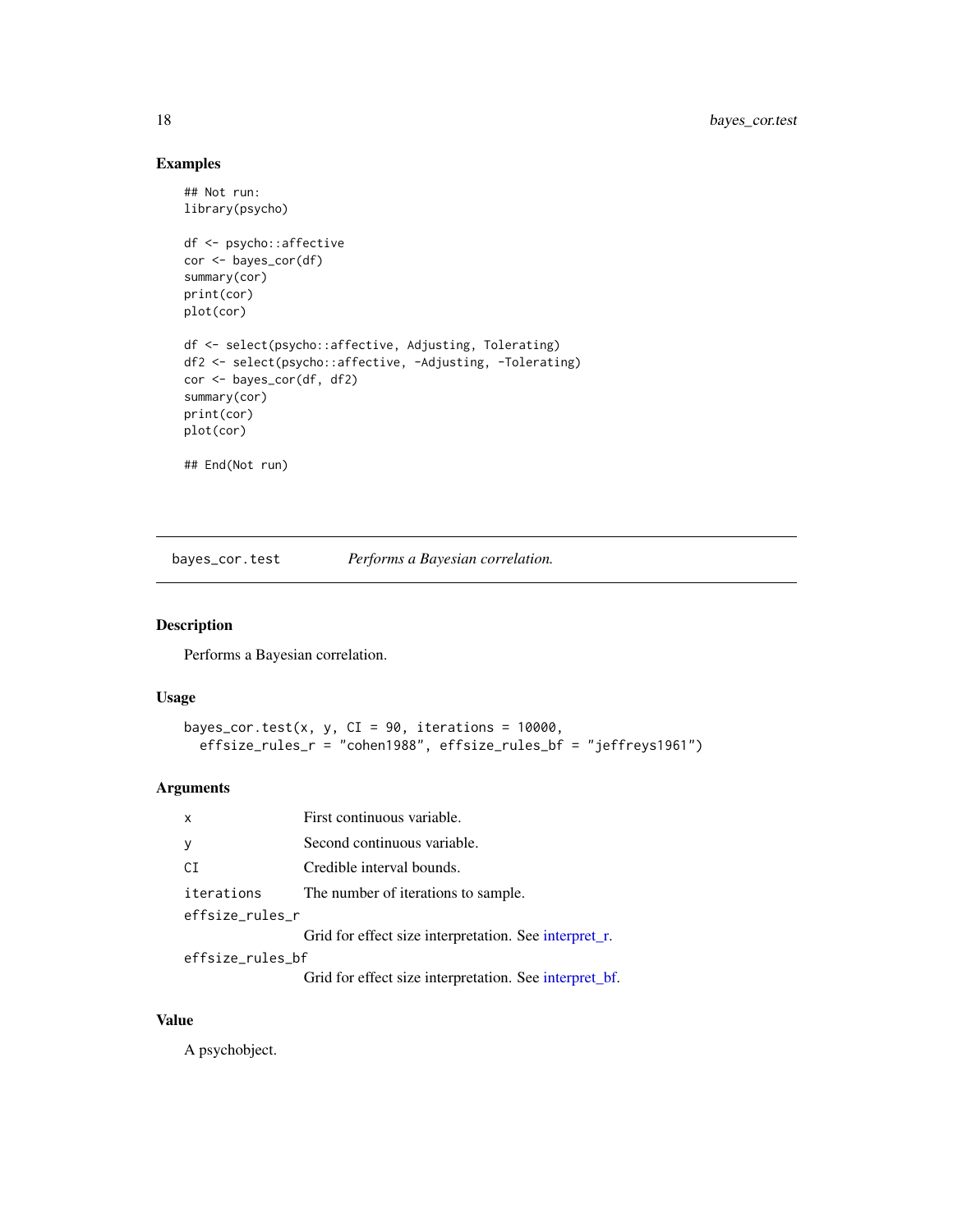## Examples

```
## Not run:
library(psycho)

df <- psycho::affective
cor <- bayes_cor(df)
summary(cor)
print(cor)
plot(cor)

df <- select(psycho::affective, Adjusting, Tolerating)
df2 <- select(psycho::affective, -Adjusting, -Tolerating)
cor <- bayes_cor(df, df2)
summary(cor)
print(cor)
plot(cor)

## End(Not run)
```

---

# bayes_cor.test *Performs a Bayesian correlation.*

---

## Description

Performs a Bayesian correlation.

## Usage

```
bayes_cor.test(x, y, CI = 90, iterations = 10000,
  effsize_rules_r = "cohen1988", effsize_rules_bf = "jeffreys1961")
```

## Arguments

| | |
|---|---|
| x | First continuous variable. |
| y | Second continuous variable. |
| CI | Credible interval bounds. |
| iterations | The number of iterations to sample. |
| effsize_rules_r | Grid for effect size interpretation. See interpret_r. |
| effsize_rules_bf | Grid for effect size interpretation. See interpret_bf. |

## Value

A psychobject.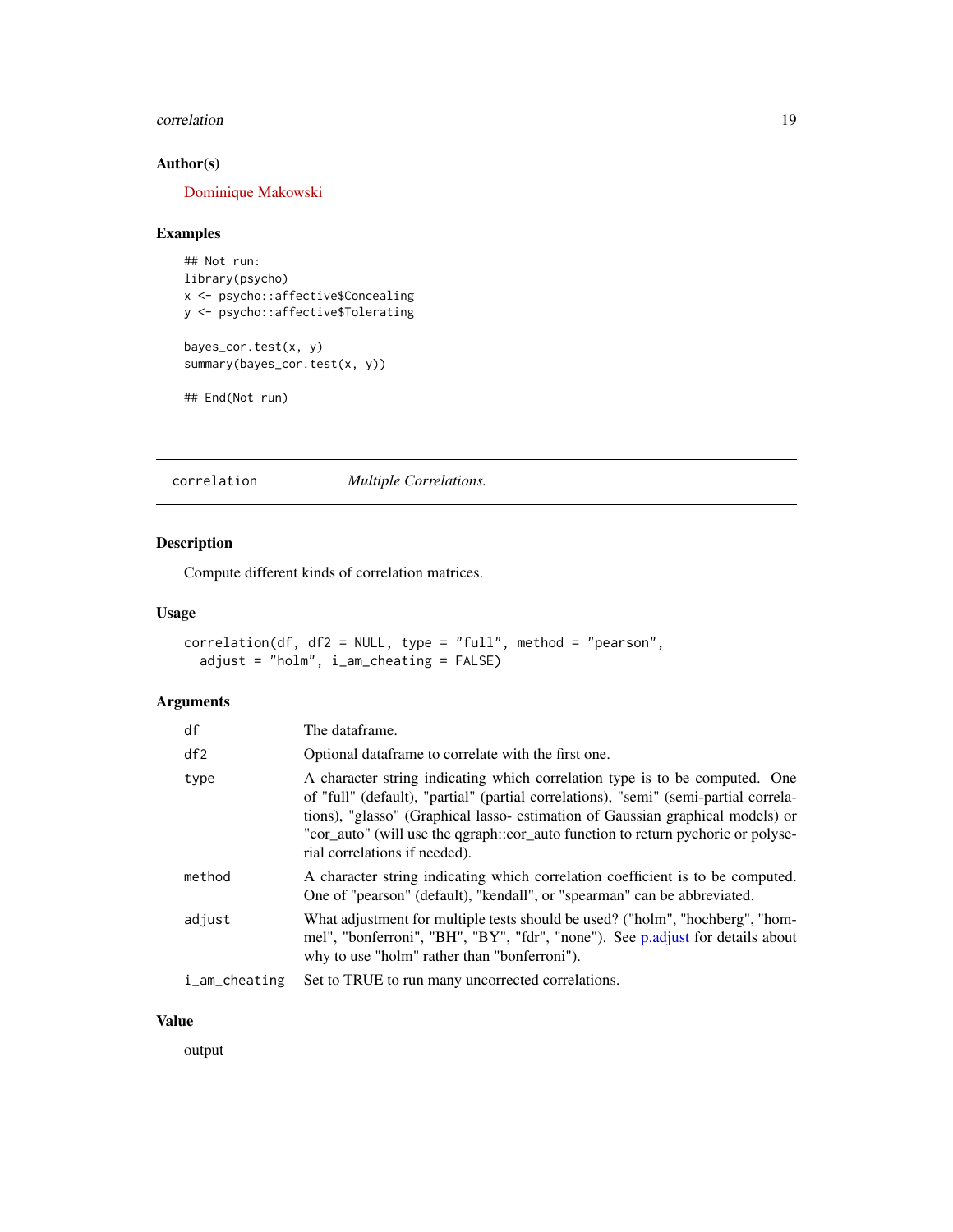### Author(s)

Dominique Makowski

### Examples

```
## Not run:
library(psycho)
x <- psycho::affective$Concealing
y <- psycho::affective$Tolerating

bayes_cor.test(x, y)
summary(bayes_cor.test(x, y))

## End(Not run)
```

---

## correlation — *Multiple Correlations.*

---

### Description

Compute different kinds of correlation matrices.

### Usage

```
correlation(df, df2 = NULL, type = "full", method = "pearson",
  adjust = "holm", i_am_cheating = FALSE)
```

### Arguments

| Argument | Description |
|---|---|
| `df` | The dataframe. |
| `df2` | Optional dataframe to correlate with the first one. |
| `type` | A character string indicating which correlation type is to be computed. One of "full" (default), "partial" (partial correlations), "semi" (semi-partial correlations), "glasso" (Graphical lasso- estimation of Gaussian graphical models) or "cor_auto" (will use the qgraph::cor_auto function to return pychoric or polyserial correlations if needed). |
| `method` | A character string indicating which correlation coefficient is to be computed. One of "pearson" (default), "kendall", or "spearman" can be abbreviated. |
| `adjust` | What adjustment for multiple tests should be used? ("holm", "hochberg", "hommel", "bonferroni", "BH", "BY", "fdr", "none"). See p.adjust for details about why to use "holm" rather than "bonferroni"). |
| `i_am_cheating` | Set to TRUE to run many uncorrected correlations. |

### Value

output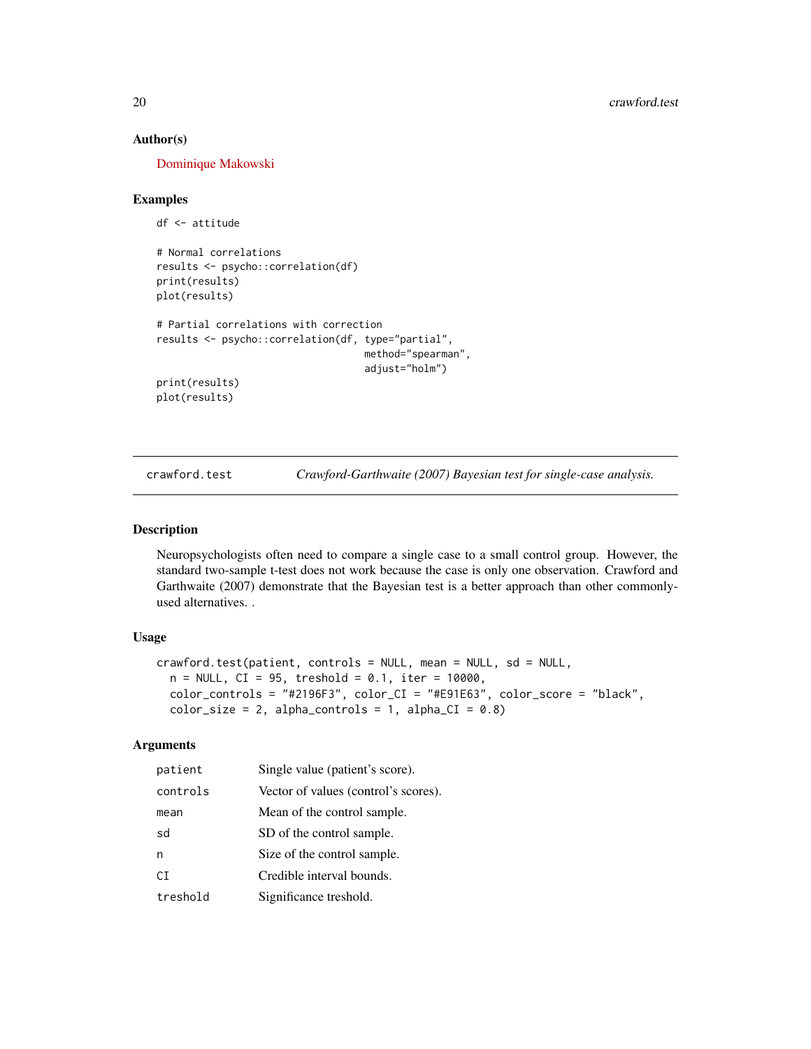### Author(s)

Dominique Makowski

### Examples

```
df <- attitude

# Normal correlations
results <- psycho::correlation(df)
print(results)
plot(results)

# Partial correlations with correction
results <- psycho::correlation(df, type="partial",
                               method="spearman",
                               adjust="holm")
print(results)
plot(results)
```

---

## crawford.test — *Crawford-Garthwaite (2007) Bayesian test for single-case analysis.*

---

### Description

Neuropsychologists often need to compare a single case to a small control group. However, the standard two-sample t-test does not work because the case is only one observation. Crawford and Garthwaite (2007) demonstrate that the Bayesian test is a better approach than other commonly-used alternatives. .

### Usage

```
crawford.test(patient, controls = NULL, mean = NULL, sd = NULL,
  n = NULL, CI = 95, treshold = 0.1, iter = 10000,
  color_controls = "#2196F3", color_CI = "#E91E63", color_score = "black",
  color_size = 2, alpha_controls = 1, alpha_CI = 0.8)
```

### Arguments

| | |
|---|---|
| `patient` | Single value (patient's score). |
| `controls` | Vector of values (control's scores). |
| `mean` | Mean of the control sample. |
| `sd` | SD of the control sample. |
| `n` | Size of the control sample. |
| `CI` | Credible interval bounds. |
| `treshold` | Significance treshold. |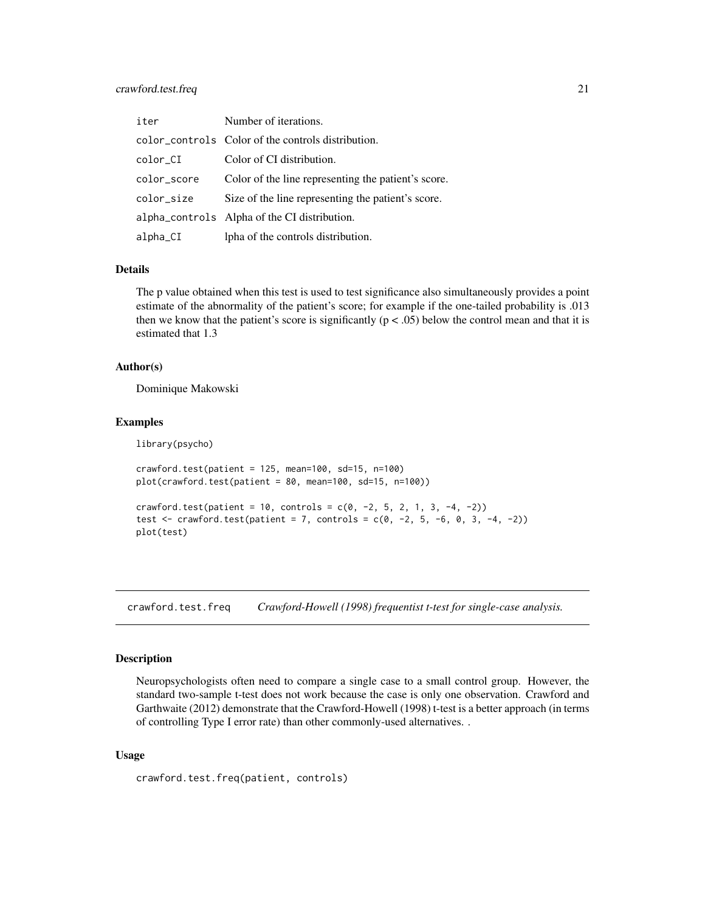| | |
|---|---|
| iter | Number of iterations. |
| color_controls | Color of the controls distribution. |
| color_CI | Color of CI distribution. |
| color_score | Color of the line representing the patient's score. |
| color_size | Size of the line representing the patient's score. |
| alpha_controls | Alpha of the CI distribution. |
| alpha_CI | lpha of the controls distribution. |

### Details

The p value obtained when this test is used to test significance also simultaneously provides a point estimate of the abnormality of the patient's score; for example if the one-tailed probability is .013 then we know that the patient's score is significantly ($p < .05$) below the control mean and that it is estimated that 1.3

### Author(s)

Dominique Makowski

### Examples

```
library(psycho)

crawford.test(patient = 125, mean=100, sd=15, n=100)
plot(crawford.test(patient = 80, mean=100, sd=15, n=100))

crawford.test(patient = 10, controls = c(0, -2, 5, 2, 1, 3, -4, -2))
test <- crawford.test(patient = 7, controls = c(0, -2, 5, -6, 0, 3, -4, -2))
plot(test)
```

---

## crawford.test.freq *Crawford-Howell (1998) frequentist t-test for single-case analysis.*

---

### Description

Neuropsychologists often need to compare a single case to a small control group. However, the standard two-sample t-test does not work because the case is only one observation. Crawford and Garthwaite (2012) demonstrate that the Crawford-Howell (1998) t-test is a better approach (in terms of controlling Type I error rate) than other commonly-used alternatives. .

### Usage

```
crawford.test.freq(patient, controls)
```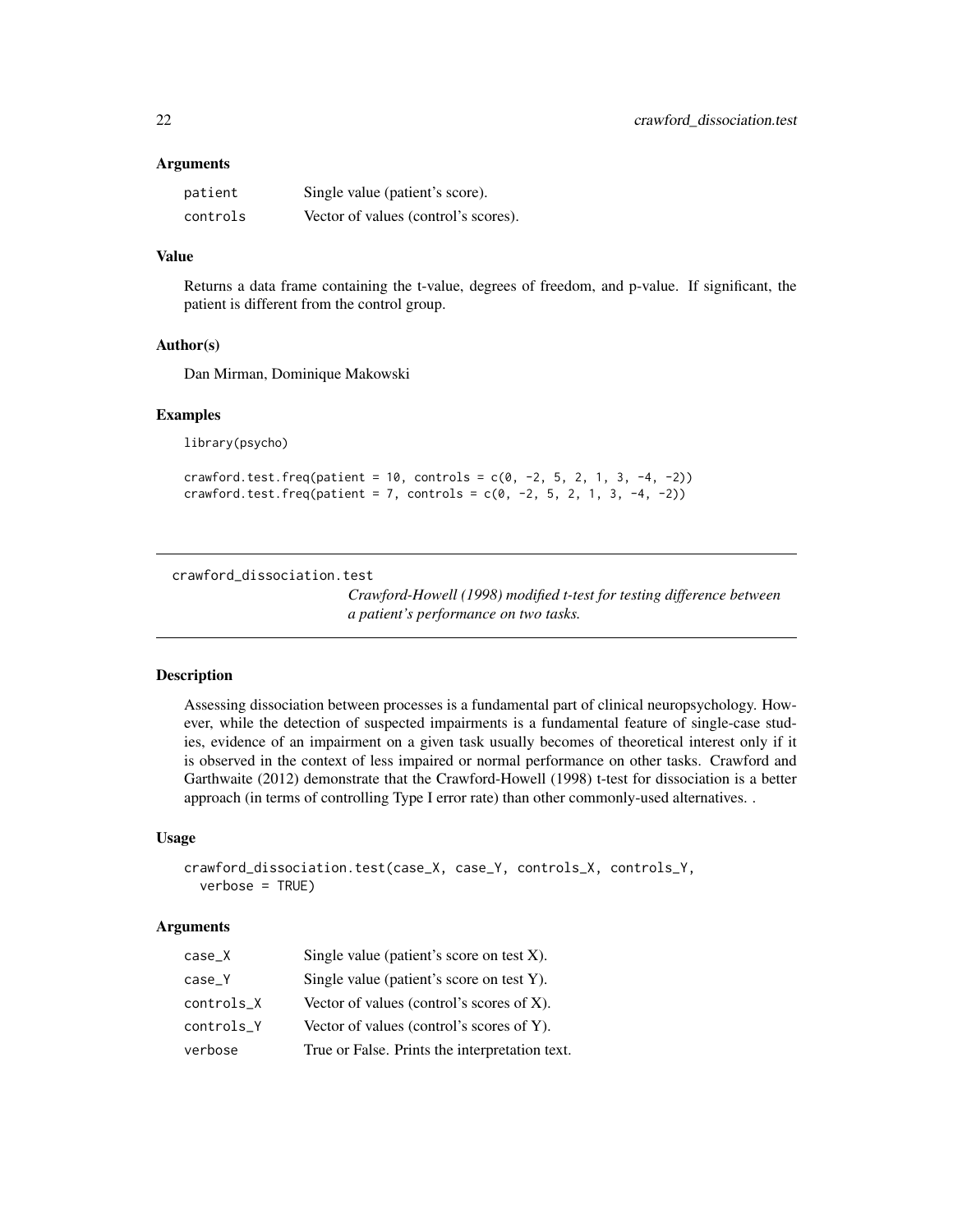### Arguments

| | |
|---|---|
| patient | Single value (patient's score). |
| controls | Vector of values (control's scores). |

### Value

Returns a data frame containing the t-value, degrees of freedom, and p-value. If significant, the patient is different from the control group.

### Author(s)

Dan Mirman, Dominique Makowski

### Examples

```
library(psycho)

crawford.test.freq(patient = 10, controls = c(0, -2, 5, 2, 1, 3, -4, -2))
crawford.test.freq(patient = 7, controls = c(0, -2, 5, 2, 1, 3, -4, -2))
```

---

## crawford_dissociation.test

*Crawford-Howell (1998) modified t-test for testing difference between a patient's performance on two tasks.*

---

### Description

Assessing dissociation between processes is a fundamental part of clinical neuropsychology. However, while the detection of suspected impairments is a fundamental feature of single-case studies, evidence of an impairment on a given task usually becomes of theoretical interest only if it is observed in the context of less impaired or normal performance on other tasks. Crawford and Garthwaite (2012) demonstrate that the Crawford-Howell (1998) t-test for dissociation is a better approach (in terms of controlling Type I error rate) than other commonly-used alternatives. .

### Usage

```
crawford_dissociation.test(case_X, case_Y, controls_X, controls_Y,
  verbose = TRUE)
```

### Arguments

| | |
|---|---|
| case_X | Single value (patient's score on test X). |
| case_Y | Single value (patient's score on test Y). |
| controls_X | Vector of values (control's scores of X). |
| controls_Y | Vector of values (control's scores of Y). |
| verbose | True or False. Prints the interpretation text. |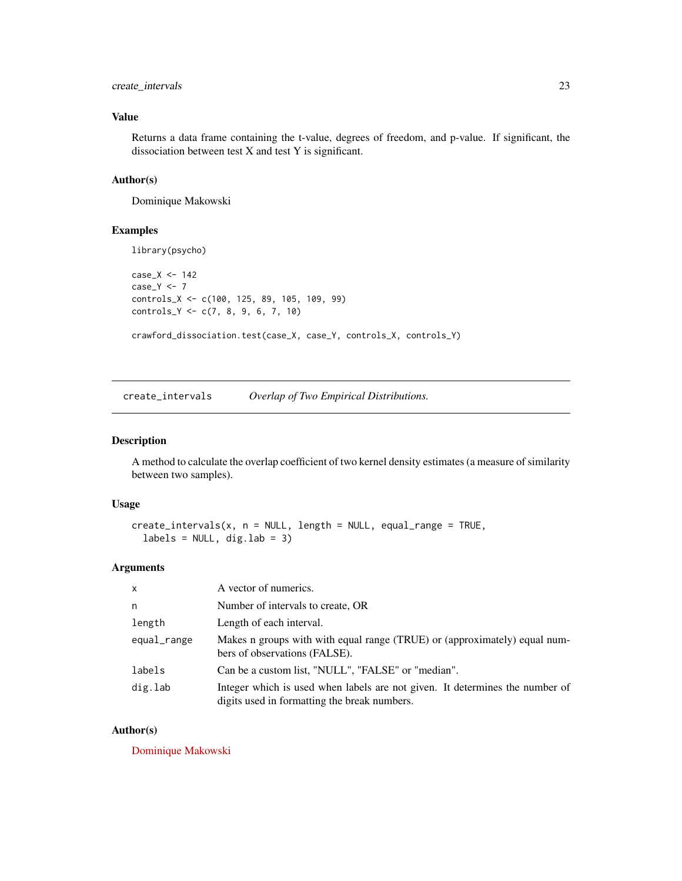### Value

Returns a data frame containing the t-value, degrees of freedom, and p-value. If significant, the dissociation between test X and test Y is significant.

### Author(s)

Dominique Makowski

### Examples

```
library(psycho)

case_X <- 142
case_Y <- 7
controls_X <- c(100, 125, 89, 105, 109, 99)
controls_Y <- c(7, 8, 9, 6, 7, 10)

crawford_dissociation.test(case_X, case_Y, controls_X, controls_Y)
```

---

## create_intervals — *Overlap of Two Empirical Distributions.*

### Description

A method to calculate the overlap coefficient of two kernel density estimates (a measure of similarity between two samples).

### Usage

```
create_intervals(x, n = NULL, length = NULL, equal_range = TRUE,
  labels = NULL, dig.lab = 3)
```

### Arguments

| | |
|---|---|
| x | A vector of numerics. |
| n | Number of intervals to create, OR |
| length | Length of each interval. |
| equal_range | Makes n groups with with equal range (TRUE) or (approximately) equal numbers of observations (FALSE). |
| labels | Can be a custom list, "NULL", "FALSE" or "median". |
| dig.lab | Integer which is used when labels are not given. It determines the number of digits used in formatting the break numbers. |

### Author(s)

Dominique Makowski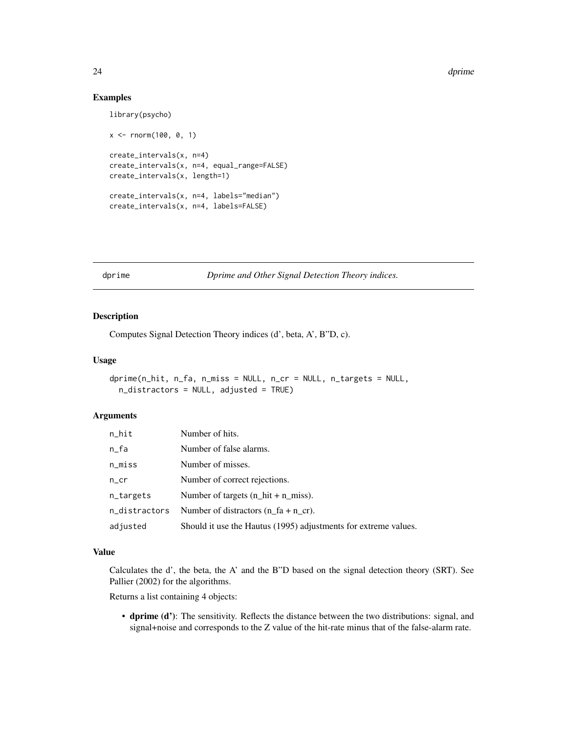## Examples

```
library(psycho)

x <- rnorm(100, 0, 1)

create_intervals(x, n=4)
create_intervals(x, n=4, equal_range=FALSE)
create_intervals(x, length=1)

create_intervals(x, n=4, labels="median")
create_intervals(x, n=4, labels=FALSE)
```

---

# dprime *Dprime and Other Signal Detection Theory indices.*

---

## Description

Computes Signal Detection Theory indices (d', beta, A', B''D, c).

## Usage

```
dprime(n_hit, n_fa, n_miss = NULL, n_cr = NULL, n_targets = NULL,
  n_distractors = NULL, adjusted = TRUE)
```

## Arguments

| | |
|---|---|
| n_hit | Number of hits. |
| n_fa | Number of false alarms. |
| n_miss | Number of misses. |
| n_cr | Number of correct rejections. |
| n_targets | Number of targets (n_hit + n_miss). |
| n_distractors | Number of distractors (n_fa + n_cr). |
| adjusted | Should it use the Hautus (1995) adjustments for extreme values. |

## Value

Calculates the d', the beta, the A' and the B''D based on the signal detection theory (SRT). See Pallier (2002) for the algorithms.

Returns a list containing 4 objects:

- **dprime (d')**: The sensitivity. Reflects the distance between the two distributions: signal, and signal+noise and corresponds to the Z value of the hit-rate minus that of the false-alarm rate.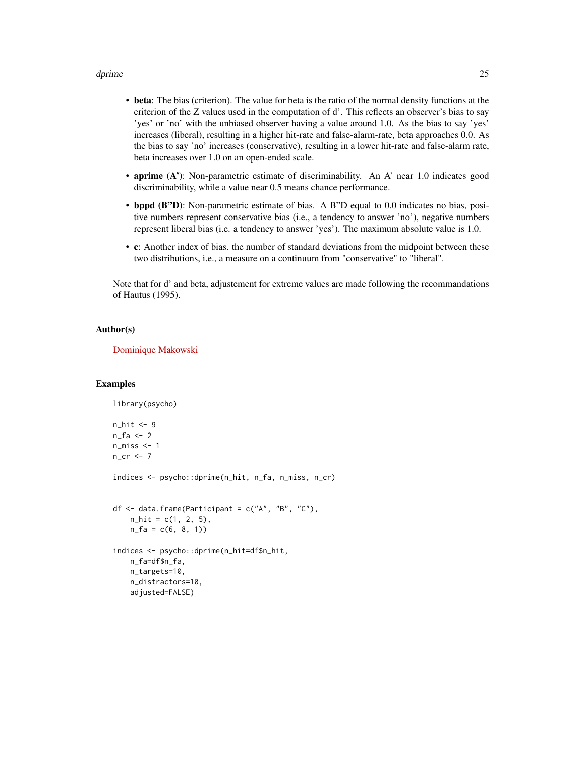- **beta**: The bias (criterion). The value for beta is the ratio of the normal density functions at the criterion of the Z values used in the computation of d'. This reflects an observer's bias to say 'yes' or 'no' with the unbiased observer having a value around 1.0. As the bias to say 'yes' increases (liberal), resulting in a higher hit-rate and false-alarm-rate, beta approaches 0.0. As the bias to say 'no' increases (conservative), resulting in a lower hit-rate and false-alarm rate, beta increases over 1.0 on an open-ended scale.
- **aprime (A')**: Non-parametric estimate of discriminability. An A' near 1.0 indicates good discriminability, while a value near 0.5 means chance performance.
- **bppd (B''D)**: Non-parametric estimate of bias. A B''D equal to 0.0 indicates no bias, positive numbers represent conservative bias (i.e., a tendency to answer 'no'), negative numbers represent liberal bias (i.e. a tendency to answer 'yes'). The maximum absolute value is 1.0.
- **c**: Another index of bias. the number of standard deviations from the midpoint between these two distributions, i.e., a measure on a continuum from "conservative" to "liberal".

Note that for d' and beta, adjustement for extreme values are made following the recommandations of Hautus (1995).

## Author(s)

Dominique Makowski

## Examples

```
library(psycho)

n_hit <- 9
n_fa <- 2
n_miss <- 1
n_cr <- 7

indices <- psycho::dprime(n_hit, n_fa, n_miss, n_cr)


df <- data.frame(Participant = c("A", "B", "C"),
    n_hit = c(1, 2, 5),
    n_fa = c(6, 8, 1))

indices <- psycho::dprime(n_hit=df$n_hit,
    n_fa=df$n_fa,
    n_targets=10,
    n_distractors=10,
    adjusted=FALSE)
```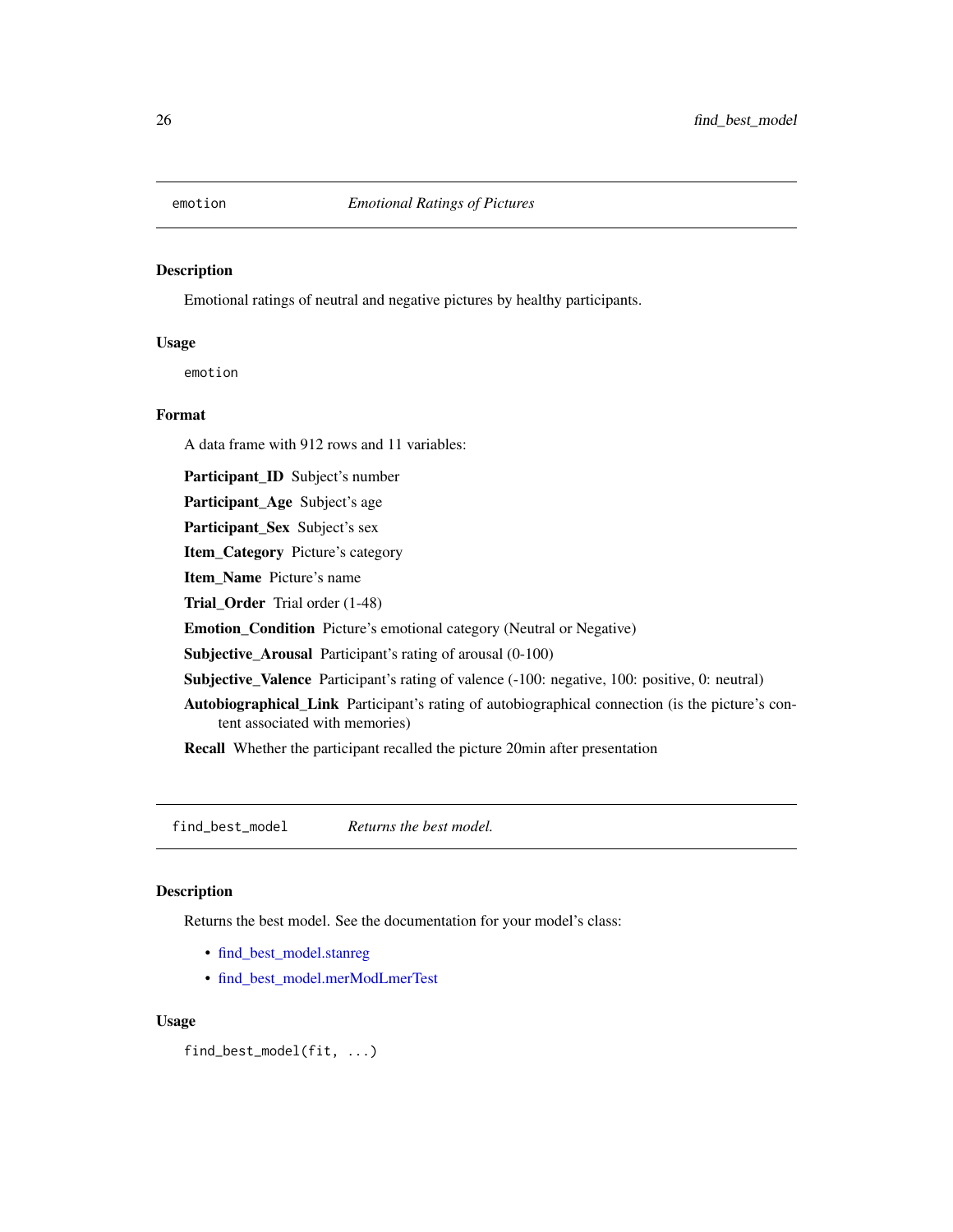## emotion — *Emotional Ratings of Pictures*

### Description

Emotional ratings of neutral and negative pictures by healthy participants.

### Usage

```
emotion
```

### Format

A data frame with 912 rows and 11 variables:

**Participant_ID** Subject's number

**Participant_Age** Subject's age

**Participant_Sex** Subject's sex

**Item_Category** Picture's category

**Item_Name** Picture's name

**Trial_Order** Trial order (1-48)

**Emotion_Condition** Picture's emotional category (Neutral or Negative)

**Subjective_Arousal** Participant's rating of arousal (0-100)

**Subjective_Valence** Participant's rating of valence (-100: negative, 100: positive, 0: neutral)

**Autobiographical_Link** Participant's rating of autobiographical connection (is the picture's content associated with memories)

**Recall** Whether the participant recalled the picture 20min after presentation

## find_best_model — *Returns the best model.*

### Description

Returns the best model. See the documentation for your model's class:

- find_best_model.stanreg
- find_best_model.merModLmerTest

### Usage

```
find_best_model(fit, ...)
```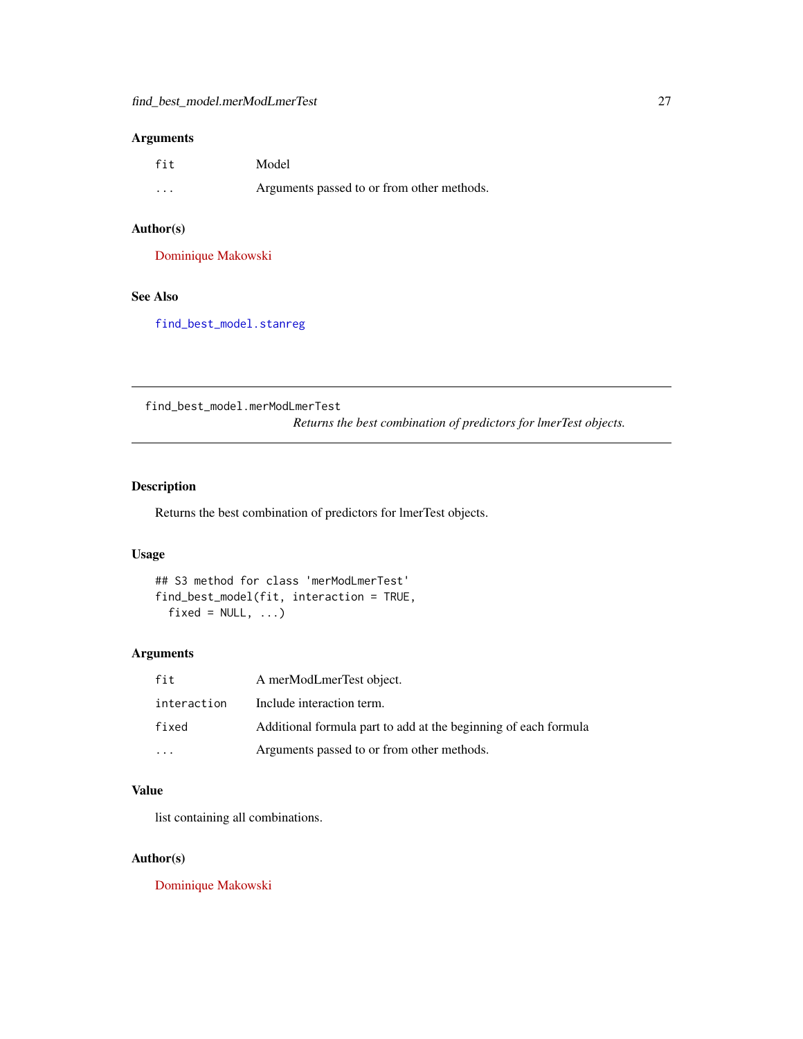### Arguments

| | |
|---|---|
| `fit` | Model |
| `...` | Arguments passed to or from other methods. |

### Author(s)

Dominique Makowski

### See Also

`find_best_model.stanreg`

---

## find_best_model.merModLmerTest

*Returns the best combination of predictors for lmerTest objects.*

---

### Description

Returns the best combination of predictors for lmerTest objects.

### Usage

```
## S3 method for class 'merModLmerTest'
find_best_model(fit, interaction = TRUE,
  fixed = NULL, ...)
```

### Arguments

| | |
|---|---|
| `fit` | A merModLmerTest object. |
| `interaction` | Include interaction term. |
| `fixed` | Additional formula part to add at the beginning of each formula |
| `...` | Arguments passed to or from other methods. |

### Value

list containing all combinations.

### Author(s)

Dominique Makowski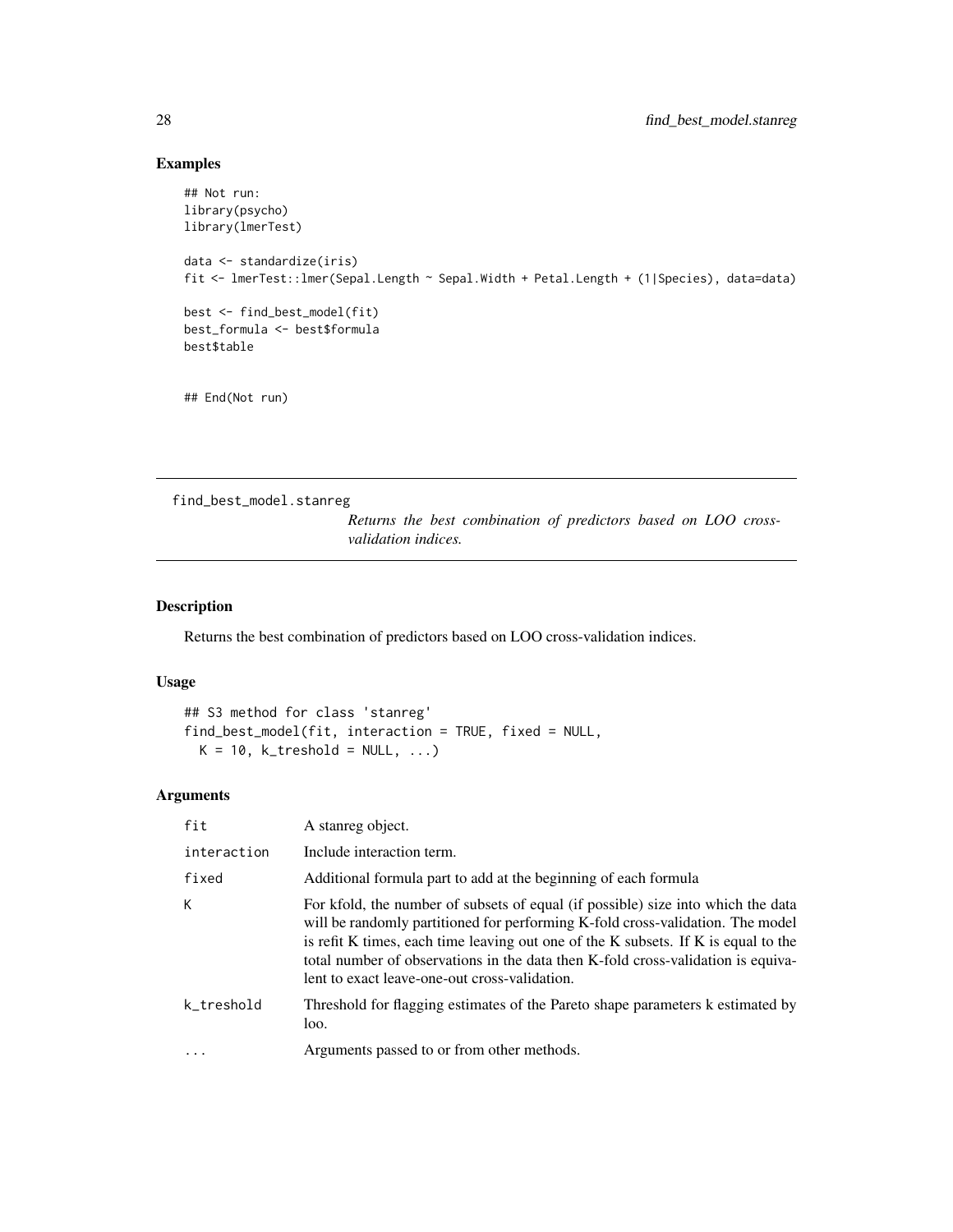## Examples

```
## Not run:
library(psycho)
library(lmerTest)

data <- standardize(iris)
fit <- lmerTest::lmer(Sepal.Length ~ Sepal.Width + Petal.Length + (1|Species), data=data)

best <- find_best_model(fit)
best_formula <- best$formula
best$table


## End(Not run)
```

---

`find_best_model.stanreg`

*Returns the best combination of predictors based on LOO cross-validation indices.*

---

## Description

Returns the best combination of predictors based on LOO cross-validation indices.

## Usage

```
## S3 method for class 'stanreg'
find_best_model(fit, interaction = TRUE, fixed = NULL,
  K = 10, k_treshold = NULL, ...)
```

## Arguments

| | |
|---|---|
| `fit` | A stanreg object. |
| `interaction` | Include interaction term. |
| `fixed` | Additional formula part to add at the beginning of each formula |
| `K` | For kfold, the number of subsets of equal (if possible) size into which the data will be randomly partitioned for performing K-fold cross-validation. The model is refit K times, each time leaving out one of the K subsets. If K is equal to the total number of observations in the data then K-fold cross-validation is equivalent to exact leave-one-out cross-validation. |
| `k_treshold` | Threshold for flagging estimates of the Pareto shape parameters k estimated by loo. |
| `...` | Arguments passed to or from other methods. |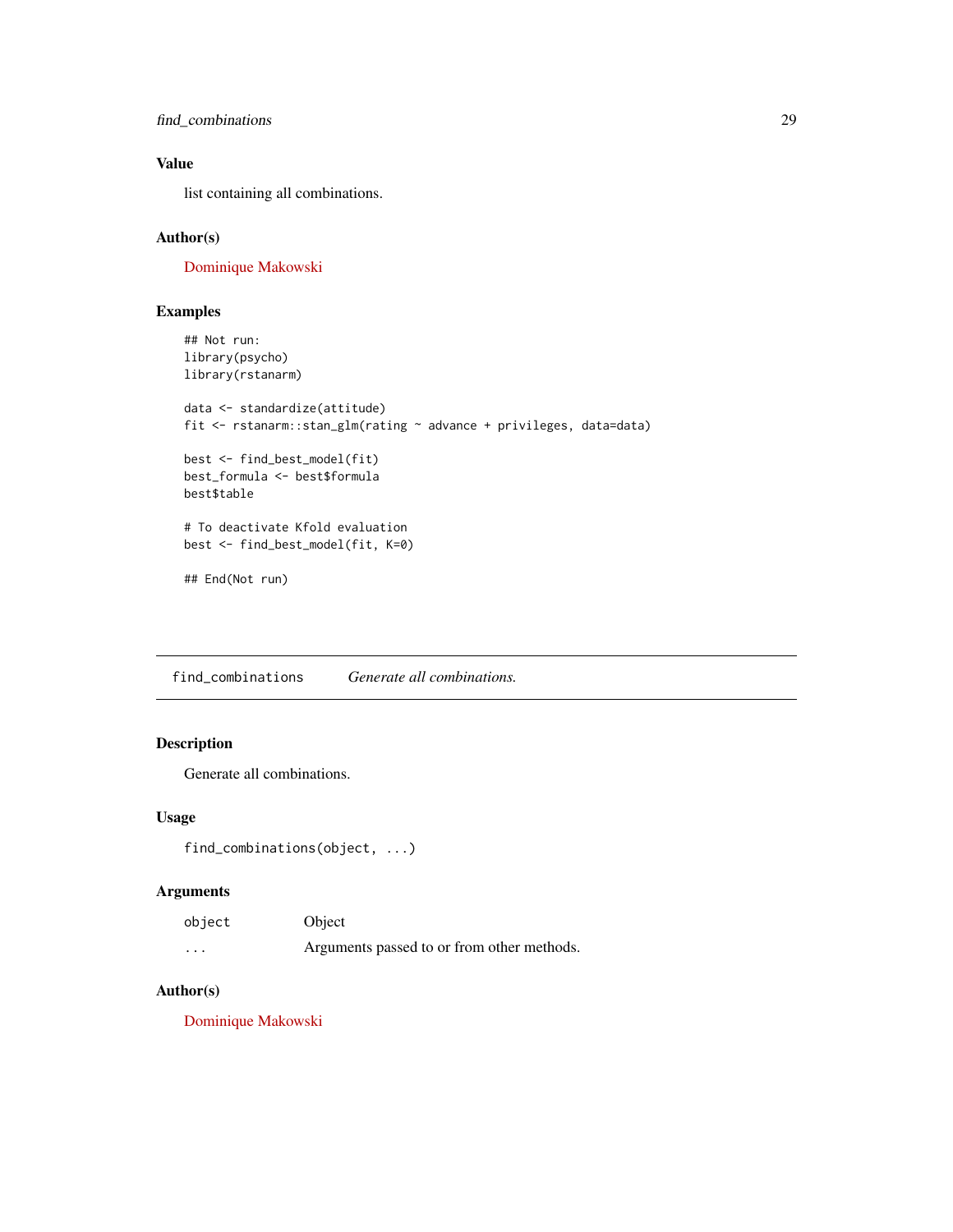### Value

list containing all combinations.

### Author(s)

Dominique Makowski

### Examples

```
## Not run:
library(psycho)
library(rstanarm)

data <- standardize(attitude)
fit <- rstanarm::stan_glm(rating ~ advance + privileges, data=data)

best <- find_best_model(fit)
best_formula <- best$formula
best$table

# To deactivate Kfold evaluation
best <- find_best_model(fit, K=0)

## End(Not run)
```

---

## find_combinations — *Generate all combinations.*

---

### Description

Generate all combinations.

### Usage

```
find_combinations(object, ...)
```

### Arguments

| | |
|---|---|
| object | Object |
| ... | Arguments passed to or from other methods. |

### Author(s)

Dominique Makowski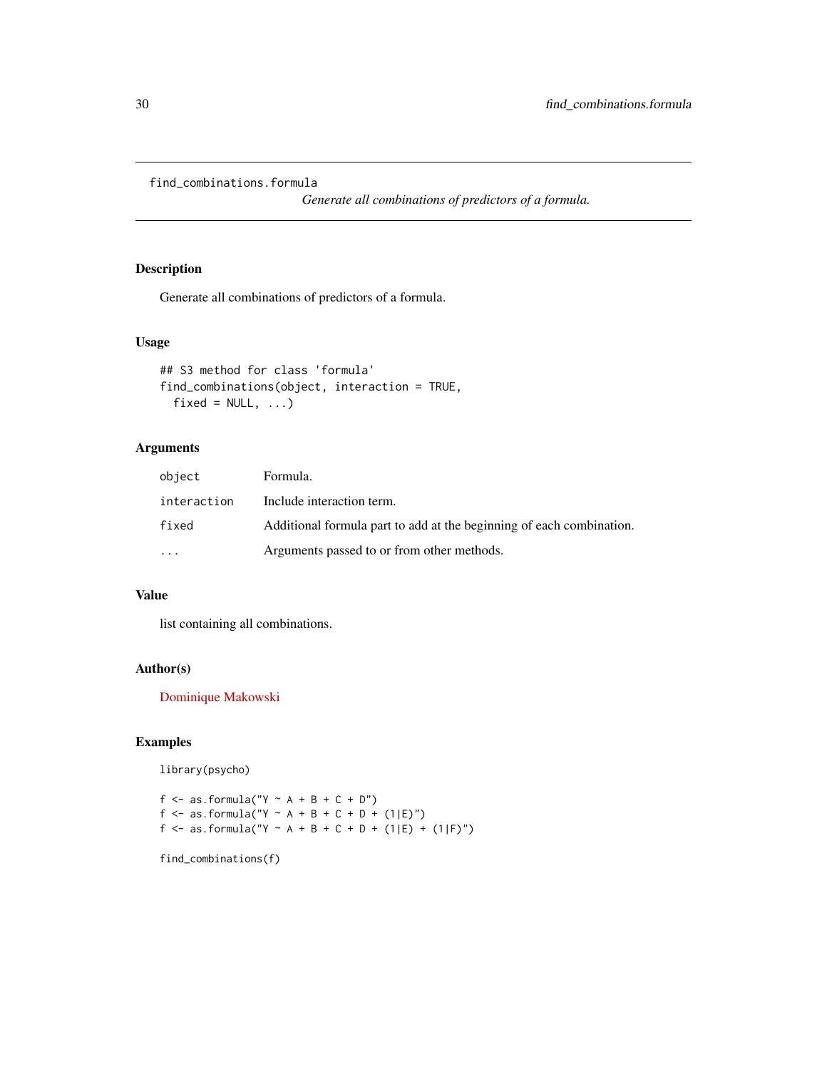# find_combinations.formula

*Generate all combinations of predictors of a formula.*

## Description

Generate all combinations of predictors of a formula.

## Usage

```
## S3 method for class 'formula'
find_combinations(object, interaction = TRUE,
  fixed = NULL, ...)
```

## Arguments

| | |
|---|---|
| object | Formula. |
| interaction | Include interaction term. |
| fixed | Additional formula part to add at the beginning of each combination. |
| ... | Arguments passed to or from other methods. |

## Value

list containing all combinations.

## Author(s)

Dominique Makowski

## Examples

```
library(psycho)

f <- as.formula("Y ~ A + B + C + D")
f <- as.formula("Y ~ A + B + C + D + (1|E)")
f <- as.formula("Y ~ A + B + C + D + (1|E) + (1|F)")

find_combinations(f)
```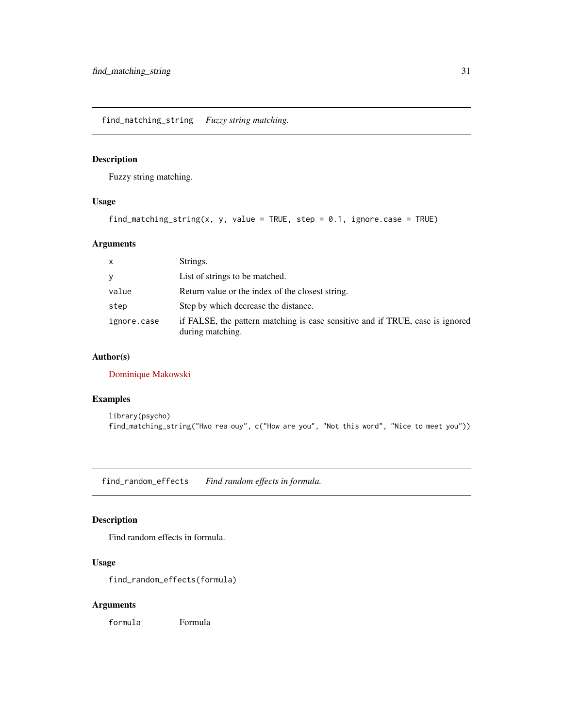## find_matching_string    *Fuzzy string matching.*

### Description

Fuzzy string matching.

### Usage

```
find_matching_string(x, y, value = TRUE, step = 0.1, ignore.case = TRUE)
```

### Arguments

| | |
|---|---|
| `x` | Strings. |
| `y` | List of strings to be matched. |
| `value` | Return value or the index of the closest string. |
| `step` | Step by which decrease the distance. |
| `ignore.case` | if FALSE, the pattern matching is case sensitive and if TRUE, case is ignored during matching. |

### Author(s)

Dominique Makowski

### Examples

```
library(psycho)
find_matching_string("Hwo rea ouy", c("How are you", "Not this word", "Nice to meet you"))
```

## find_random_effects    *Find random effects in formula.*

### Description

Find random effects in formula.

### Usage

```
find_random_effects(formula)
```

### Arguments

| | |
|---|---|
| `formula` | Formula |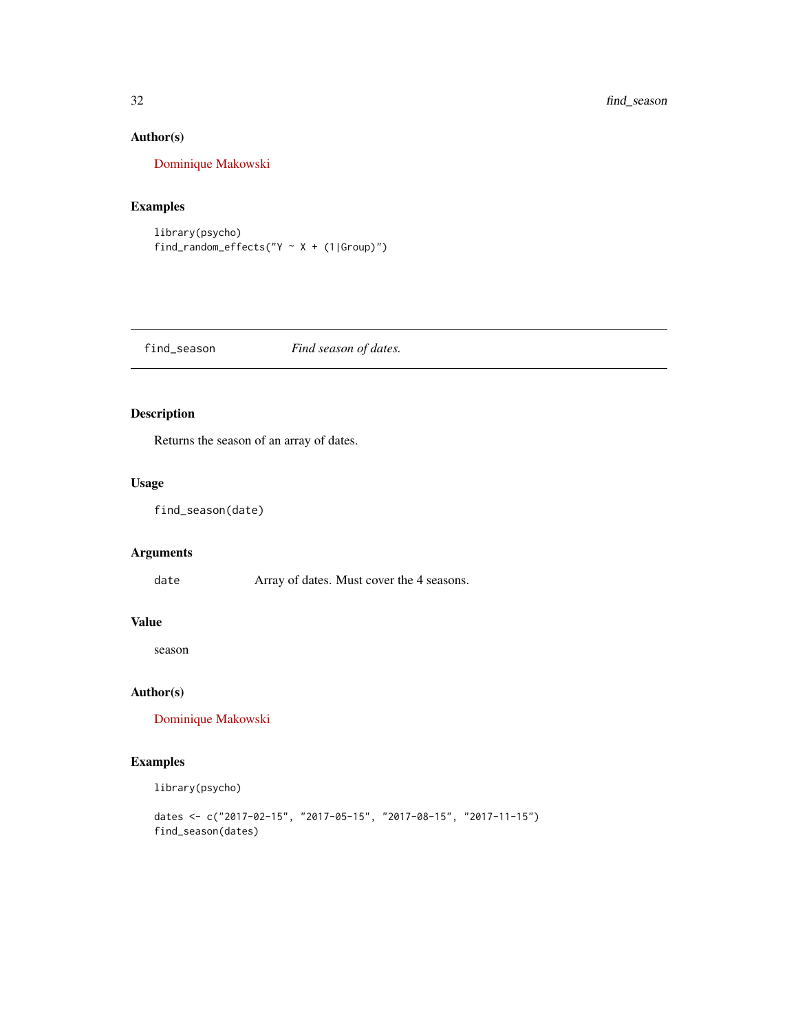### Author(s)

Dominique Makowski

### Examples

```
library(psycho)
find_random_effects("Y ~ X + (1|Group)")
```

---

## find_season    *Find season of dates.*

---

### Description

Returns the season of an array of dates.

### Usage

```
find_season(date)
```

### Arguments

| | |
|---|---|
| date | Array of dates. Must cover the 4 seasons. |

### Value

season

### Author(s)

Dominique Makowski

### Examples

```
library(psycho)

dates <- c("2017-02-15", "2017-05-15", "2017-08-15", "2017-11-15")
find_season(dates)
```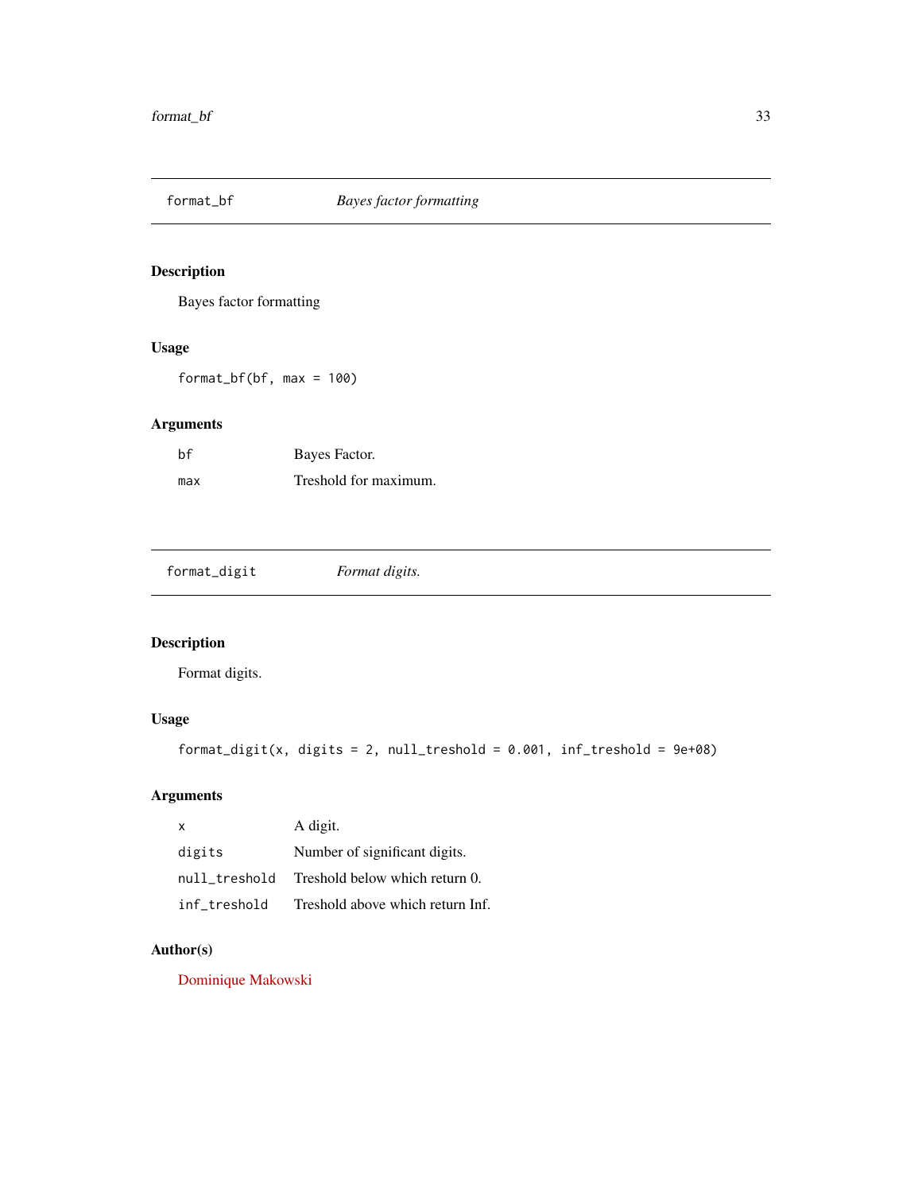## format_bf — *Bayes factor formatting*

### Description

Bayes factor formatting

### Usage

```
format_bf(bf, max = 100)
```

### Arguments

| | |
|---|---|
| bf | Bayes Factor. |
| max | Treshold for maximum. |

## format_digit — *Format digits.*

### Description

Format digits.

### Usage

```
format_digit(x, digits = 2, null_treshold = 0.001, inf_treshold = 9e+08)
```

### Arguments

| | |
|---|---|
| x | A digit. |
| digits | Number of significant digits. |
| null_treshold | Treshold below which return 0. |
| inf_treshold | Treshold above which return Inf. |

### Author(s)

Dominique Makowski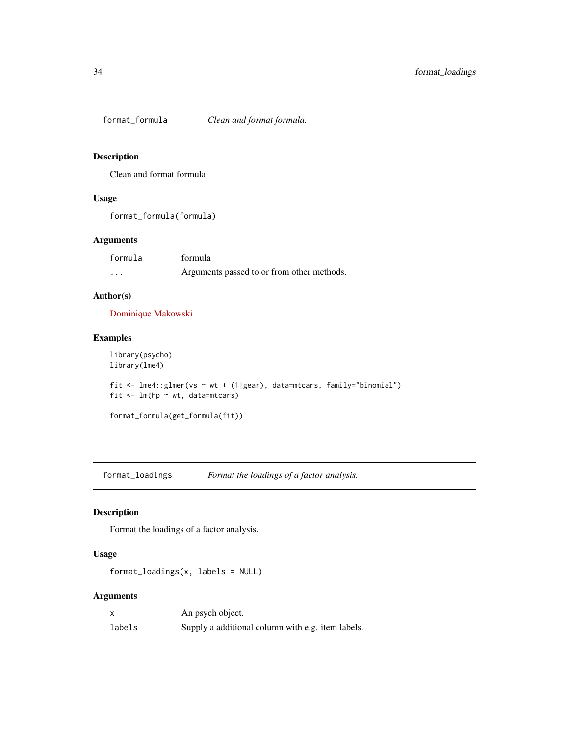## format_formula *Clean and format formula.*

### Description

Clean and format formula.

### Usage

```
format_formula(formula)
```

### Arguments

| | |
|---|---|
| formula | formula |
| ... | Arguments passed to or from other methods. |

### Author(s)

Dominique Makowski

### Examples

```
library(psycho)
library(lme4)

fit <- lme4::glmer(vs ~ wt + (1|gear), data=mtcars, family="binomial")
fit <- lm(hp ~ wt, data=mtcars)

format_formula(get_formula(fit))
```

## format_loadings *Format the loadings of a factor analysis.*

### Description

Format the loadings of a factor analysis.

### Usage

```
format_loadings(x, labels = NULL)
```

### Arguments

| | |
|---|---|
| x | An psych object. |
| labels | Supply a additional column with e.g. item labels. |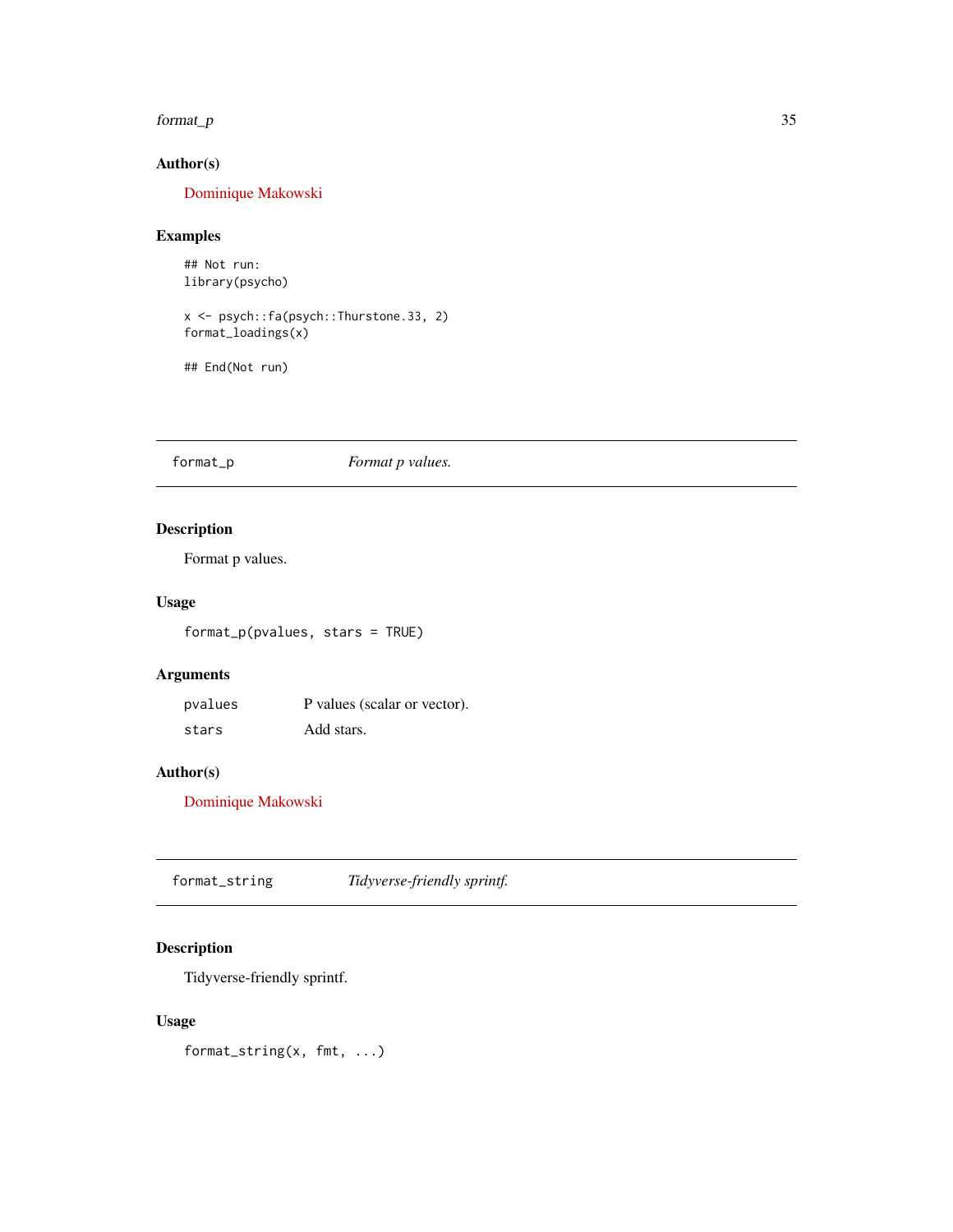### Author(s)

Dominique Makowski

### Examples

```
## Not run:
library(psycho)

x <- psych::fa(psych::Thurstone.33, 2)
format_loadings(x)

## End(Not run)
```

---

## format_p — *Format p values.*

### Description

Format p values.

### Usage

```
format_p(pvalues, stars = TRUE)
```

### Arguments

| | |
|---|---|
| pvalues | P values (scalar or vector). |
| stars | Add stars. |

### Author(s)

Dominique Makowski

---

## format_string — *Tidyverse-friendly sprintf.*

### Description

Tidyverse-friendly sprintf.

### Usage

```
format_string(x, fmt, ...)
```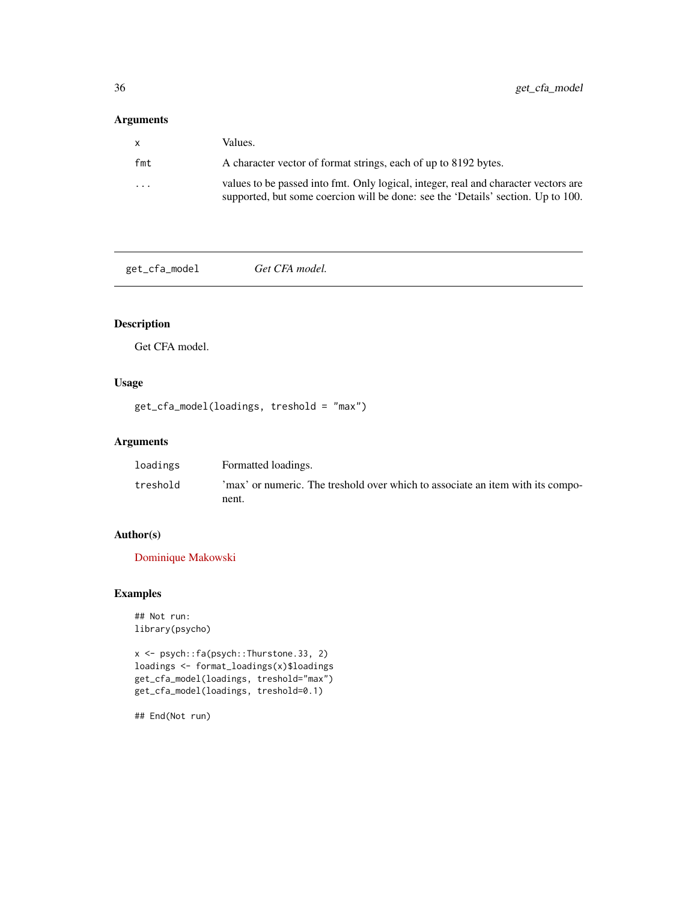## Arguments

| | |
|---|---|
| x | Values. |
| fmt | A character vector of format strings, each of up to 8192 bytes. |
| ... | values to be passed into fmt. Only logical, integer, real and character vectors are supported, but some coercion will be done: see the 'Details' section. Up to 100. |

---

# get_cfa_model    *Get CFA model.*

---

## Description

Get CFA model.

## Usage

```
get_cfa_model(loadings, treshold = "max")
```

## Arguments

| | |
|---|---|
| loadings | Formatted loadings. |
| treshold | 'max' or numeric. The treshold over which to associate an item with its component. |

## Author(s)

Dominique Makowski

## Examples

```
## Not run:
library(psycho)

x <- psych::fa(psych::Thurstone.33, 2)
loadings <- format_loadings(x)$loadings
get_cfa_model(loadings, treshold="max")
get_cfa_model(loadings, treshold=0.1)

## End(Not run)
```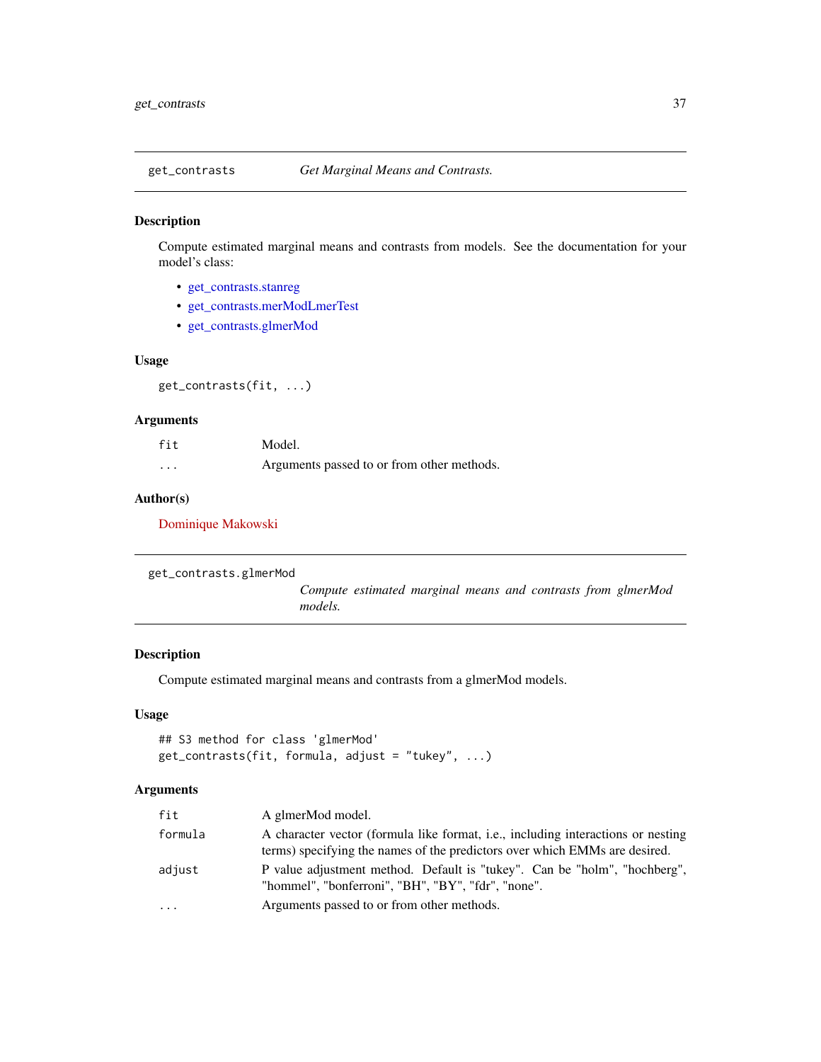## get_contrasts — *Get Marginal Means and Contrasts.*

### Description

Compute estimated marginal means and contrasts from models. See the documentation for your model's class:

- get_contrasts.stanreg
- get_contrasts.merModLmerTest
- get_contrasts.glmerMod

### Usage

```
get_contrasts(fit, ...)
```

### Arguments

| | |
|---|---|
| fit | Model. |
| ... | Arguments passed to or from other methods. |

### Author(s)

Dominique Makowski

## get_contrasts.glmerMod — *Compute estimated marginal means and contrasts from glmerMod models.*

### Description

Compute estimated marginal means and contrasts from a glmerMod models.

### Usage

```
## S3 method for class 'glmerMod'
get_contrasts(fit, formula, adjust = "tukey", ...)
```

### Arguments

| | |
|---|---|
| fit | A glmerMod model. |
| formula | A character vector (formula like format, i.e., including interactions or nesting terms) specifying the names of the predictors over which EMMs are desired. |
| adjust | P value adjustment method. Default is "tukey". Can be "holm", "hochberg", "hommel", "bonferroni", "BH", "BY", "fdr", "none". |
| ... | Arguments passed to or from other methods. |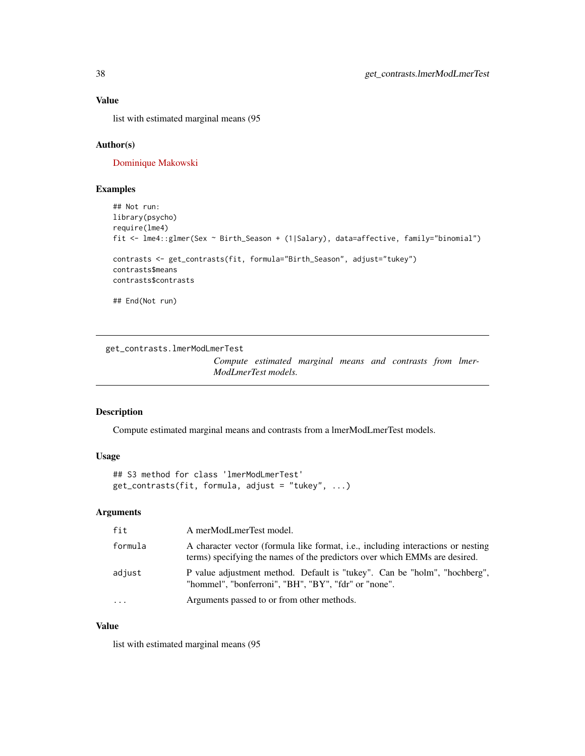### Value

list with estimated marginal means (95

### Author(s)

Dominique Makowski

### Examples

```
## Not run:
library(psycho)
require(lme4)
fit <- lme4::glmer(Sex ~ Birth_Season + (1|Salary), data=affective, family="binomial")

contrasts <- get_contrasts(fit, formula="Birth_Season", adjust="tukey")
contrasts$means
contrasts$contrasts

## End(Not run)
```

---

## get_contrasts.lmerModLmerTest

*Compute estimated marginal means and contrasts from lmerModLmerTest models.*

---

### Description

Compute estimated marginal means and contrasts from a lmerModLmerTest models.

### Usage

```
## S3 method for class 'lmerModLmerTest'
get_contrasts(fit, formula, adjust = "tukey", ...)
```

### Arguments

| | |
|---|---|
| `fit` | A merModLmerTest model. |
| `formula` | A character vector (formula like format, i.e., including interactions or nesting terms) specifying the names of the predictors over which EMMs are desired. |
| `adjust` | P value adjustment method. Default is "tukey". Can be "holm", "hochberg", "hommel", "bonferroni", "BH", "BY", "fdr" or "none". |
| `...` | Arguments passed to or from other methods. |

### Value

list with estimated marginal means (95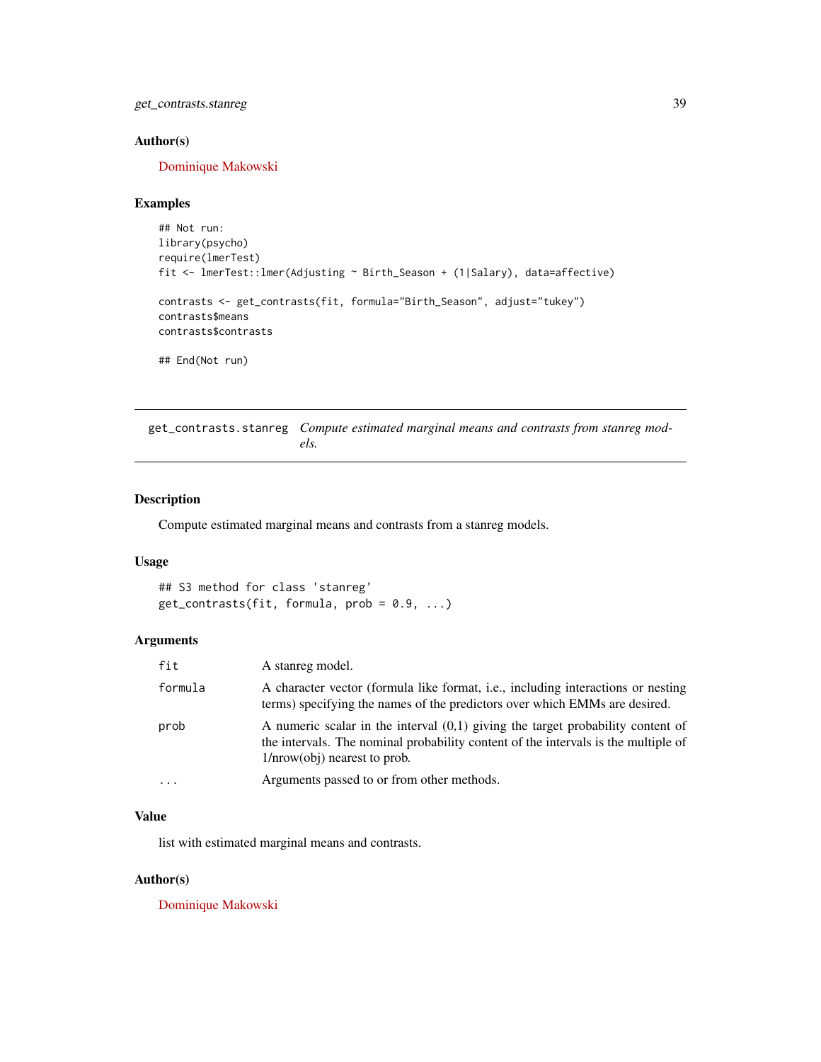## Author(s)

Dominique Makowski

## Examples

```
## Not run:
library(psycho)
require(lmerTest)
fit <- lmerTest::lmer(Adjusting ~ Birth_Season + (1|Salary), data=affective)

contrasts <- get_contrasts(fit, formula="Birth_Season", adjust="tukey")
contrasts$means
contrasts$contrasts

## End(Not run)
```

---

# get_contrasts.stanreg *Compute estimated marginal means and contrasts from stanreg models.*

---

## Description

Compute estimated marginal means and contrasts from a stanreg models.

## Usage

```
## S3 method for class 'stanreg'
get_contrasts(fit, formula, prob = 0.9, ...)
```

## Arguments

| | |
|---|---|
| `fit` | A stanreg model. |
| `formula` | A character vector (formula like format, i.e., including interactions or nesting terms) specifying the names of the predictors over which EMMs are desired. |
| `prob` | A numeric scalar in the interval (0,1) giving the target probability content of the intervals. The nominal probability content of the intervals is the multiple of 1/nrow(obj) nearest to prob. |
| `...` | Arguments passed to or from other methods. |

## Value

list with estimated marginal means and contrasts.

## Author(s)

Dominique Makowski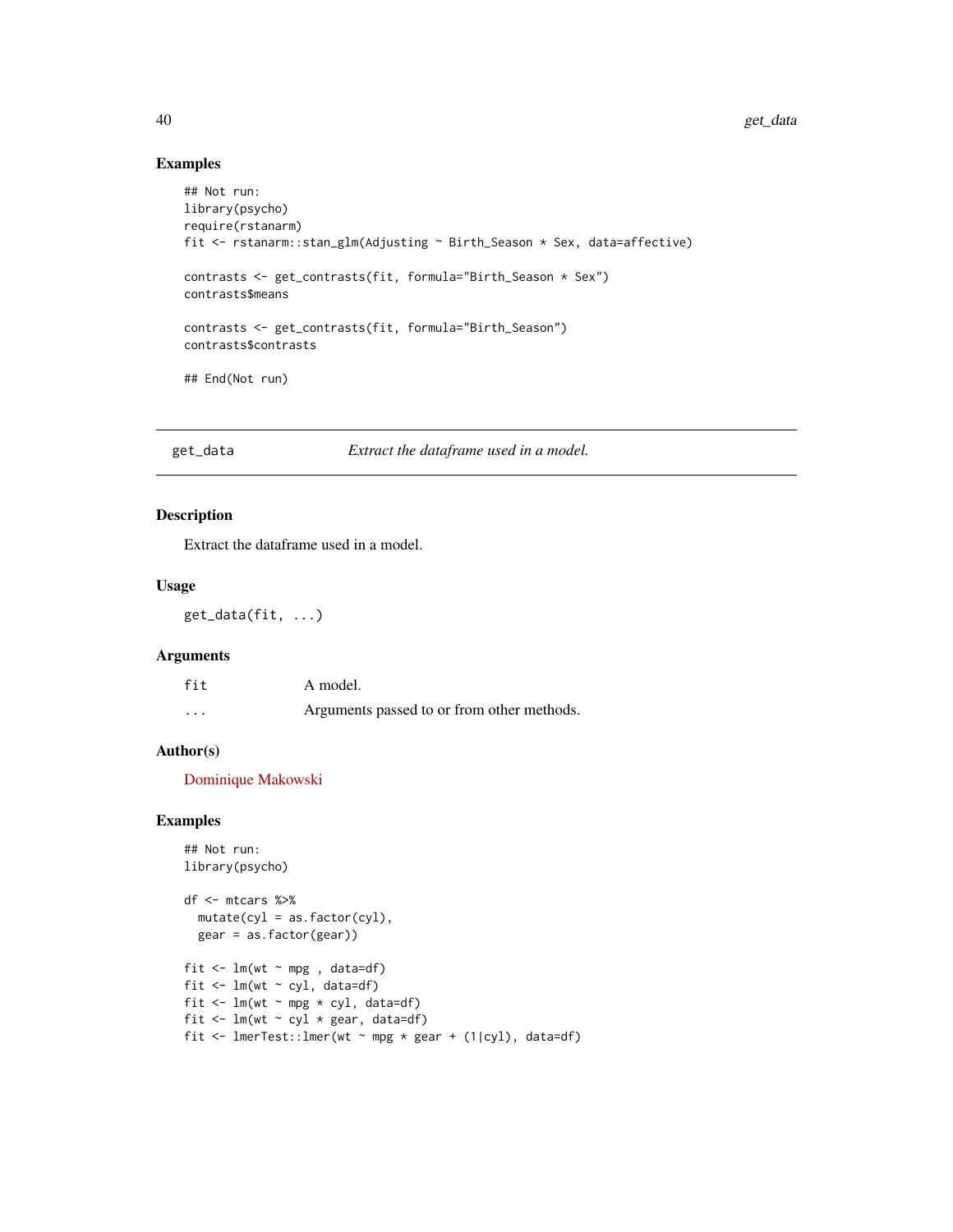### Examples

```
## Not run:
library(psycho)
require(rstanarm)
fit <- rstanarm::stan_glm(Adjusting ~ Birth_Season * Sex, data=affective)

contrasts <- get_contrasts(fit, formula="Birth_Season * Sex")
contrasts$means

contrasts <- get_contrasts(fit, formula="Birth_Season")
contrasts$contrasts

## End(Not run)
```

---

## get_data — *Extract the dataframe used in a model.*

### Description

Extract the dataframe used in a model.

### Usage

```
get_data(fit, ...)
```

### Arguments

| | |
|---|---|
| fit | A model. |
| ... | Arguments passed to or from other methods. |

### Author(s)

Dominique Makowski

### Examples

```
## Not run:
library(psycho)

df <- mtcars %>%
  mutate(cyl = as.factor(cyl),
  gear = as.factor(gear))

fit <- lm(wt ~ mpg , data=df)
fit <- lm(wt ~ cyl, data=df)
fit <- lm(wt ~ mpg * cyl, data=df)
fit <- lm(wt ~ cyl * gear, data=df)
fit <- lmerTest::lmer(wt ~ mpg * gear + (1|cyl), data=df)
```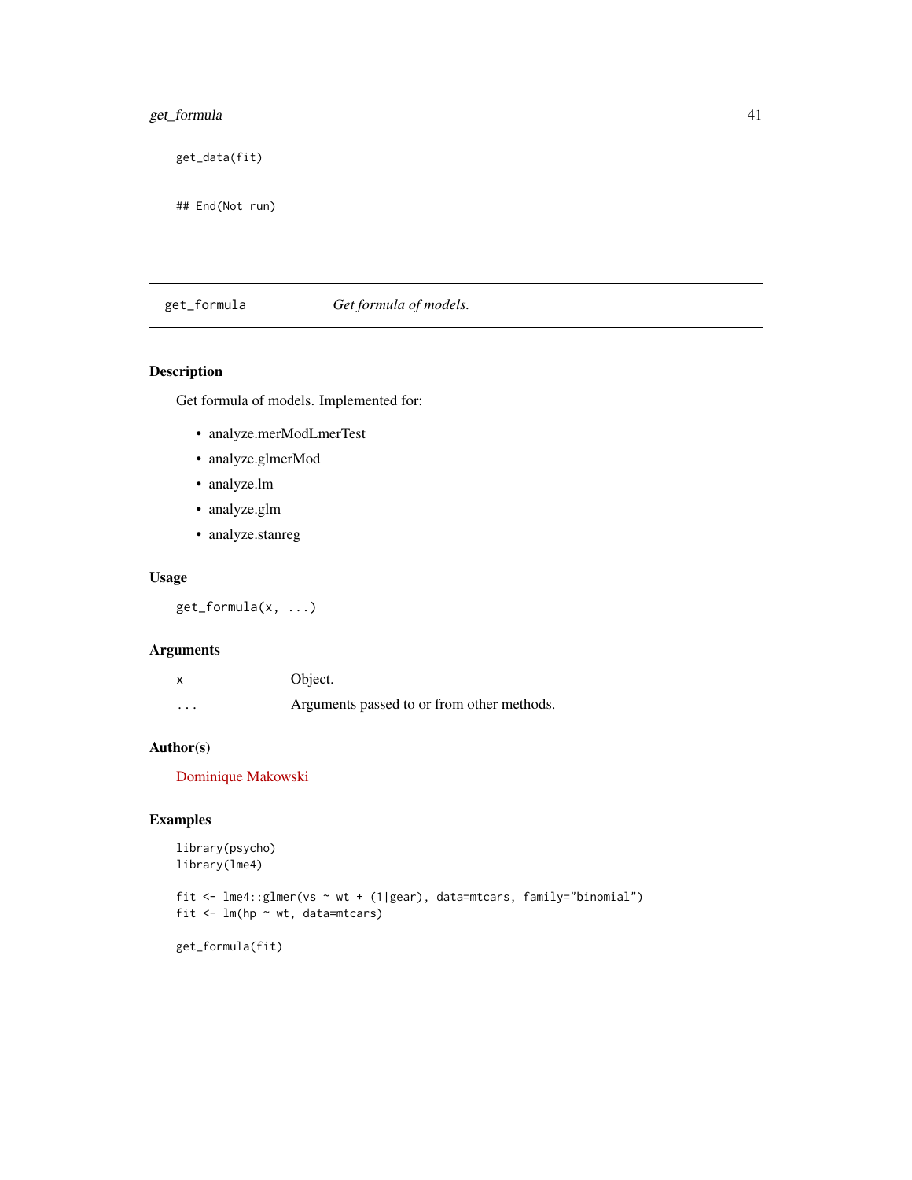```
get_data(fit)

## End(Not run)
```

---

## get_formula — *Get formula of models.*

### Description

Get formula of models. Implemented for:

- analyze.merModLmerTest
- analyze.glmerMod
- analyze.lm
- analyze.glm
- analyze.stanreg

### Usage

```
get_formula(x, ...)
```

### Arguments

| | |
|---|---|
| x | Object. |
| ... | Arguments passed to or from other methods. |

### Author(s)

Dominique Makowski

### Examples

```
library(psycho)
library(lme4)

fit <- lme4::glmer(vs ~ wt + (1|gear), data=mtcars, family="binomial")
fit <- lm(hp ~ wt, data=mtcars)

get_formula(fit)
```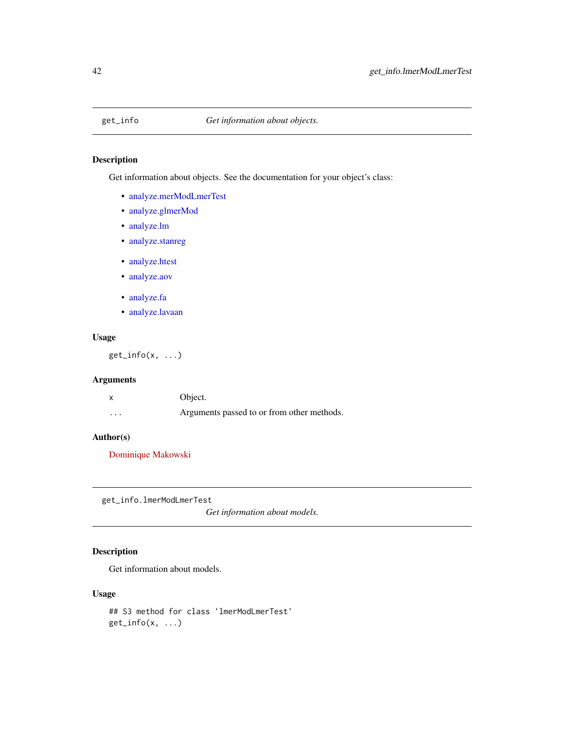## get_info — *Get information about objects.*

### Description

Get information about objects. See the documentation for your object's class:

- analyze.merModLmerTest
- analyze.glmerMod
- analyze.lm
- analyze.stanreg
- analyze.htest
- analyze.aov
- analyze.fa
- analyze.lavaan

### Usage

```
get_info(x, ...)
```

### Arguments

| | |
|---|---|
| x | Object. |
| ... | Arguments passed to or from other methods. |

### Author(s)

Dominique Makowski

## get_info.lmerModLmerTest — *Get information about models.*

### Description

Get information about models.

### Usage

```
## S3 method for class 'lmerModLmerTest'
get_info(x, ...)
```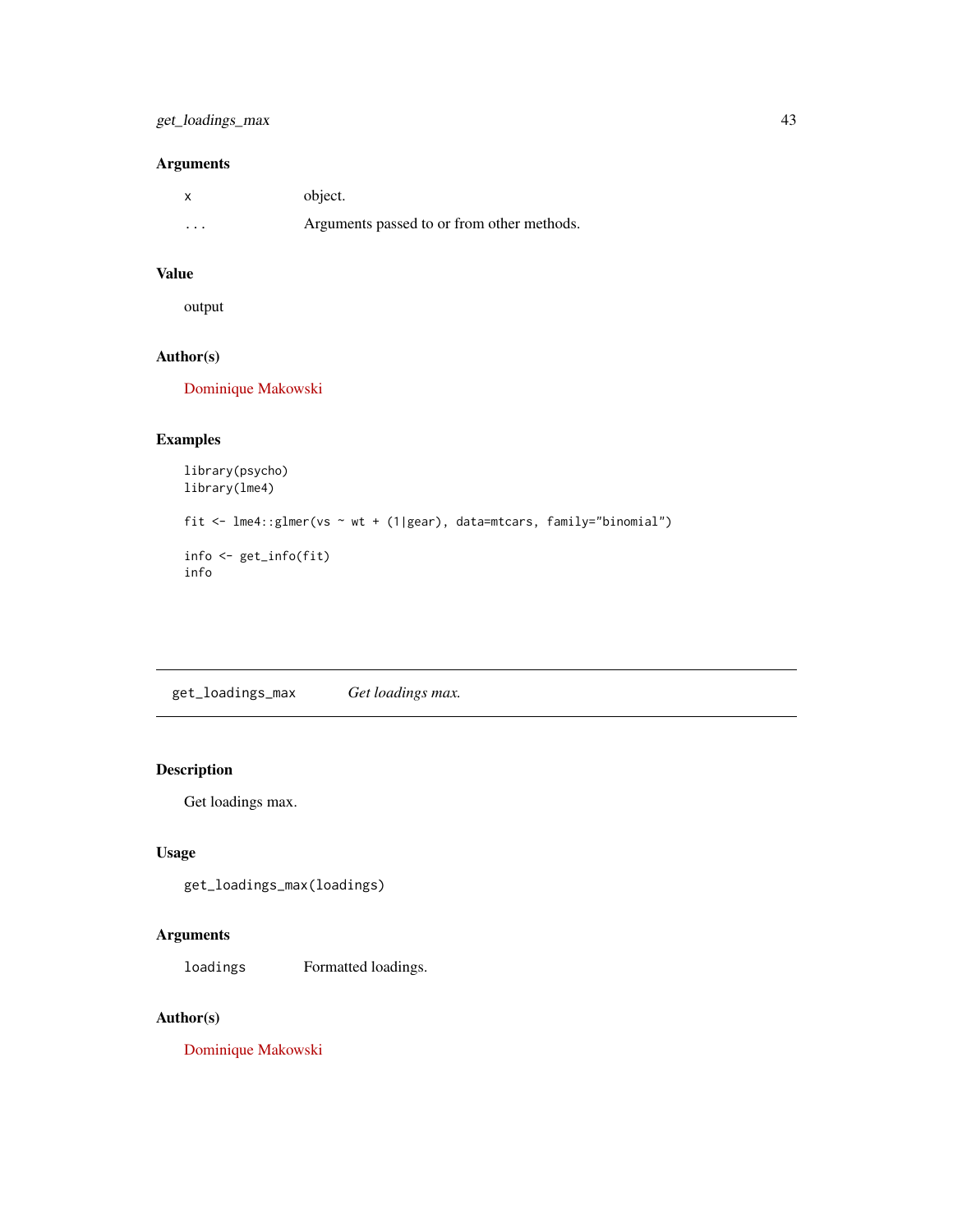### Arguments

| | |
|---|---|
| x | object. |
| ... | Arguments passed to or from other methods. |

### Value

output

### Author(s)

Dominique Makowski

### Examples

```
library(psycho)
library(lme4)

fit <- lme4::glmer(vs ~ wt + (1|gear), data=mtcars, family="binomial")

info <- get_info(fit)
info
```

---

## get_loadings_max — *Get loadings max.*

---

### Description

Get loadings max.

### Usage

```
get_loadings_max(loadings)
```

### Arguments

| | |
|---|---|
| loadings | Formatted loadings. |

### Author(s)

Dominique Makowski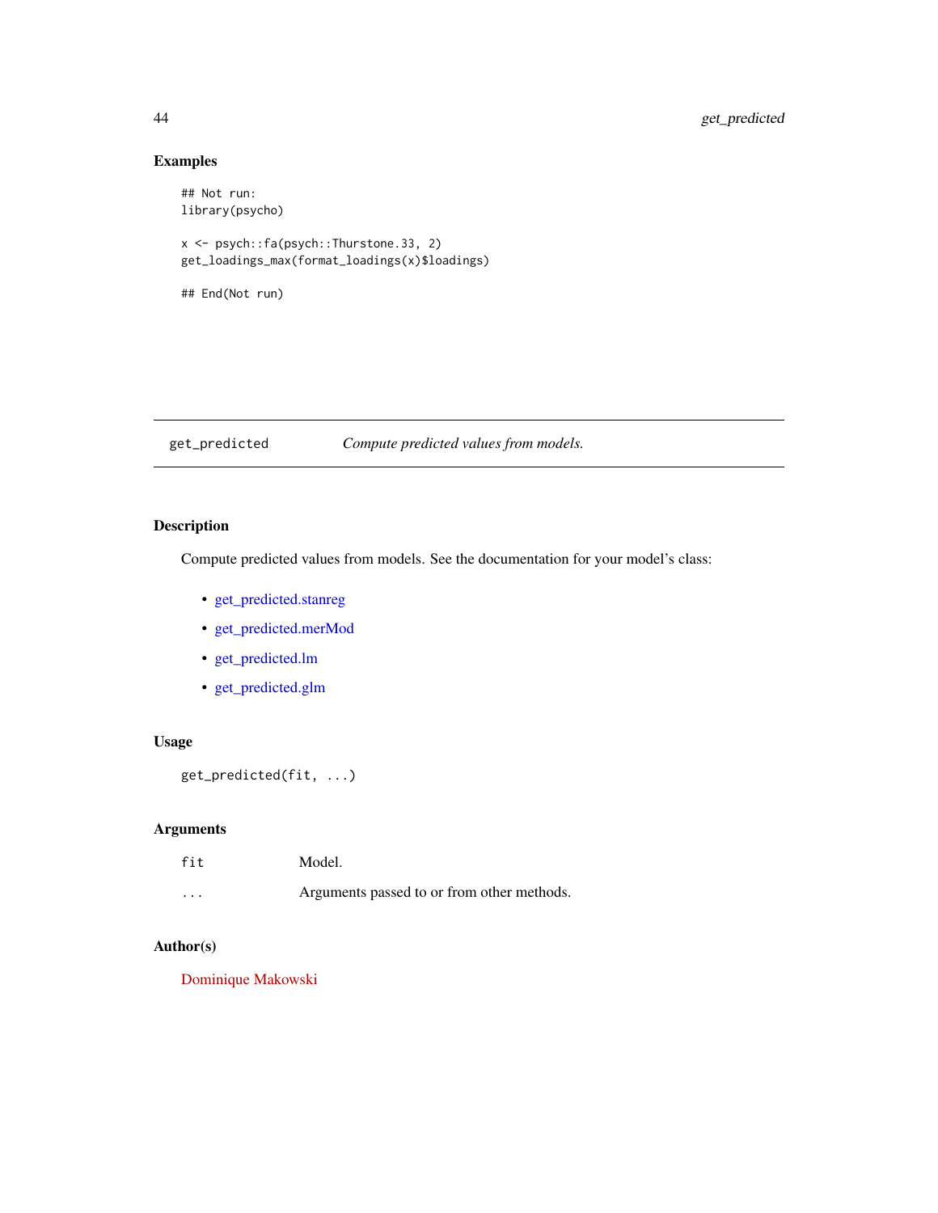### Examples

```
## Not run:
library(psycho)

x <- psych::fa(psych::Thurstone.33, 2)
get_loadings_max(format_loadings(x)$loadings)

## End(Not run)
```

---

## get_predicted — *Compute predicted values from models.*

---

### Description

Compute predicted values from models. See the documentation for your model's class:

- get_predicted.stanreg
- get_predicted.merMod
- get_predicted.lm
- get_predicted.glm

### Usage

```
get_predicted(fit, ...)
```

### Arguments

| | |
|---|---|
| `fit` | Model. |
| `...` | Arguments passed to or from other methods. |

### Author(s)

Dominique Makowski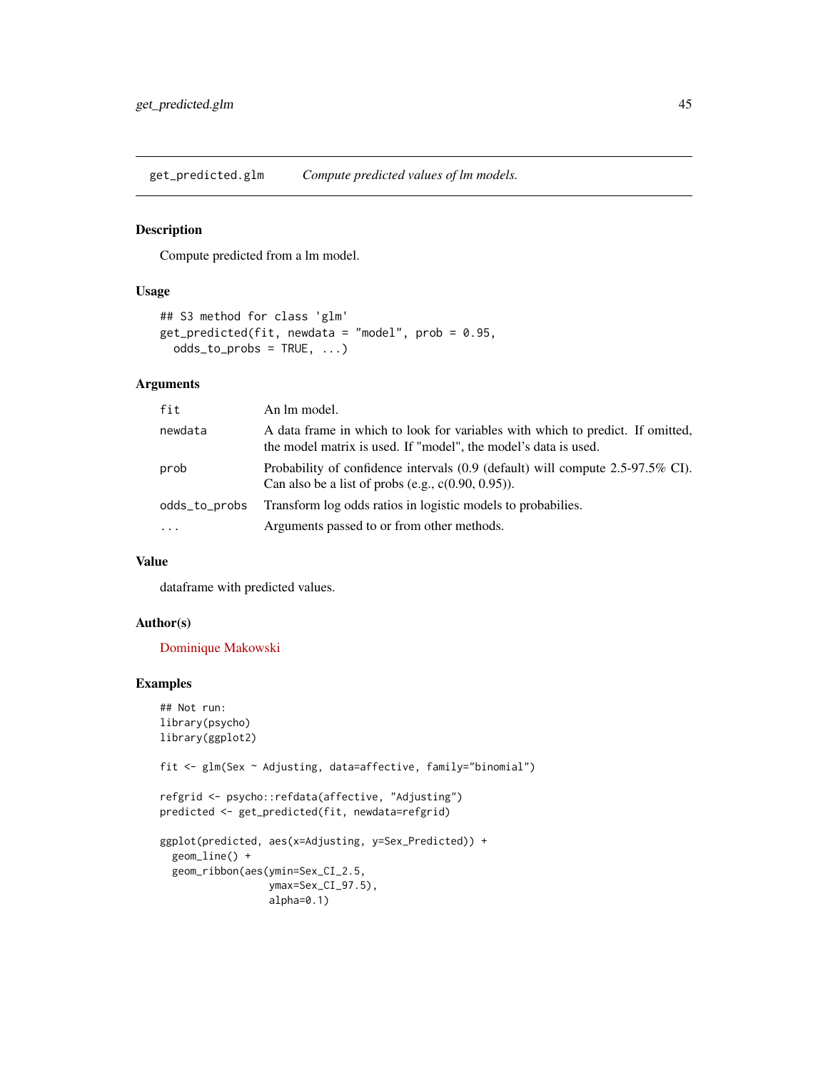## get_predicted.glm — *Compute predicted values of lm models.*

### Description

Compute predicted from a lm model.

### Usage

```
## S3 method for class 'glm'
get_predicted(fit, newdata = "model", prob = 0.95,
  odds_to_probs = TRUE, ...)
```

### Arguments

| | |
|---|---|
| `fit` | An lm model. |
| `newdata` | A data frame in which to look for variables with which to predict. If omitted, the model matrix is used. If "model", the model's data is used. |
| `prob` | Probability of confidence intervals (0.9 (default) will compute 2.5-97.5% CI). Can also be a list of probs (e.g., c(0.90, 0.95)). |
| `odds_to_probs` | Transform log odds ratios in logistic models to probabilies. |
| `...` | Arguments passed to or from other methods. |

### Value

dataframe with predicted values.

### Author(s)

Dominique Makowski

### Examples

```
## Not run:
library(psycho)
library(ggplot2)

fit <- glm(Sex ~ Adjusting, data=affective, family="binomial")

refgrid <- psycho::refdata(affective, "Adjusting")
predicted <- get_predicted(fit, newdata=refgrid)

ggplot(predicted, aes(x=Adjusting, y=Sex_Predicted)) +
  geom_line() +
  geom_ribbon(aes(ymin=Sex_CI_2.5,
                  ymax=Sex_CI_97.5),
                  alpha=0.1)
```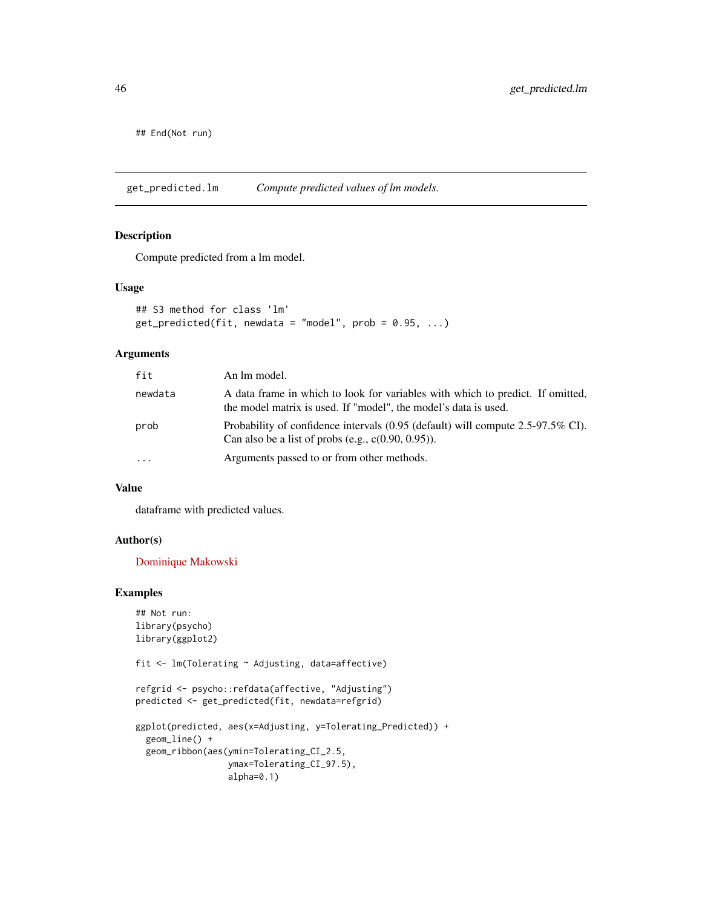```
## End(Not run)
```

---

## get_predicted.lm — *Compute predicted values of lm models.*

### Description

Compute predicted from a lm model.

### Usage

```
## S3 method for class 'lm'
get_predicted(fit, newdata = "model", prob = 0.95, ...)
```

### Arguments

| | |
|---|---|
| fit | An lm model. |
| newdata | A data frame in which to look for variables with which to predict. If omitted, the model matrix is used. If "model", the model's data is used. |
| prob | Probability of confidence intervals (0.95 (default) will compute 2.5-97.5% CI). Can also be a list of probs (e.g., c(0.90, 0.95)). |
| ... | Arguments passed to or from other methods. |

### Value

dataframe with predicted values.

### Author(s)

Dominique Makowski

### Examples

```
## Not run:
library(psycho)
library(ggplot2)

fit <- lm(Tolerating ~ Adjusting, data=affective)

refgrid <- psycho::refdata(affective, "Adjusting")
predicted <- get_predicted(fit, newdata=refgrid)

ggplot(predicted, aes(x=Adjusting, y=Tolerating_Predicted)) +
  geom_line() +
  geom_ribbon(aes(ymin=Tolerating_CI_2.5,
                  ymax=Tolerating_CI_97.5),
                  alpha=0.1)
```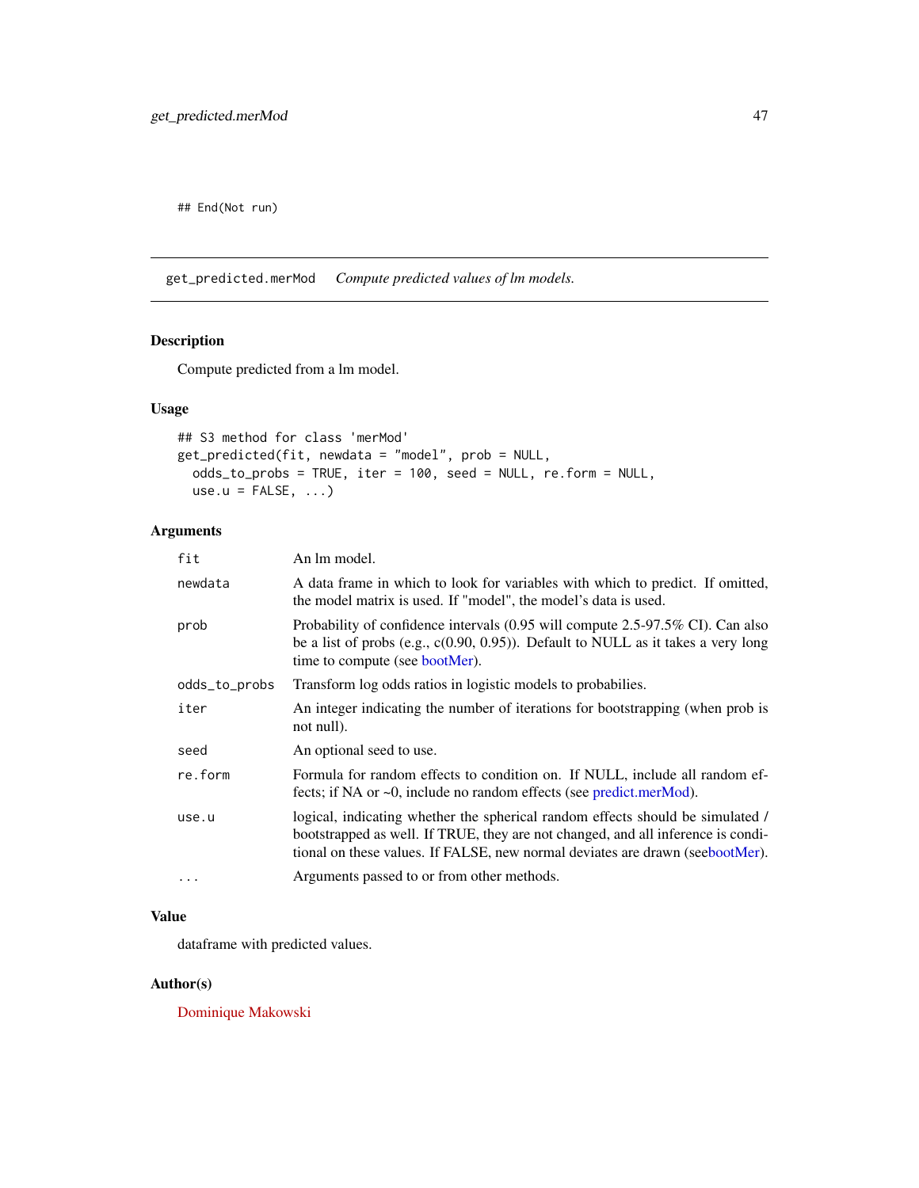```
## End(Not run)
```

## get_predicted.merMod — *Compute predicted values of lm models.*

### Description

Compute predicted from a lm model.

### Usage

```
## S3 method for class 'merMod'
get_predicted(fit, newdata = "model", prob = NULL,
  odds_to_probs = TRUE, iter = 100, seed = NULL, re.form = NULL,
  use.u = FALSE, ...)
```

### Arguments

| Argument | Description |
|---|---|
| `fit` | An lm model. |
| `newdata` | A data frame in which to look for variables with which to predict. If omitted, the model matrix is used. If "model", the model's data is used. |
| `prob` | Probability of confidence intervals (0.95 will compute 2.5-97.5% CI). Can also be a list of probs (e.g., c(0.90, 0.95)). Default to NULL as it takes a very long time to compute (see bootMer). |
| `odds_to_probs` | Transform log odds ratios in logistic models to probabilies. |
| `iter` | An integer indicating the number of iterations for bootstrapping (when prob is not null). |
| `seed` | An optional seed to use. |
| `re.form` | Formula for random effects to condition on. If NULL, include all random effects; if NA or ~0, include no random effects (see predict.merMod). |
| `use.u` | logical, indicating whether the spherical random effects should be simulated / bootstrapped as well. If TRUE, they are not changed, and all inference is conditional on these values. If FALSE, new normal deviates are drawn (seebootMer). |
| `...` | Arguments passed to or from other methods. |

### Value

dataframe with predicted values.

### Author(s)

Dominique Makowski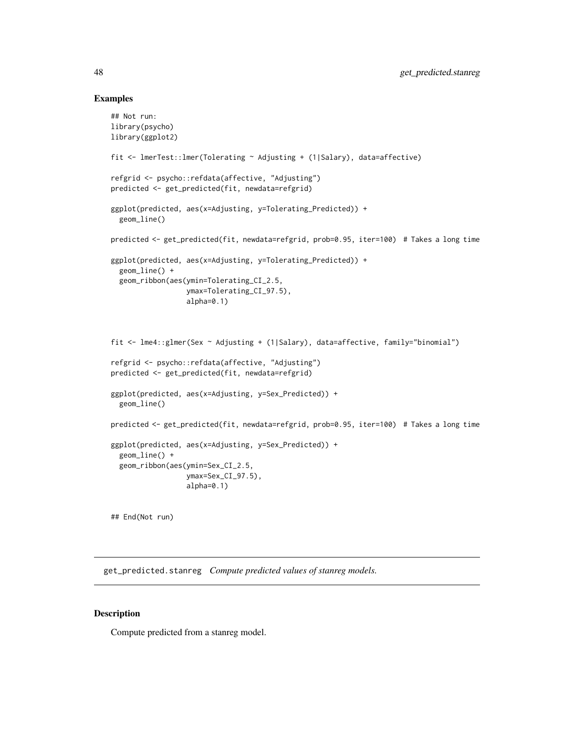### Examples

```
## Not run:
library(psycho)
library(ggplot2)

fit <- lmerTest::lmer(Tolerating ~ Adjusting + (1|Salary), data=affective)

refgrid <- psycho::refdata(affective, "Adjusting")
predicted <- get_predicted(fit, newdata=refgrid)

ggplot(predicted, aes(x=Adjusting, y=Tolerating_Predicted)) +
  geom_line()

predicted <- get_predicted(fit, newdata=refgrid, prob=0.95, iter=100)  # Takes a long time

ggplot(predicted, aes(x=Adjusting, y=Tolerating_Predicted)) +
  geom_line() +
  geom_ribbon(aes(ymin=Tolerating_CI_2.5,
                  ymax=Tolerating_CI_97.5),
                  alpha=0.1)



fit <- lme4::glmer(Sex ~ Adjusting + (1|Salary), data=affective, family="binomial")

refgrid <- psycho::refdata(affective, "Adjusting")
predicted <- get_predicted(fit, newdata=refgrid)

ggplot(predicted, aes(x=Adjusting, y=Sex_Predicted)) +
  geom_line()

predicted <- get_predicted(fit, newdata=refgrid, prob=0.95, iter=100)  # Takes a long time

ggplot(predicted, aes(x=Adjusting, y=Sex_Predicted)) +
  geom_line() +
  geom_ribbon(aes(ymin=Sex_CI_2.5,
                  ymax=Sex_CI_97.5),
                  alpha=0.1)


## End(Not run)
```

## get_predicted.stanreg *Compute predicted values of stanreg models.*

### Description

Compute predicted from a stanreg model.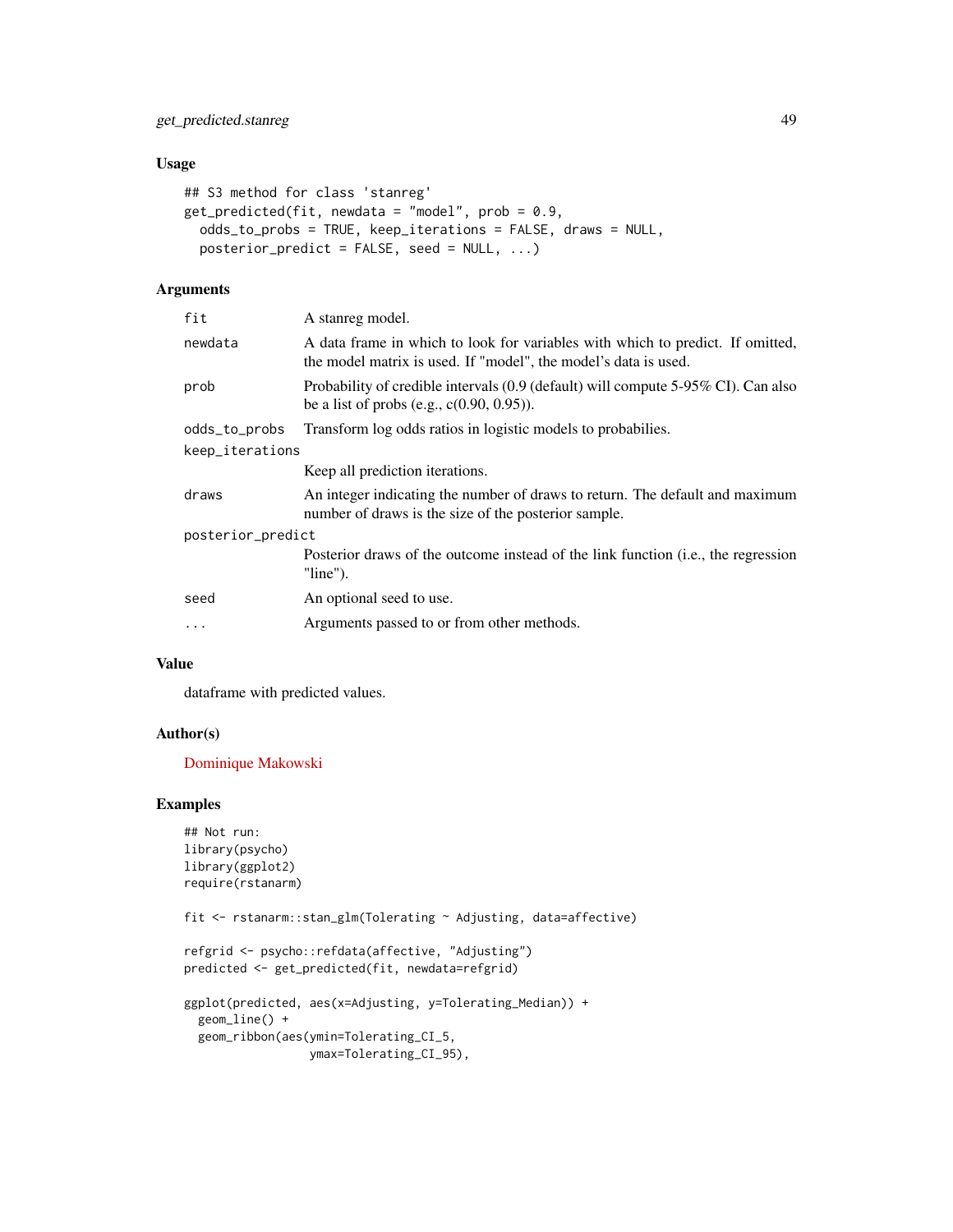### Usage

```
## S3 method for class 'stanreg'
get_predicted(fit, newdata = "model", prob = 0.9,
  odds_to_probs = TRUE, keep_iterations = FALSE, draws = NULL,
  posterior_predict = FALSE, seed = NULL, ...)
```

### Arguments

| | |
|---|---|
| `fit` | A stanreg model. |
| `newdata` | A data frame in which to look for variables with which to predict. If omitted, the model matrix is used. If "model", the model's data is used. |
| `prob` | Probability of credible intervals (0.9 (default) will compute 5-95% CI). Can also be a list of probs (e.g., c(0.90, 0.95)). |
| `odds_to_probs` | Transform log odds ratios in logistic models to probabilies. |
| `keep_iterations` | Keep all prediction iterations. |
| `draws` | An integer indicating the number of draws to return. The default and maximum number of draws is the size of the posterior sample. |
| `posterior_predict` | Posterior draws of the outcome instead of the link function (i.e., the regression "line"). |
| `seed` | An optional seed to use. |
| `...` | Arguments passed to or from other methods. |

### Value

dataframe with predicted values.

### Author(s)

Dominique Makowski

### Examples

```
## Not run:
library(psycho)
library(ggplot2)
require(rstanarm)

fit <- rstanarm::stan_glm(Tolerating ~ Adjusting, data=affective)

refgrid <- psycho::refdata(affective, "Adjusting")
predicted <- get_predicted(fit, newdata=refgrid)

ggplot(predicted, aes(x=Adjusting, y=Tolerating_Median)) +
  geom_line() +
  geom_ribbon(aes(ymin=Tolerating_CI_5,
                  ymax=Tolerating_CI_95),
```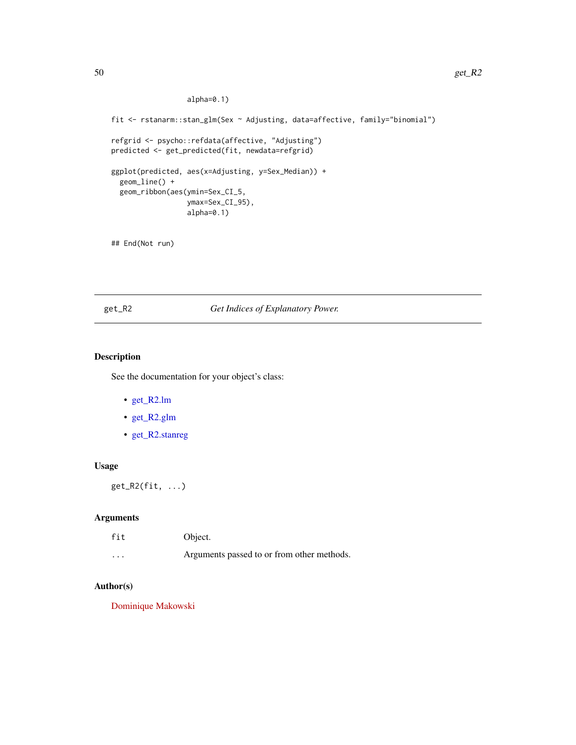```
                alpha=0.1)

fit <- rstanarm::stan_glm(Sex ~ Adjusting, data=affective, family="binomial")

refgrid <- psycho::refdata(affective, "Adjusting")
predicted <- get_predicted(fit, newdata=refgrid)

ggplot(predicted, aes(x=Adjusting, y=Sex_Median)) +
  geom_line() +
  geom_ribbon(aes(ymin=Sex_CI_5,
                ymax=Sex_CI_95),
                alpha=0.1)


## End(Not run)
```

---

## get_R2 — *Get Indices of Explanatory Power.*

---

### Description

See the documentation for your object's class:

- get_R2.lm
- get_R2.glm
- get_R2.stanreg

### Usage

```
get_R2(fit, ...)
```

### Arguments

| | |
|---|---|
| `fit` | Object. |
| `...` | Arguments passed to or from other methods. |

### Author(s)

Dominique Makowski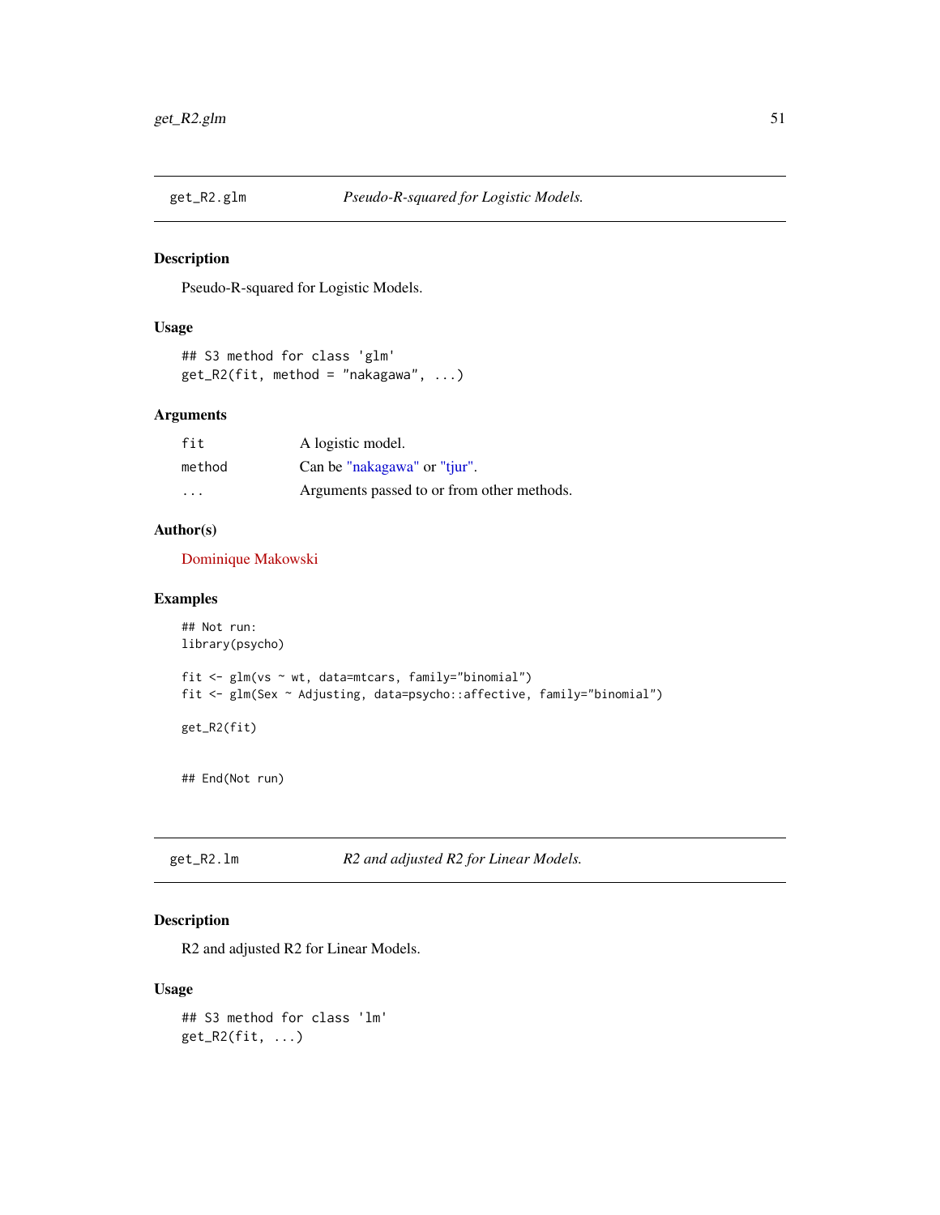## get_R2.glm — *Pseudo-R-squared for Logistic Models.*

### Description

Pseudo-R-squared for Logistic Models.

### Usage

```
## S3 method for class 'glm'
get_R2(fit, method = "nakagawa", ...)
```

### Arguments

| | |
|---|---|
| fit | A logistic model. |
| method | Can be "nakagawa" or "tjur". |
| ... | Arguments passed to or from other methods. |

### Author(s)

Dominique Makowski

### Examples

```
## Not run:
library(psycho)

fit <- glm(vs ~ wt, data=mtcars, family="binomial")
fit <- glm(Sex ~ Adjusting, data=psycho::affective, family="binomial")

get_R2(fit)


## End(Not run)
```

## get_R2.lm — *R2 and adjusted R2 for Linear Models.*

### Description

R2 and adjusted R2 for Linear Models.

### Usage

```
## S3 method for class 'lm'
get_R2(fit, ...)
```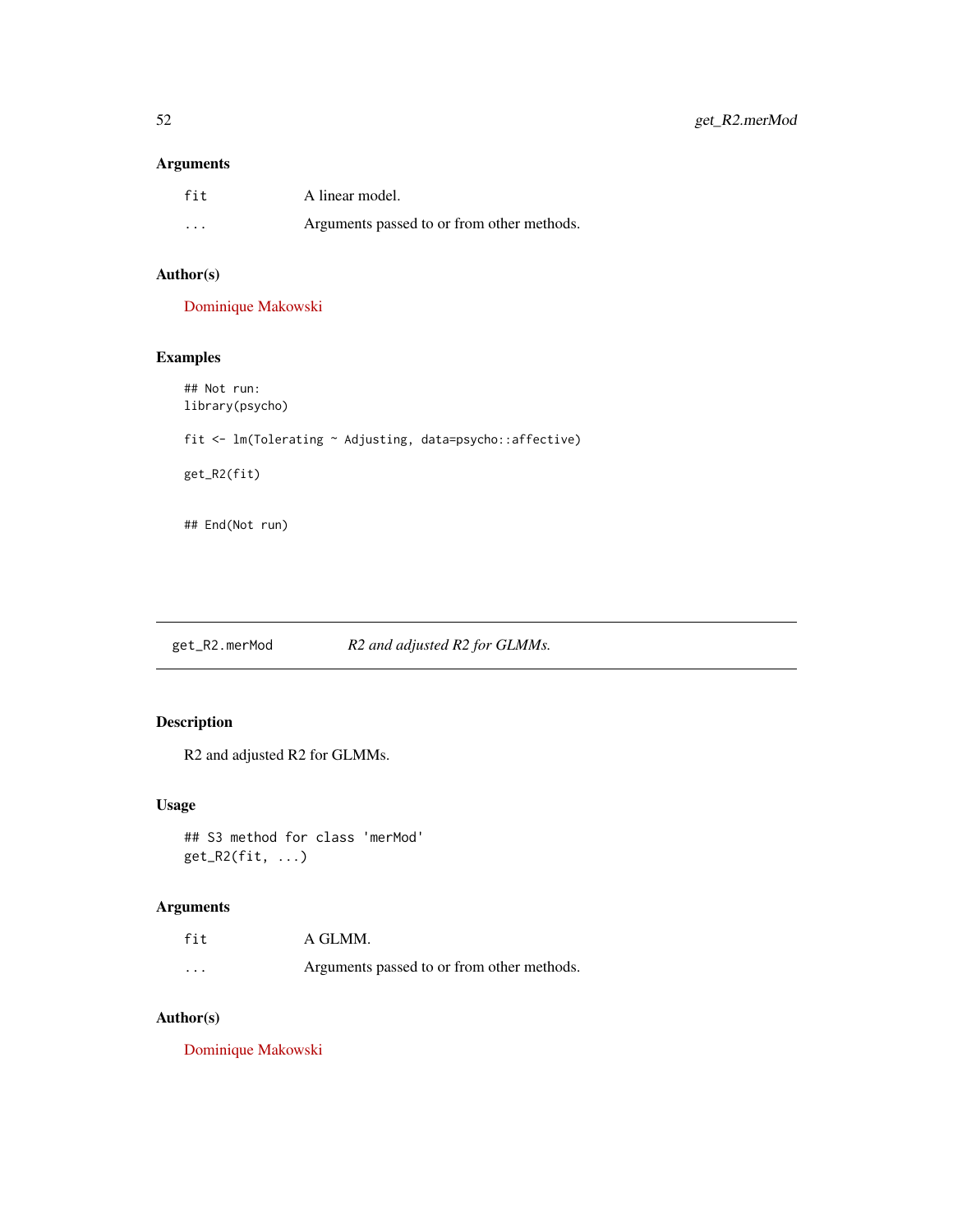### Arguments

| | |
|---|---|
| fit | A linear model. |
| ... | Arguments passed to or from other methods. |

### Author(s)

Dominique Makowski

### Examples

```
## Not run:
library(psycho)

fit <- lm(Tolerating ~ Adjusting, data=psycho::affective)

get_R2(fit)


## End(Not run)
```

---

## get_R2.merMod — *R2 and adjusted R2 for GLMMs.*

---

### Description

R2 and adjusted R2 for GLMMs.

### Usage

```
## S3 method for class 'merMod'
get_R2(fit, ...)
```

### Arguments

| | |
|---|---|
| fit | A GLMM. |
| ... | Arguments passed to or from other methods. |

### Author(s)

Dominique Makowski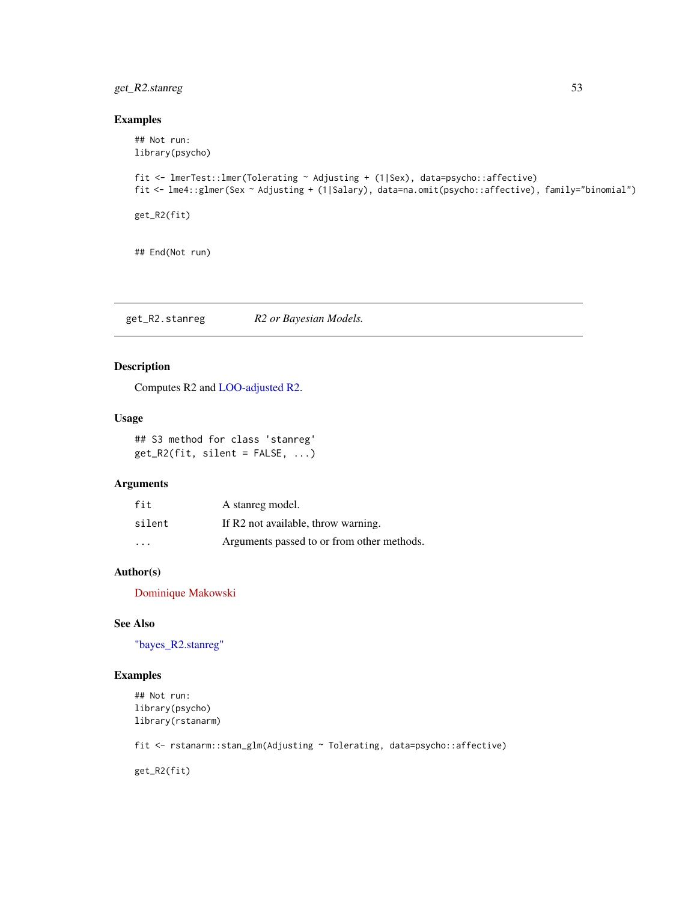### Examples

```
## Not run:
library(psycho)

fit <- lmerTest::lmer(Tolerating ~ Adjusting + (1|Sex), data=psycho::affective)
fit <- lme4::glmer(Sex ~ Adjusting + (1|Salary), data=na.omit(psycho::affective), family="binomial")

get_R2(fit)


## End(Not run)
```

---

## get_R2.stanreg &nbsp;&nbsp;&nbsp;&nbsp; *R2 or Bayesian Models.*

---

### Description

Computes R2 and LOO-adjusted R2.

### Usage

```
## S3 method for class 'stanreg'
get_R2(fit, silent = FALSE, ...)
```

### Arguments

| | |
|---|---|
| `fit` | A stanreg model. |
| `silent` | If R2 not available, throw warning. |
| `...` | Arguments passed to or from other methods. |

### Author(s)

Dominique Makowski

### See Also

"bayes_R2.stanreg"

### Examples

```
## Not run:
library(psycho)
library(rstanarm)

fit <- rstanarm::stan_glm(Adjusting ~ Tolerating, data=psycho::affective)

get_R2(fit)
```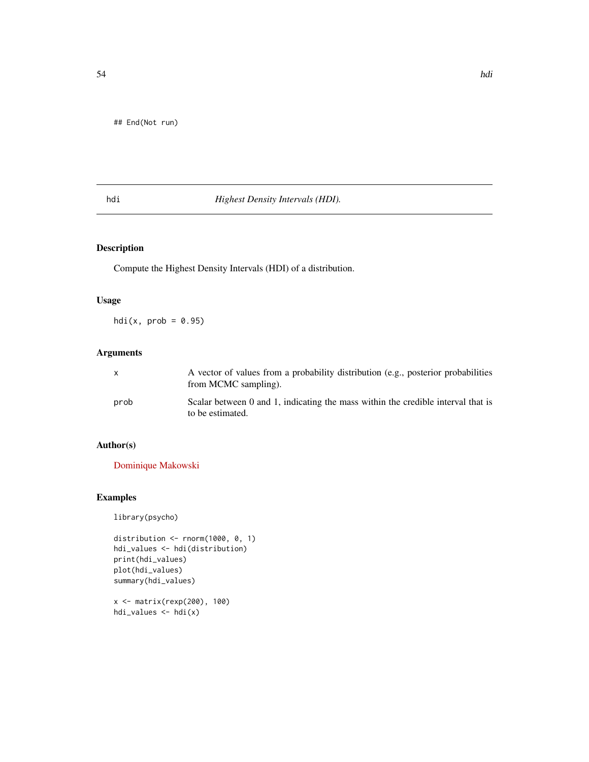```
## End(Not run)
```

## hdi — *Highest Density Intervals (HDI).*

### Description

Compute the Highest Density Intervals (HDI) of a distribution.

### Usage

```
hdi(x, prob = 0.95)
```

### Arguments

| | |
|---|---|
| x | A vector of values from a probability distribution (e.g., posterior probabilities from MCMC sampling). |
| prob | Scalar between 0 and 1, indicating the mass within the credible interval that is to be estimated. |

### Author(s)

Dominique Makowski

### Examples

```
library(psycho)

distribution <- rnorm(1000, 0, 1)
hdi_values <- hdi(distribution)
print(hdi_values)
plot(hdi_values)
summary(hdi_values)

x <- matrix(rexp(200), 100)
hdi_values <- hdi(x)
```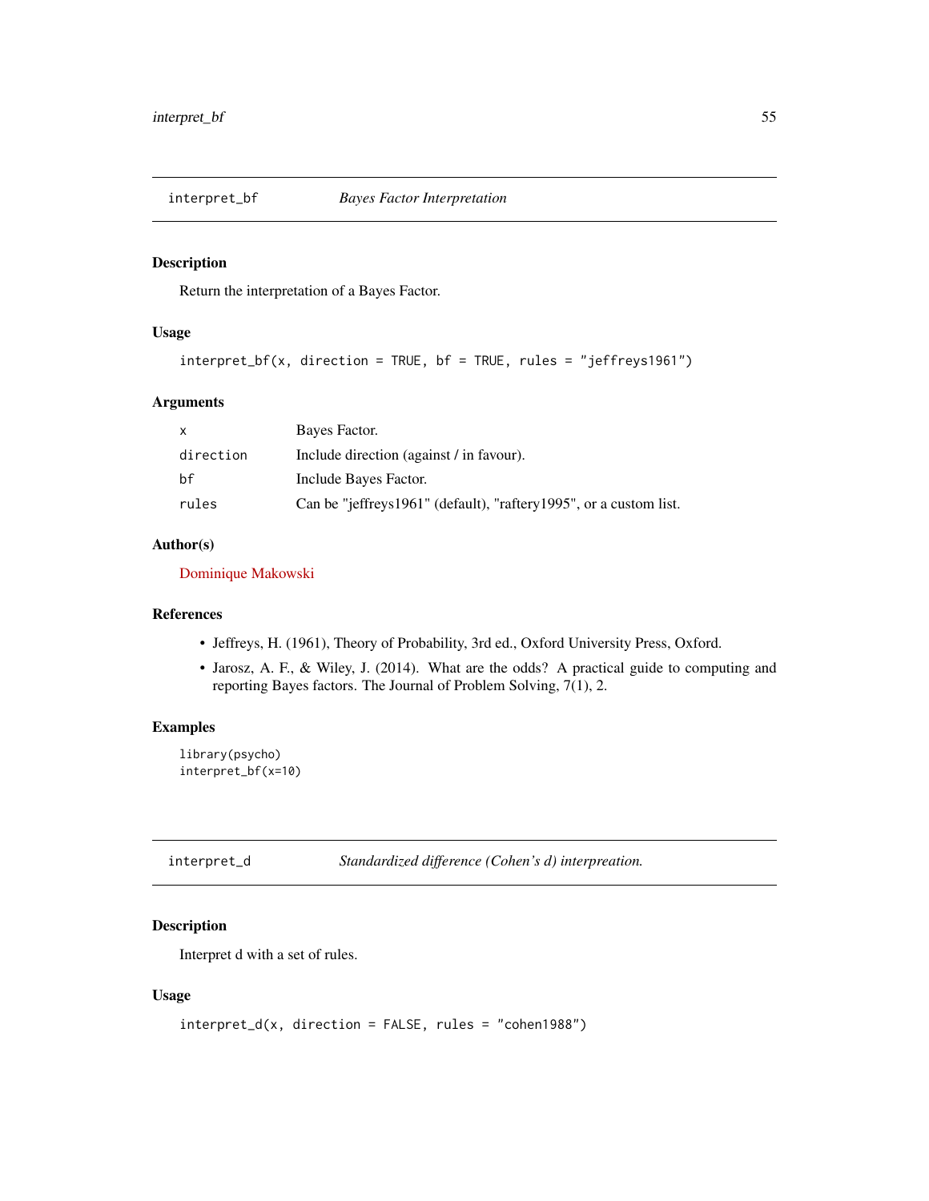## interpret_bf *Bayes Factor Interpretation*

### Description

Return the interpretation of a Bayes Factor.

### Usage

```
interpret_bf(x, direction = TRUE, bf = TRUE, rules = "jeffreys1961")
```

### Arguments

| | |
|---|---|
| x | Bayes Factor. |
| direction | Include direction (against / in favour). |
| bf | Include Bayes Factor. |
| rules | Can be "jeffreys1961" (default), "raftery1995", or a custom list. |

### Author(s)

Dominique Makowski

### References

- Jeffreys, H. (1961), Theory of Probability, 3rd ed., Oxford University Press, Oxford.
- Jarosz, A. F., & Wiley, J. (2014). What are the odds? A practical guide to computing and reporting Bayes factors. The Journal of Problem Solving, 7(1), 2.

### Examples

```
library(psycho)
interpret_bf(x=10)
```

## interpret_d *Standardized difference (Cohen's d) interpreation.*

### Description

Interpret d with a set of rules.

### Usage

```
interpret_d(x, direction = FALSE, rules = "cohen1988")
```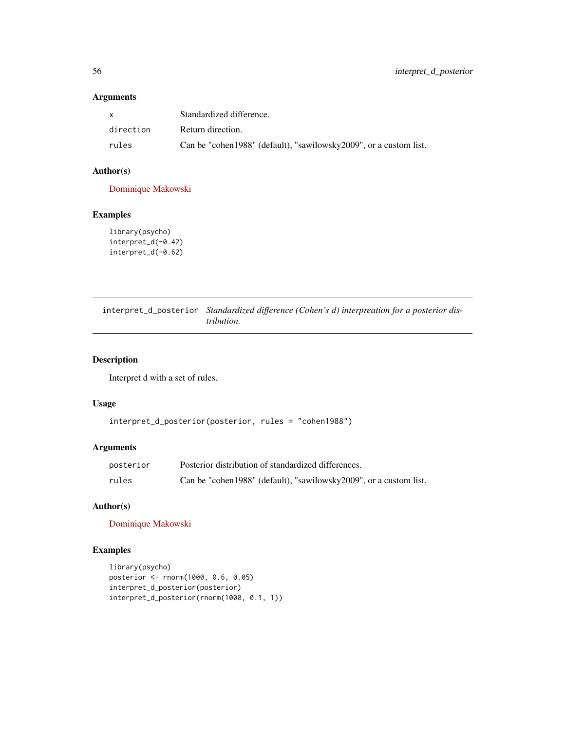### Arguments

| | |
|---|---|
| x | Standardized difference. |
| direction | Return direction. |
| rules | Can be "cohen1988" (default), "sawilowsky2009", or a custom list. |

### Author(s)

Dominique Makowski

### Examples

```
library(psycho)
interpret_d(-0.42)
interpret_d(-0.62)
```

---

## interpret_d_posterior

*Standardized difference (Cohen's d) interpreation for a posterior distribution.*

---

### Description

Interpret d with a set of rules.

### Usage

```
interpret_d_posterior(posterior, rules = "cohen1988")
```

### Arguments

| | |
|---|---|
| posterior | Posterior distribution of standardized differences. |
| rules | Can be "cohen1988" (default), "sawilowsky2009", or a custom list. |

### Author(s)

Dominique Makowski

### Examples

```
library(psycho)
posterior <- rnorm(1000, 0.6, 0.05)
interpret_d_posterior(posterior)
interpret_d_posterior(rnorm(1000, 0.1, 1))
```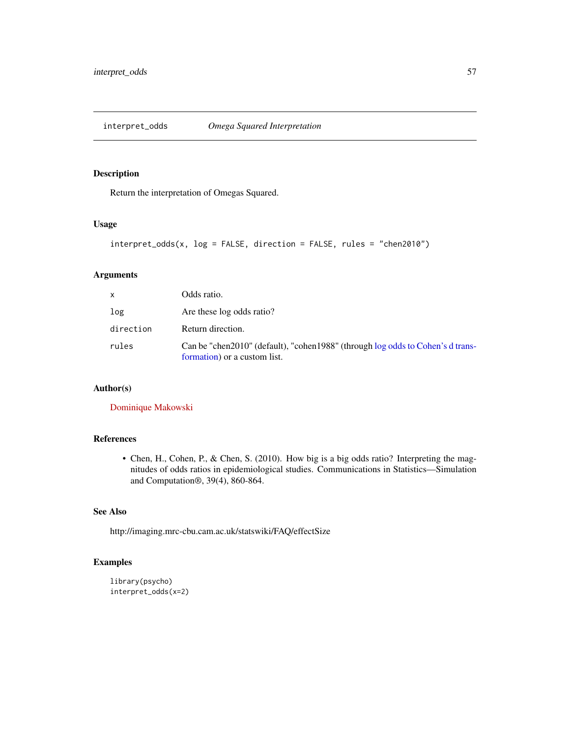## interpret_odds *Omega Squared Interpretation*

### Description

Return the interpretation of Omegas Squared.

### Usage

```
interpret_odds(x, log = FALSE, direction = FALSE, rules = "chen2010")
```

### Arguments

| | |
|---|---|
| `x` | Odds ratio. |
| `log` | Are these log odds ratio? |
| `direction` | Return direction. |
| `rules` | Can be "chen2010" (default), "cohen1988" (through log odds to Cohen's d transformation) or a custom list. |

### Author(s)

Dominique Makowski

### References

- Chen, H., Cohen, P., & Chen, S. (2010). How big is a big odds ratio? Interpreting the magnitudes of odds ratios in epidemiological studies. Communications in Statistics—Simulation and Computation®, 39(4), 860-864.

### See Also

http://imaging.mrc-cbu.cam.ac.uk/statswiki/FAQ/effectSize

### Examples

```
library(psycho)
interpret_odds(x=2)
```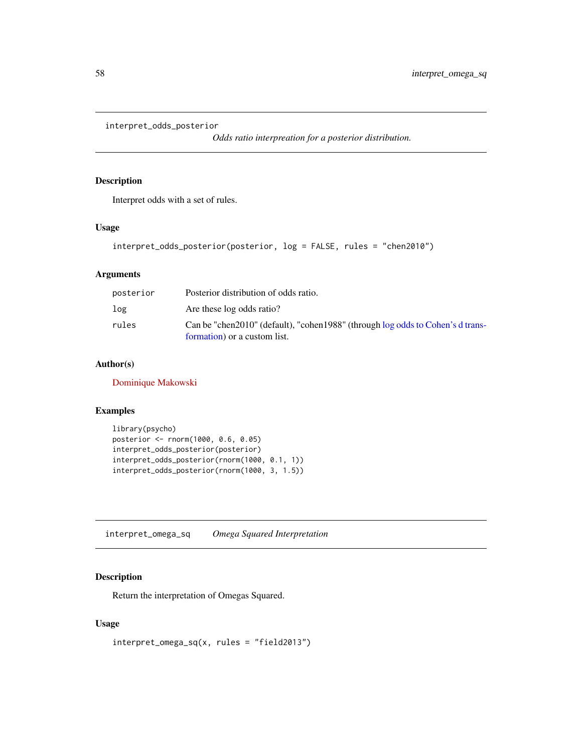## interpret_odds_posterior

*Odds ratio interpreation for a posterior distribution.*

### Description

Interpret odds with a set of rules.

### Usage

```
interpret_odds_posterior(posterior, log = FALSE, rules = "chen2010")
```

### Arguments

| | |
|---|---|
| posterior | Posterior distribution of odds ratio. |
| log | Are these log odds ratio? |
| rules | Can be "chen2010" (default), "cohen1988" (through log odds to Cohen's d transformation) or a custom list. |

### Author(s)

Dominique Makowski

### Examples

```
library(psycho)
posterior <- rnorm(1000, 0.6, 0.05)
interpret_odds_posterior(posterior)
interpret_odds_posterior(rnorm(1000, 0.1, 1))
interpret_odds_posterior(rnorm(1000, 3, 1.5))
```

## interpret_omega_sq

*Omega Squared Interpretation*

### Description

Return the interpretation of Omegas Squared.

### Usage

```
interpret_omega_sq(x, rules = "field2013")
```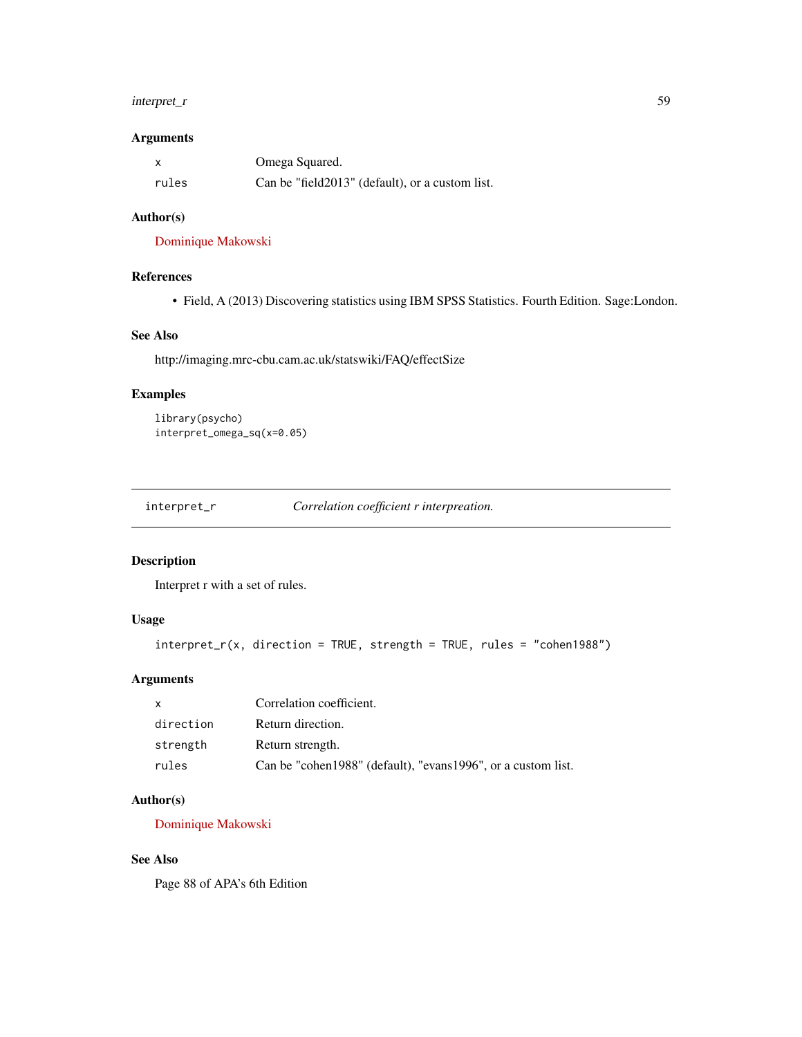### Arguments

| | |
|---|---|
| x | Omega Squared. |
| rules | Can be "field2013" (default), or a custom list. |

### Author(s)

Dominique Makowski

### References

- Field, A (2013) Discovering statistics using IBM SPSS Statistics. Fourth Edition. Sage:London.

### See Also

http://imaging.mrc-cbu.cam.ac.uk/statswiki/FAQ/effectSize

### Examples

```
library(psycho)
interpret_omega_sq(x=0.05)
```

---

## interpret_r — *Correlation coefficient r interpreation.*

### Description

Interpret r with a set of rules.

### Usage

```
interpret_r(x, direction = TRUE, strength = TRUE, rules = "cohen1988")
```

### Arguments

| | |
|---|---|
| x | Correlation coefficient. |
| direction | Return direction. |
| strength | Return strength. |
| rules | Can be "cohen1988" (default), "evans1996", or a custom list. |

### Author(s)

Dominique Makowski

### See Also

Page 88 of APA's 6th Edition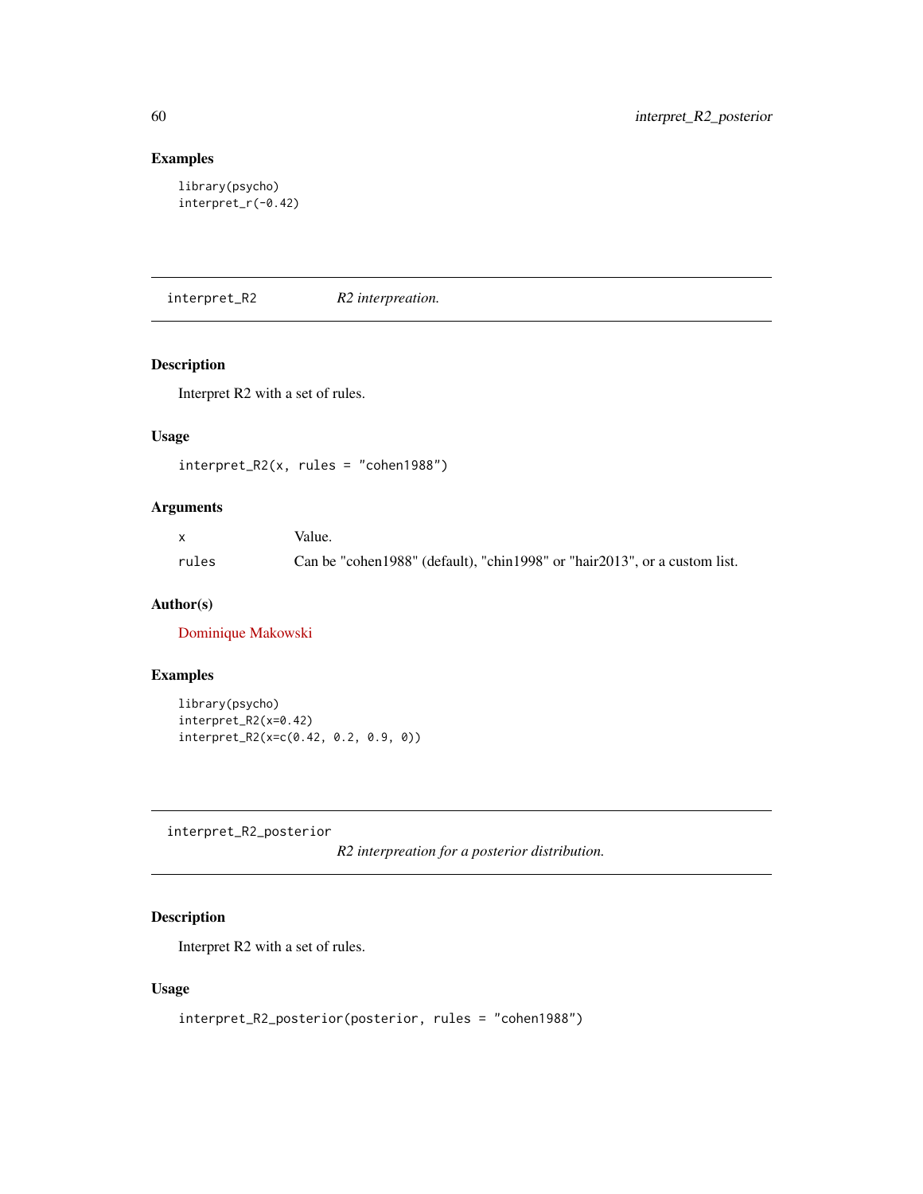## Examples

```
library(psycho)
interpret_r(-0.42)
```

---

## interpret_R2 — *R2 interpreation.*

### Description

Interpret R2 with a set of rules.

### Usage

```
interpret_R2(x, rules = "cohen1988")
```

### Arguments

| | |
|---|---|
| x | Value. |
| rules | Can be "cohen1988" (default), "chin1998" or "hair2013", or a custom list. |

### Author(s)

Dominique Makowski

### Examples

```
library(psycho)
interpret_R2(x=0.42)
interpret_R2(x=c(0.42, 0.2, 0.9, 0))
```

---

## interpret_R2_posterior — *R2 interpreation for a posterior distribution.*

### Description

Interpret R2 with a set of rules.

### Usage

```
interpret_R2_posterior(posterior, rules = "cohen1988")
```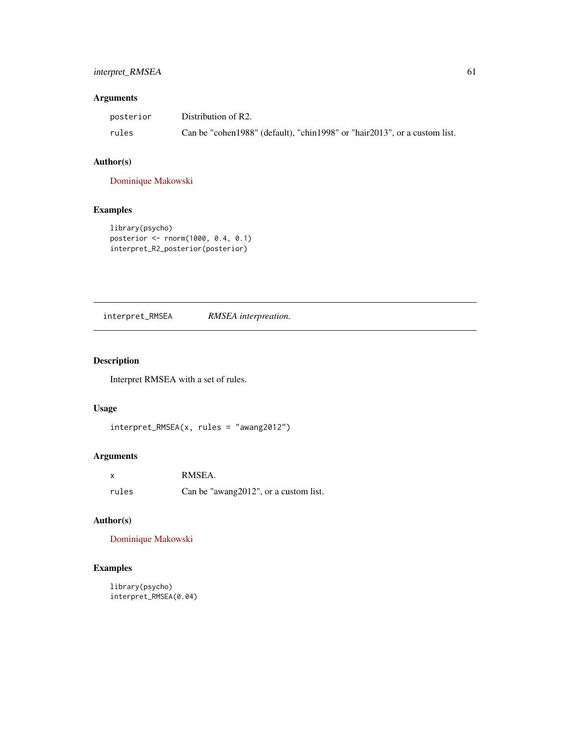## Arguments

| | |
|---|---|
| posterior | Distribution of R2. |
| rules | Can be "cohen1988" (default), "chin1998" or "hair2013", or a custom list. |

## Author(s)

Dominique Makowski

## Examples

```
library(psycho)
posterior <- rnorm(1000, 0.4, 0.1)
interpret_R2_posterior(posterior)
```

---

# interpret_RMSEA *RMSEA interpreation.*

---

## Description

Interpret RMSEA with a set of rules.

## Usage

```
interpret_RMSEA(x, rules = "awang2012")
```

## Arguments

| | |
|---|---|
| x | RMSEA. |
| rules | Can be "awang2012", or a custom list. |

## Author(s)

Dominique Makowski

## Examples

```
library(psycho)
interpret_RMSEA(0.04)
```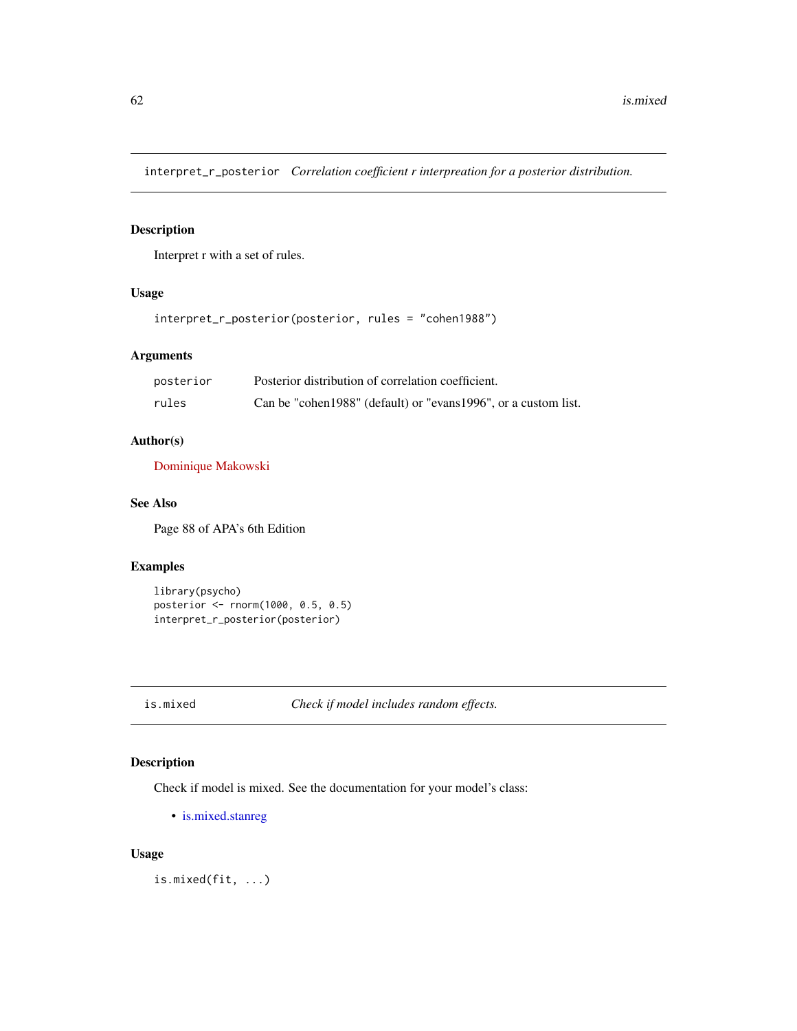## interpret_r_posterior *Correlation coefficient r interpreation for a posterior distribution.*

### Description

Interpret r with a set of rules.

### Usage

```
interpret_r_posterior(posterior, rules = "cohen1988")
```

### Arguments

| | |
|---|---|
| posterior | Posterior distribution of correlation coefficient. |
| rules | Can be "cohen1988" (default) or "evans1996", or a custom list. |

### Author(s)

Dominique Makowski

### See Also

Page 88 of APA's 6th Edition

### Examples

```
library(psycho)
posterior <- rnorm(1000, 0.5, 0.5)
interpret_r_posterior(posterior)
```

## is.mixed *Check if model includes random effects.*

### Description

Check if model is mixed. See the documentation for your model's class:

- is.mixed.stanreg

### Usage

```
is.mixed(fit, ...)
```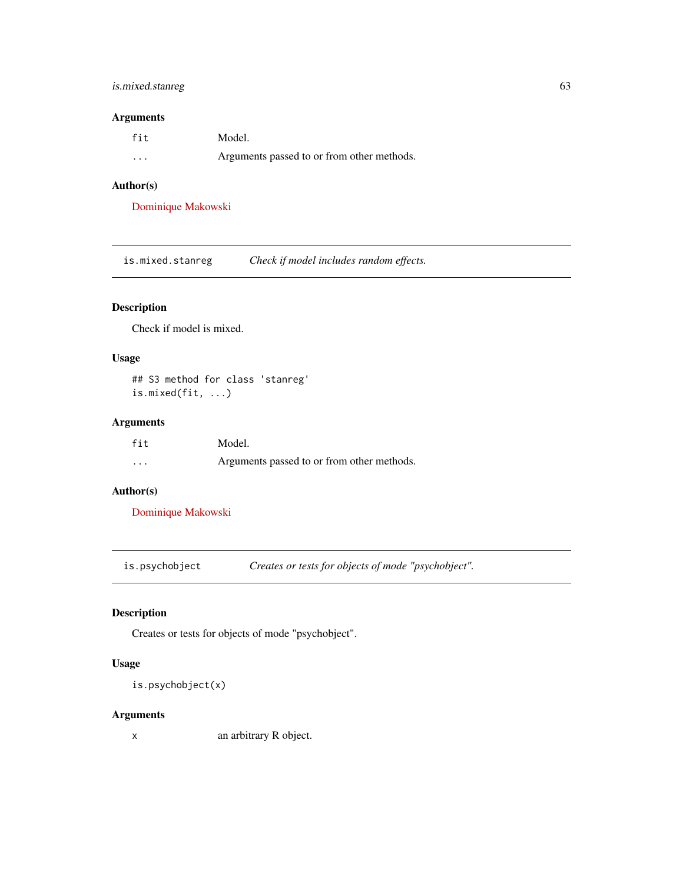## Arguments

| | |
|---|---|
| fit | Model. |
| ... | Arguments passed to or from other methods. |

## Author(s)

Dominique Makowski

---

# is.mixed.stanreg — *Check if model includes random effects.*

## Description

Check if model is mixed.

## Usage

```
## S3 method for class 'stanreg'
is.mixed(fit, ...)
```

## Arguments

| | |
|---|---|
| fit | Model. |
| ... | Arguments passed to or from other methods. |

## Author(s)

Dominique Makowski

---

# is.psychobject — *Creates or tests for objects of mode "psychobject".*

## Description

Creates or tests for objects of mode "psychobject".

## Usage

```
is.psychobject(x)
```

## Arguments

| | |
|---|---|
| x | an arbitrary R object. |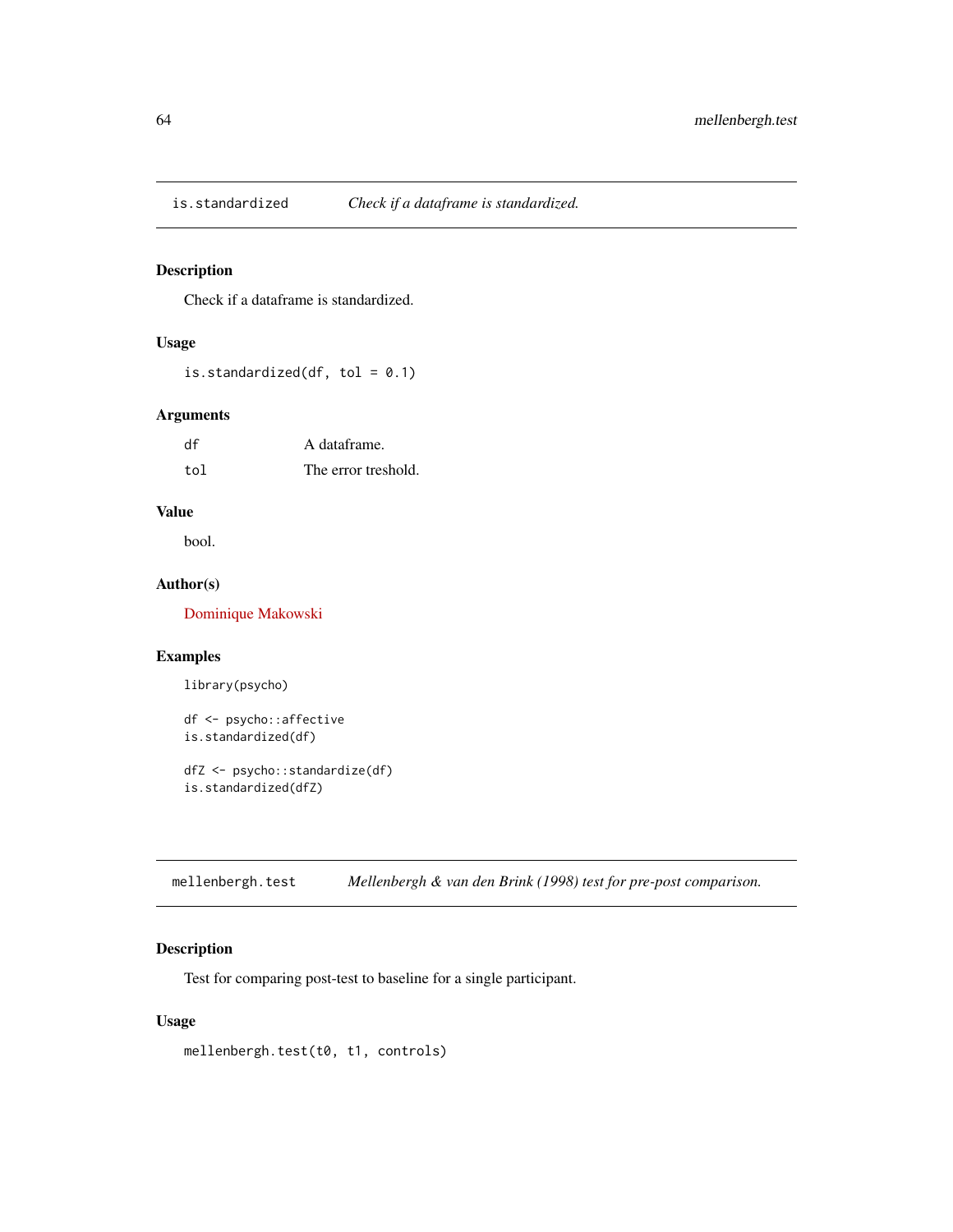## is.standardized — *Check if a dataframe is standardized.*

### Description

Check if a dataframe is standardized.

### Usage

```
is.standardized(df, tol = 0.1)
```

### Arguments

| | |
|---|---|
| df | A dataframe. |
| tol | The error treshold. |

### Value

bool.

### Author(s)

Dominique Makowski

### Examples

```
library(psycho)

df <- psycho::affective
is.standardized(df)

dfZ <- psycho::standardize(df)
is.standardized(dfZ)
```

## mellenbergh.test — *Mellenbergh & van den Brink (1998) test for pre-post comparison.*

### Description

Test for comparing post-test to baseline for a single participant.

### Usage

```
mellenbergh.test(t0, t1, controls)
```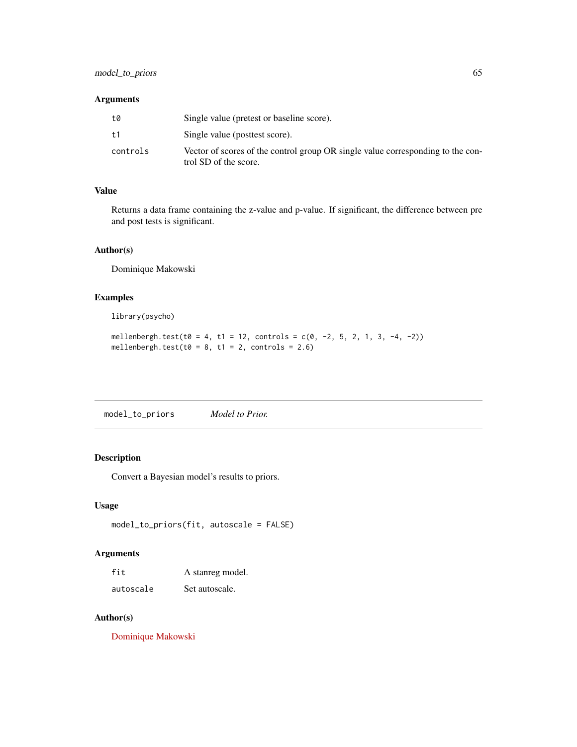### Arguments

| | |
|---|---|
| t0 | Single value (pretest or baseline score). |
| t1 | Single value (posttest score). |
| controls | Vector of scores of the control group OR single value corresponding to the control SD of the score. |

### Value

Returns a data frame containing the z-value and p-value. If significant, the difference between pre and post tests is significant.

### Author(s)

Dominique Makowski

### Examples

```
library(psycho)

mellenbergh.test(t0 = 4, t1 = 12, controls = c(0, -2, 5, 2, 1, 3, -4, -2))
mellenbergh.test(t0 = 8, t1 = 2, controls = 2.6)
```

---

## model_to_priors    *Model to Prior.*

---

### Description

Convert a Bayesian model's results to priors.

### Usage

```
model_to_priors(fit, autoscale = FALSE)
```

### Arguments

| | |
|---|---|
| fit | A stanreg model. |
| autoscale | Set autoscale. |

### Author(s)

Dominique Makowski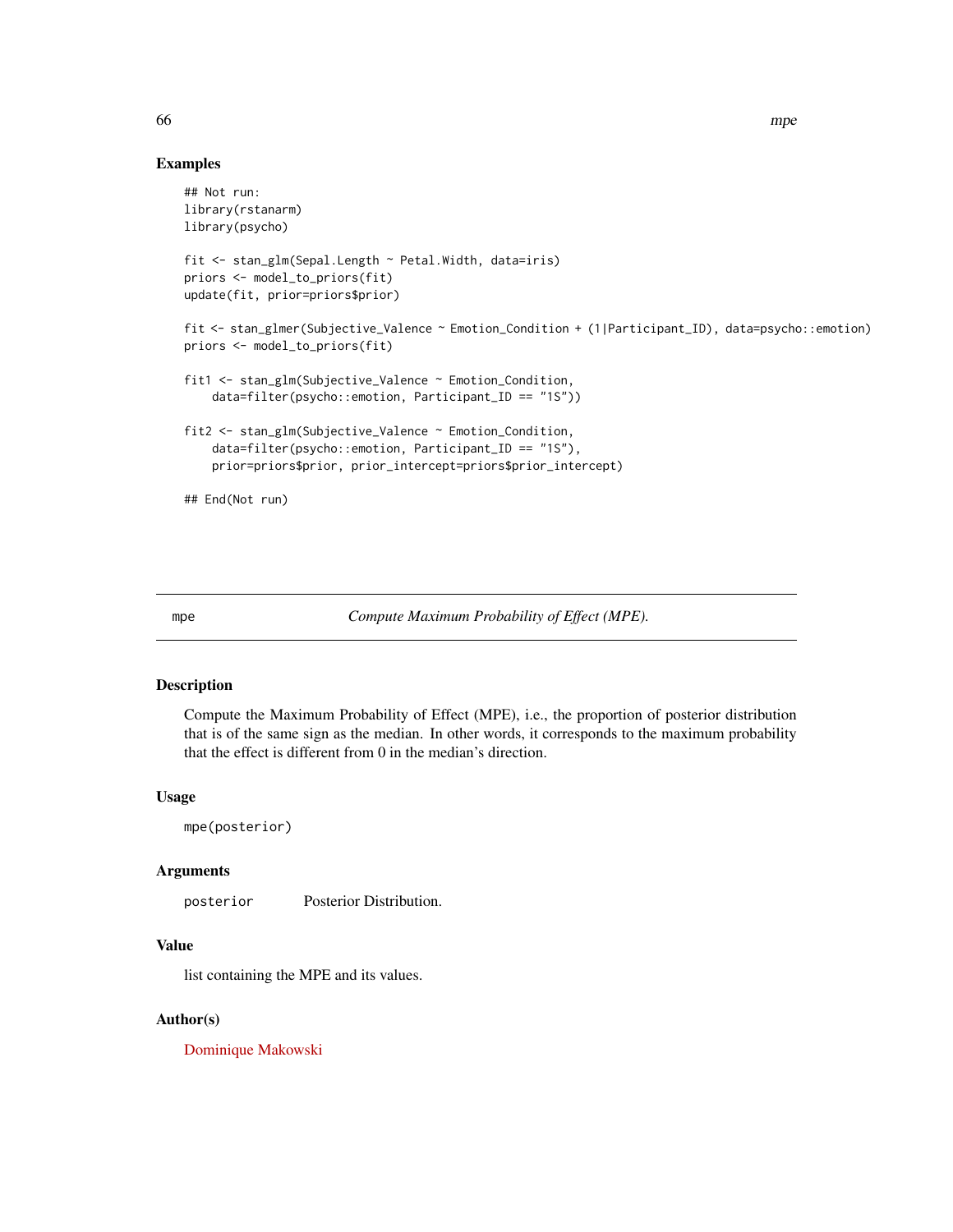## Examples

```
## Not run:
library(rstanarm)
library(psycho)

fit <- stan_glm(Sepal.Length ~ Petal.Width, data=iris)
priors <- model_to_priors(fit)
update(fit, prior=priors$prior)

fit <- stan_glmer(Subjective_Valence ~ Emotion_Condition + (1|Participant_ID), data=psycho::emotion)
priors <- model_to_priors(fit)

fit1 <- stan_glm(Subjective_Valence ~ Emotion_Condition,
    data=filter(psycho::emotion, Participant_ID == "1S"))

fit2 <- stan_glm(Subjective_Valence ~ Emotion_Condition,
    data=filter(psycho::emotion, Participant_ID == "1S"),
    prior=priors$prior, prior_intercept=priors$prior_intercept)

## End(Not run)
```

---

`mpe` — *Compute Maximum Probability of Effect (MPE).*

---

## Description

Compute the Maximum Probability of Effect (MPE), i.e., the proportion of posterior distribution that is of the same sign as the median. In other words, it corresponds to the maximum probability that the effect is different from 0 in the median's direction.

## Usage

```
mpe(posterior)
```

## Arguments

| | |
|---|---|
| `posterior` | Posterior Distribution. |

## Value

list containing the MPE and its values.

## Author(s)

Dominique Makowski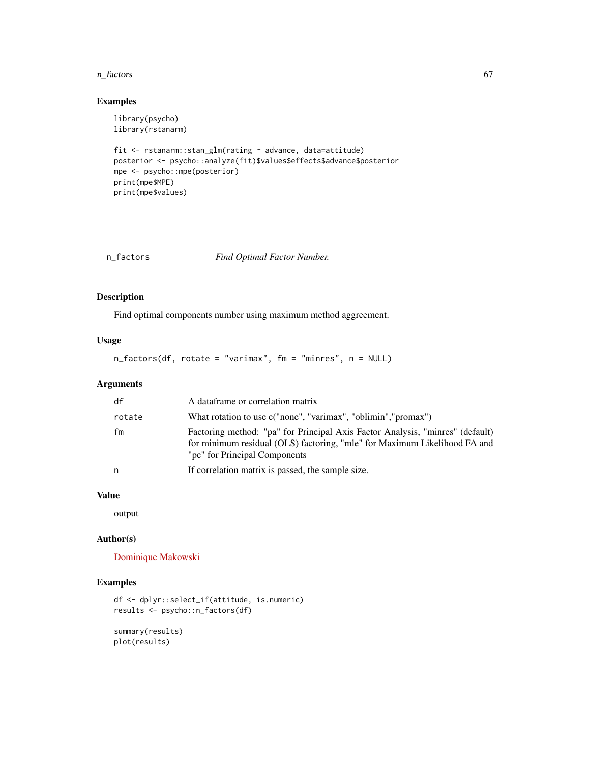## Examples

```
library(psycho)
library(rstanarm)

fit <- rstanarm::stan_glm(rating ~ advance, data=attitude)
posterior <- psycho::analyze(fit)$values$effects$advance$posterior
mpe <- psycho::mpe(posterior)
print(mpe$MPE)
print(mpe$values)
```

---

# n_factors — *Find Optimal Factor Number.*

## Description

Find optimal components number using maximum method aggreement.

## Usage

```
n_factors(df, rotate = "varimax", fm = "minres", n = NULL)
```

## Arguments

| | |
|---|---|
| df | A dataframe or correlation matrix |
| rotate | What rotation to use c("none", "varimax", "oblimin","promax") |
| fm | Factoring method: "pa" for Principal Axis Factor Analysis, "minres" (default) for minimum residual (OLS) factoring, "mle" for Maximum Likelihood FA and "pc" for Principal Components |
| n | If correlation matrix is passed, the sample size. |

## Value

output

## Author(s)

Dominique Makowski

## Examples

```
df <- dplyr::select_if(attitude, is.numeric)
results <- psycho::n_factors(df)

summary(results)
plot(results)
```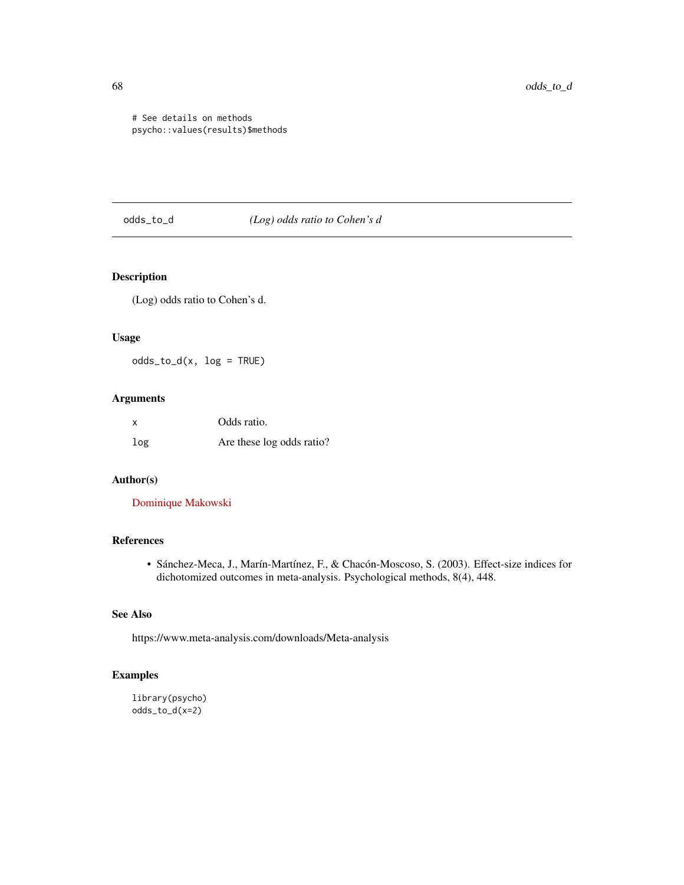```
# See details on methods
psycho::values(results)$methods
```

## odds_to_d — *(Log) odds ratio to Cohen's d*

### Description

(Log) odds ratio to Cohen's d.

### Usage

```
odds_to_d(x, log = TRUE)
```

### Arguments

| | |
|---|---|
| x | Odds ratio. |
| log | Are these log odds ratio? |

### Author(s)

Dominique Makowski

### References

- Sánchez-Meca, J., Marín-Martínez, F., & Chacón-Moscoso, S. (2003). Effect-size indices for dichotomized outcomes in meta-analysis. Psychological methods, 8(4), 448.

### See Also

https://www.meta-analysis.com/downloads/Meta-analysis

### Examples

```
library(psycho)
odds_to_d(x=2)
```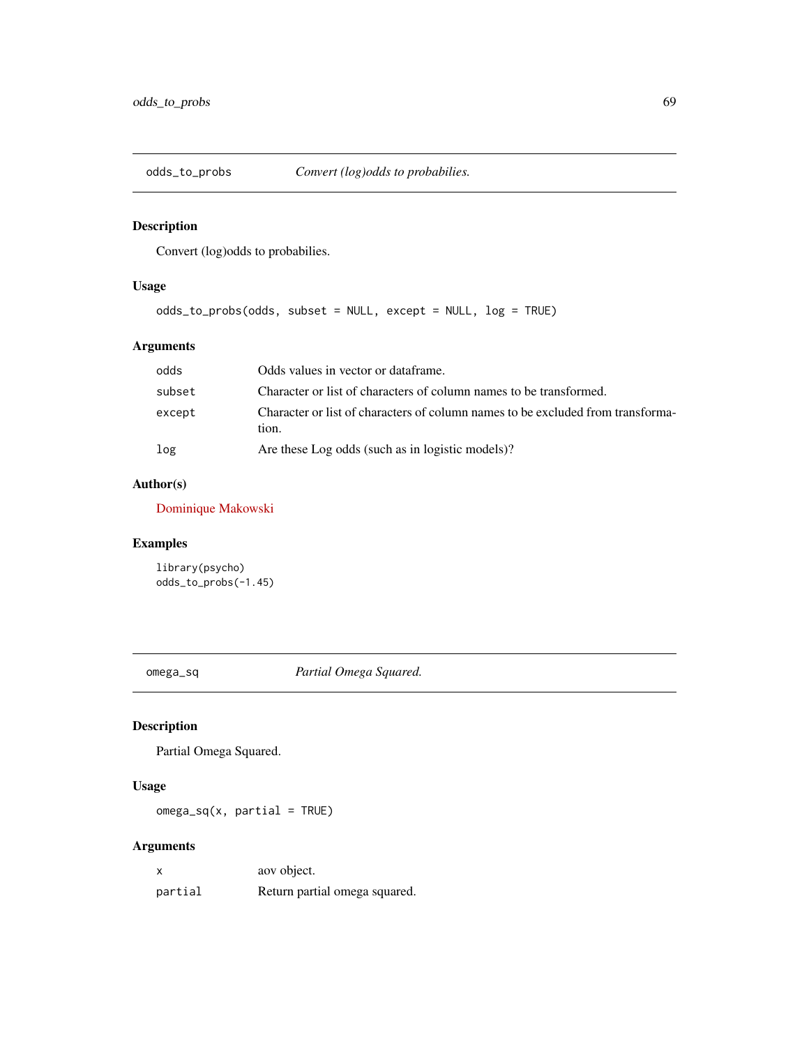## odds_to_probs — *Convert (log)odds to probabilies.*

### Description

Convert (log)odds to probabilies.

### Usage

```
odds_to_probs(odds, subset = NULL, except = NULL, log = TRUE)
```

### Arguments

| | |
|---|---|
| `odds` | Odds values in vector or dataframe. |
| `subset` | Character or list of characters of column names to be transformed. |
| `except` | Character or list of characters of column names to be excluded from transformation. |
| `log` | Are these Log odds (such as in logistic models)? |

### Author(s)

Dominique Makowski

### Examples

```
library(psycho)
odds_to_probs(-1.45)
```

## omega_sq — *Partial Omega Squared.*

### Description

Partial Omega Squared.

### Usage

```
omega_sq(x, partial = TRUE)
```

### Arguments

| | |
|---|---|
| `x` | aov object. |
| `partial` | Return partial omega squared. |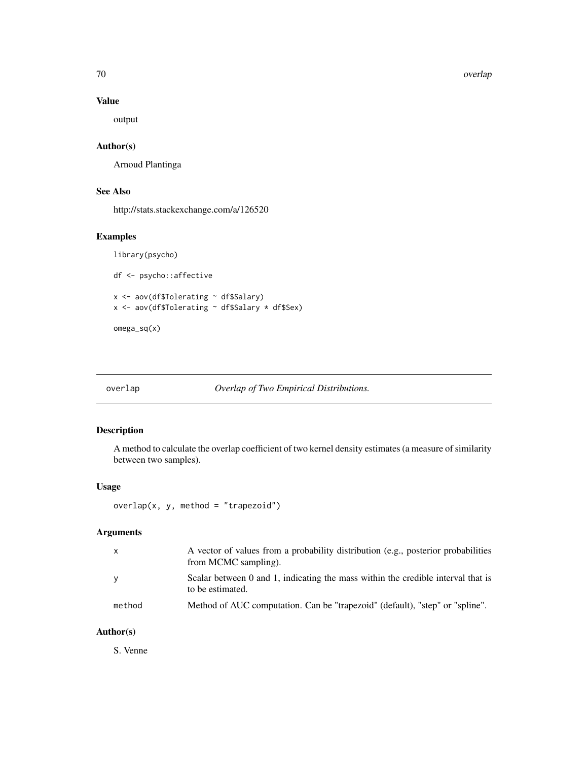## Value

output

## Author(s)

Arnoud Plantinga

## See Also

http://stats.stackexchange.com/a/126520

## Examples

```
library(psycho)

df <- psycho::affective

x <- aov(df$Tolerating ~ df$Salary)
x <- aov(df$Tolerating ~ df$Salary * df$Sex)

omega_sq(x)
```

---

# overlap — *Overlap of Two Empirical Distributions.*

---

## Description

A method to calculate the overlap coefficient of two kernel density estimates (a measure of similarity between two samples).

## Usage

```
overlap(x, y, method = "trapezoid")
```

## Arguments

| | |
|---|---|
| x | A vector of values from a probability distribution (e.g., posterior probabilities from MCMC sampling). |
| y | Scalar between 0 and 1, indicating the mass within the credible interval that is to be estimated. |
| method | Method of AUC computation. Can be "trapezoid" (default), "step" or "spline". |

## Author(s)

S. Venne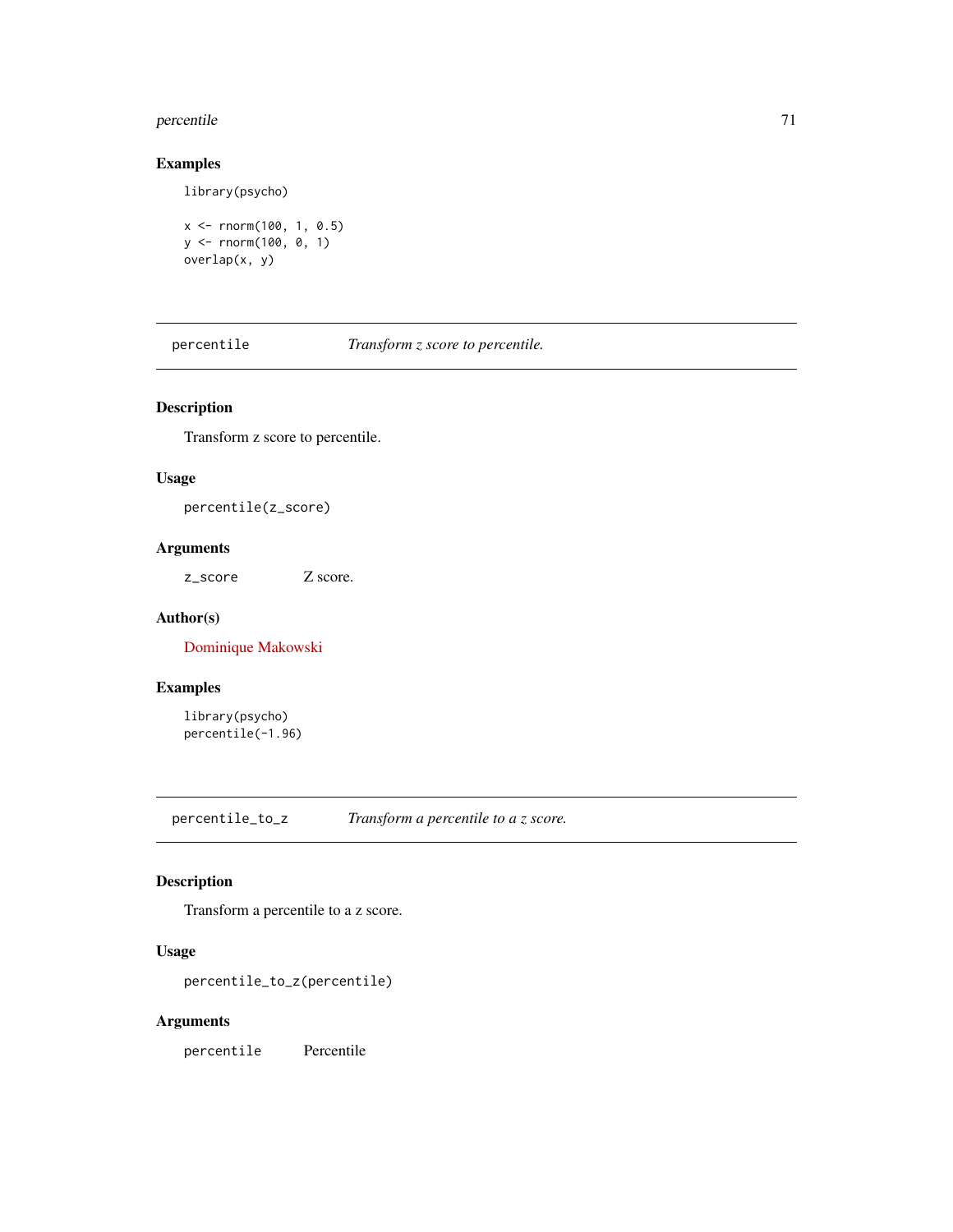### Examples

```
library(psycho)

x <- rnorm(100, 1, 0.5)
y <- rnorm(100, 0, 1)
overlap(x, y)
```

---

## percentile — *Transform z score to percentile.*

---

### Description

Transform z score to percentile.

### Usage

```
percentile(z_score)
```

### Arguments

| | |
|---|---|
| `z_score` | Z score. |

### Author(s)

Dominique Makowski

### Examples

```
library(psycho)
percentile(-1.96)
```

---

## percentile_to_z — *Transform a percentile to a z score.*

---

### Description

Transform a percentile to a z score.

### Usage

```
percentile_to_z(percentile)
```

### Arguments

| | |
|---|---|
| `percentile` | Percentile |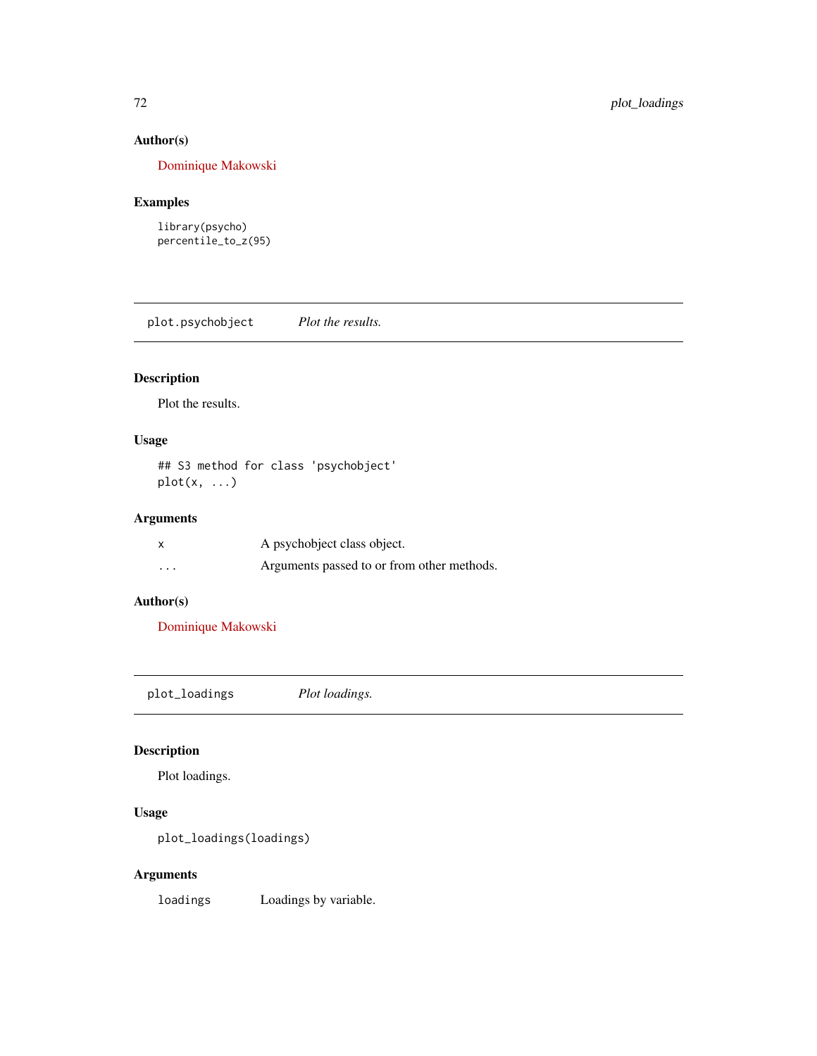### Author(s)

Dominique Makowski

### Examples

```
library(psycho)
percentile_to_z(95)
```

---

## plot.psychobject    *Plot the results.*

---

### Description

Plot the results.

### Usage

```
## S3 method for class 'psychobject'
plot(x, ...)
```

### Arguments

| | |
|---|---|
| x | A psychobject class object. |
| ... | Arguments passed to or from other methods. |

### Author(s)

Dominique Makowski

---

## plot_loadings    *Plot loadings.*

---

### Description

Plot loadings.

### Usage

```
plot_loadings(loadings)
```

### Arguments

| | |
|---|---|
| loadings | Loadings by variable. |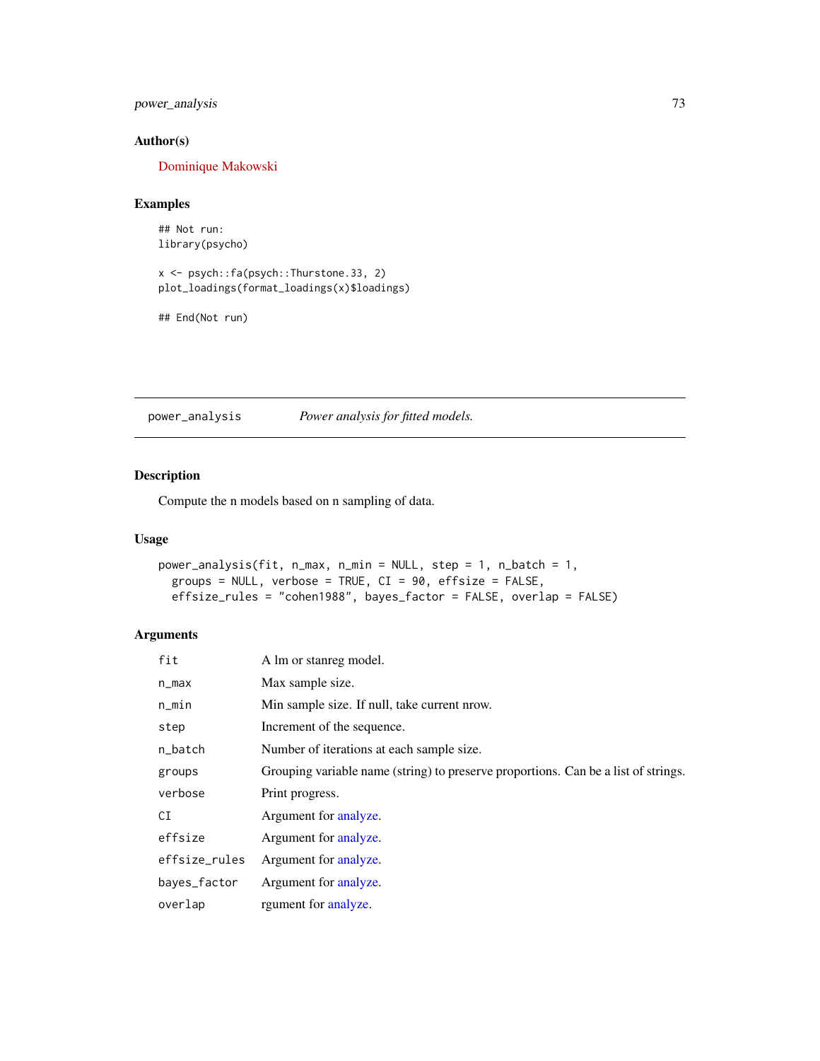## Author(s)

Dominique Makowski

## Examples

```
## Not run:
library(psycho)

x <- psych::fa(psych::Thurstone.33, 2)
plot_loadings(format_loadings(x)$loadings)

## End(Not run)
```

---

# power_analysis — *Power analysis for fitted models.*

---

## Description

Compute the n models based on n sampling of data.

## Usage

```
power_analysis(fit, n_max, n_min = NULL, step = 1, n_batch = 1,
  groups = NULL, verbose = TRUE, CI = 90, effsize = FALSE,
  effsize_rules = "cohen1988", bayes_factor = FALSE, overlap = FALSE)
```

## Arguments

| | |
|---|---|
| `fit` | A lm or stanreg model. |
| `n_max` | Max sample size. |
| `n_min` | Min sample size. If null, take current nrow. |
| `step` | Increment of the sequence. |
| `n_batch` | Number of iterations at each sample size. |
| `groups` | Grouping variable name (string) to preserve proportions. Can be a list of strings. |
| `verbose` | Print progress. |
| `CI` | Argument for analyze. |
| `effsize` | Argument for analyze. |
| `effsize_rules` | Argument for analyze. |
| `bayes_factor` | Argument for analyze. |
| `overlap` | rgument for analyze. |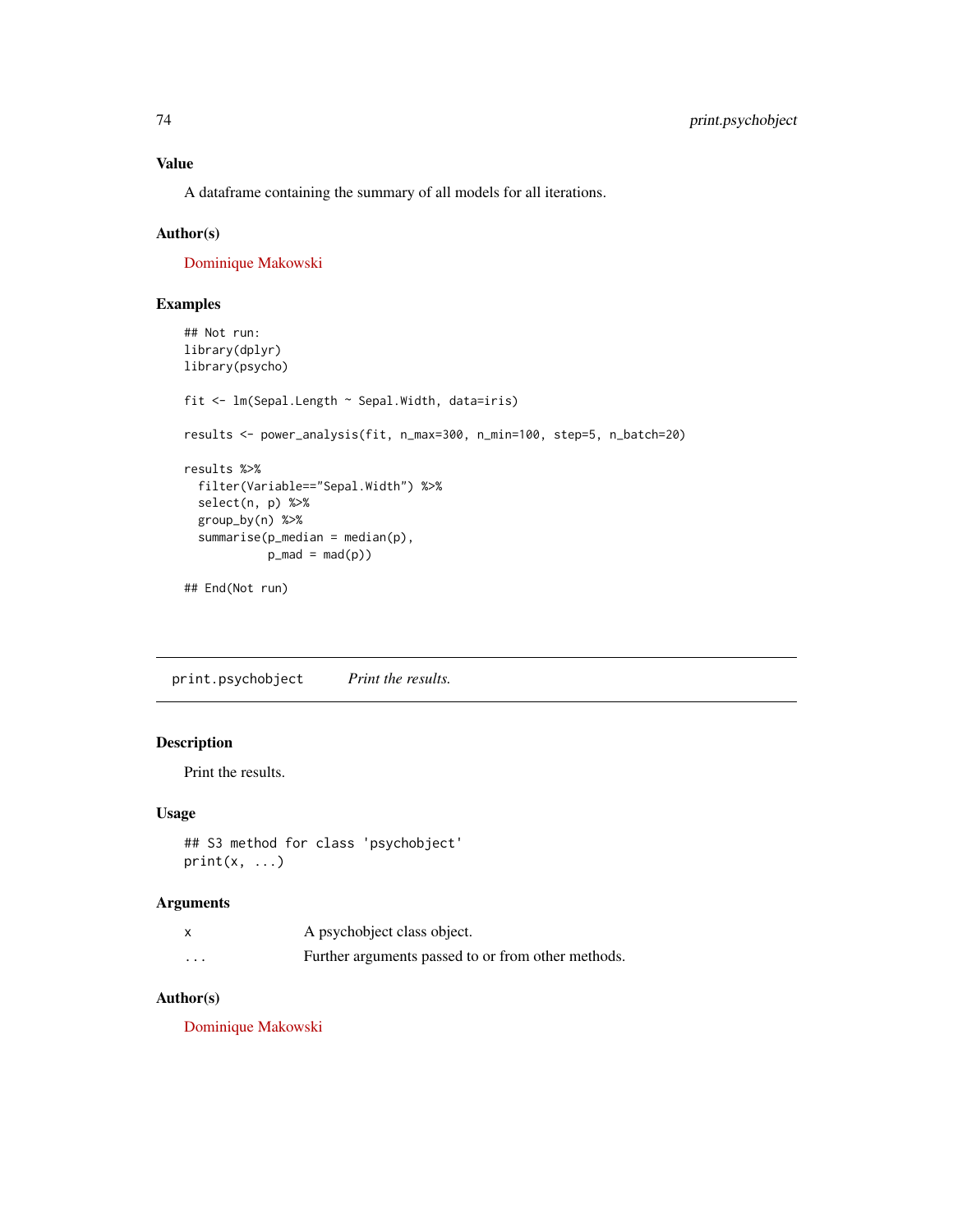### Value

A dataframe containing the summary of all models for all iterations.

### Author(s)

Dominique Makowski

### Examples

```
## Not run:
library(dplyr)
library(psycho)

fit <- lm(Sepal.Length ~ Sepal.Width, data=iris)

results <- power_analysis(fit, n_max=300, n_min=100, step=5, n_batch=20)

results %>%
  filter(Variable=="Sepal.Width") %>%
  select(n, p) %>%
  group_by(n) %>%
  summarise(p_median = median(p),
            p_mad = mad(p))

## End(Not run)
```

---

## print.psychobject *Print the results.*

---

### Description

Print the results.

### Usage

```
## S3 method for class 'psychobject'
print(x, ...)
```

### Arguments

| | |
|---|---|
| x | A psychobject class object. |
| ... | Further arguments passed to or from other methods. |

### Author(s)

Dominique Makowski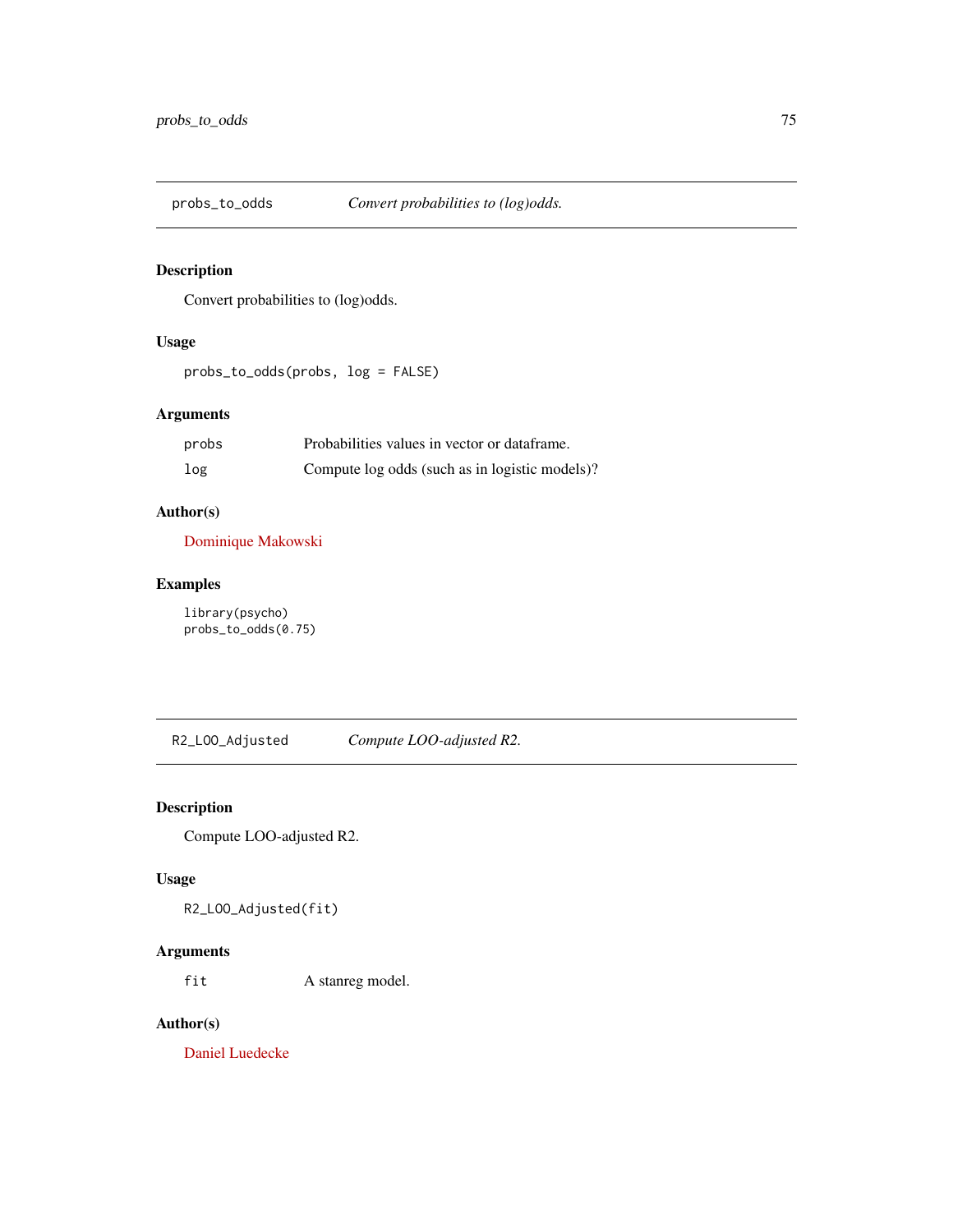## probs_to_odds — *Convert probabilities to (log)odds.*

### Description

Convert probabilities to (log)odds.

### Usage

```
probs_to_odds(probs, log = FALSE)
```

### Arguments

| | |
|---|---|
| probs | Probabilities values in vector or dataframe. |
| log | Compute log odds (such as in logistic models)? |

### Author(s)

Dominique Makowski

### Examples

```
library(psycho)
probs_to_odds(0.75)
```

## R2_LOO_Adjusted — *Compute LOO-adjusted R2.*

### Description

Compute LOO-adjusted R2.

### Usage

```
R2_LOO_Adjusted(fit)
```

### Arguments

| | |
|---|---|
| fit | A stanreg model. |

### Author(s)

Daniel Luedecke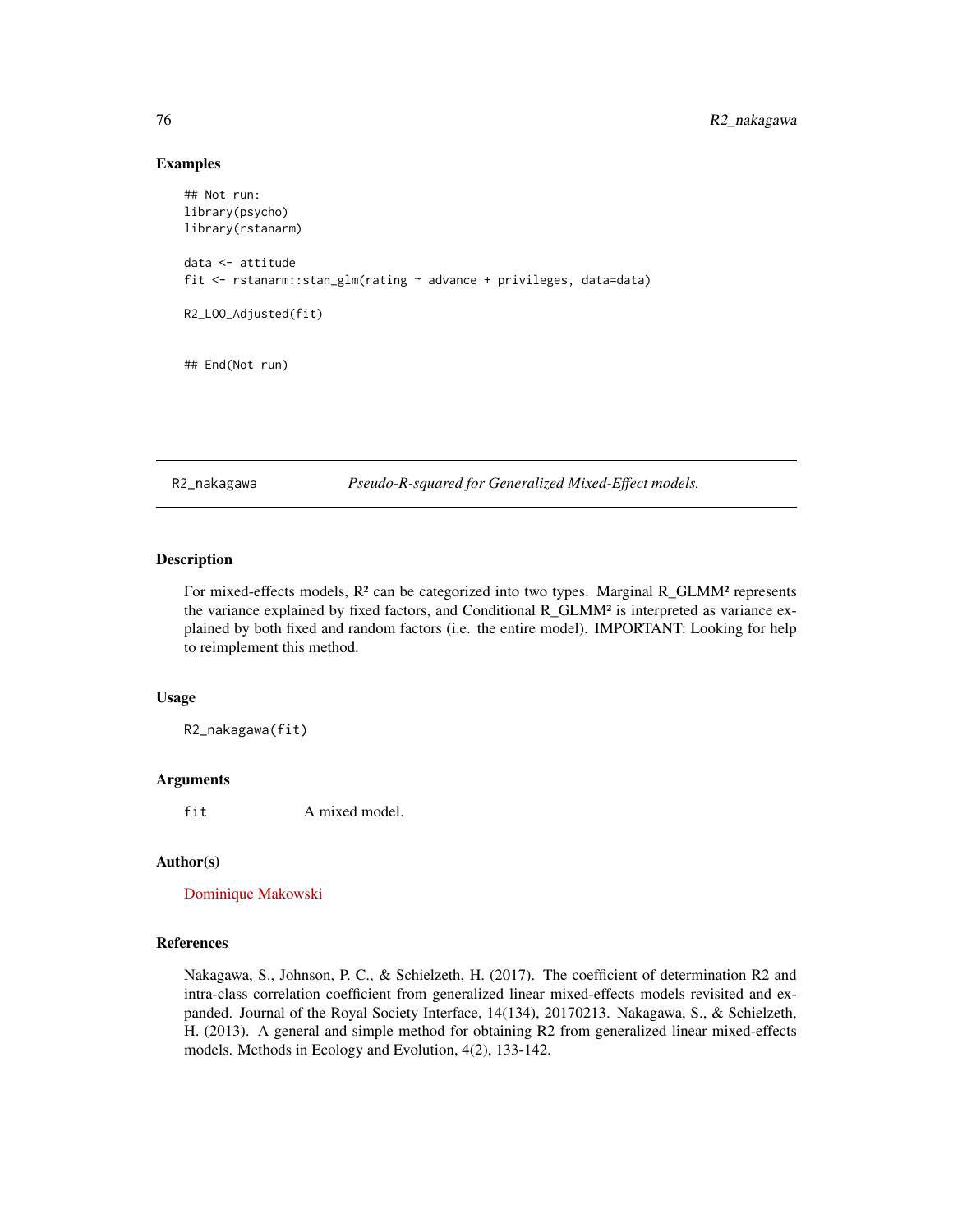### Examples

```
## Not run:
library(psycho)
library(rstanarm)

data <- attitude
fit <- rstanarm::stan_glm(rating ~ advance + privileges, data=data)

R2_LOO_Adjusted(fit)


## End(Not run)
```

---

## R2_nakagawa — *Pseudo-R-squared for Generalized Mixed-Effect models.*

### Description

For mixed-effects models, $R^2$ can be categorized into two types. Marginal $R\_GLMM^2$ represents the variance explained by fixed factors, and Conditional $R\_GLMM^2$ is interpreted as variance explained by both fixed and random factors (i.e. the entire model). IMPORTANT: Looking for help to reimplement this method.

### Usage

```
R2_nakagawa(fit)
```

### Arguments

| | |
|---|---|
| fit | A mixed model. |

### Author(s)

Dominique Makowski

### References

Nakagawa, S., Johnson, P. C., & Schielzeth, H. (2017). The coefficient of determination R2 and intra-class correlation coefficient from generalized linear mixed-effects models revisited and expanded. Journal of the Royal Society Interface, 14(134), 20170213. Nakagawa, S., & Schielzeth, H. (2013). A general and simple method for obtaining R2 from generalized linear mixed-effects models. Methods in Ecology and Evolution, 4(2), 133-142.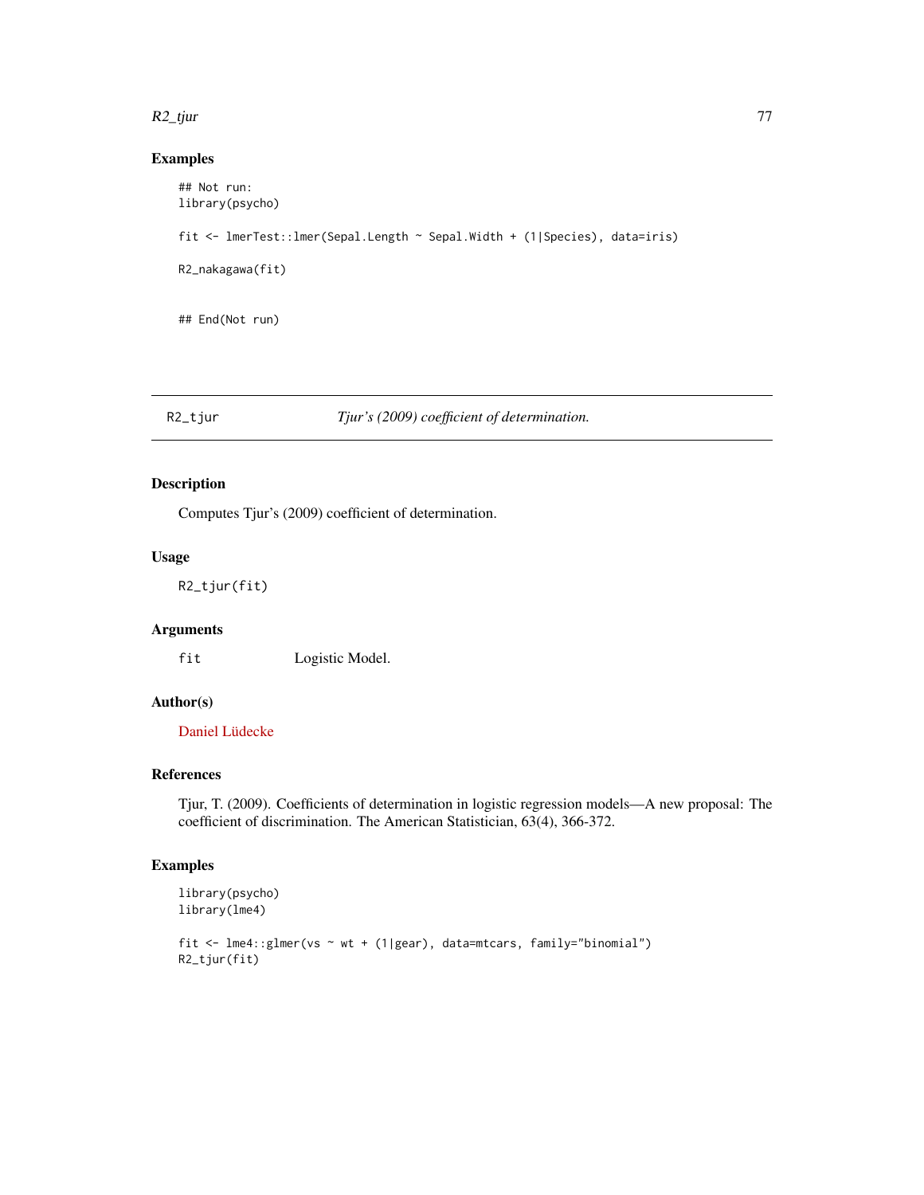### Examples

```
## Not run:
library(psycho)

fit <- lmerTest::lmer(Sepal.Length ~ Sepal.Width + (1|Species), data=iris)

R2_nakagawa(fit)


## End(Not run)
```

---

## R2_tjur *Tjur's (2009) coefficient of determination.*

---

### Description

Computes Tjur's (2009) coefficient of determination.

### Usage

```
R2_tjur(fit)
```

### Arguments

| | |
|---|---|
| fit | Logistic Model. |

### Author(s)

Daniel Lüdecke

### References

Tjur, T. (2009). Coefficients of determination in logistic regression models—A new proposal: The coefficient of discrimination. The American Statistician, 63(4), 366-372.

### Examples

```
library(psycho)
library(lme4)

fit <- lme4::glmer(vs ~ wt + (1|gear), data=mtcars, family="binomial")
R2_tjur(fit)
```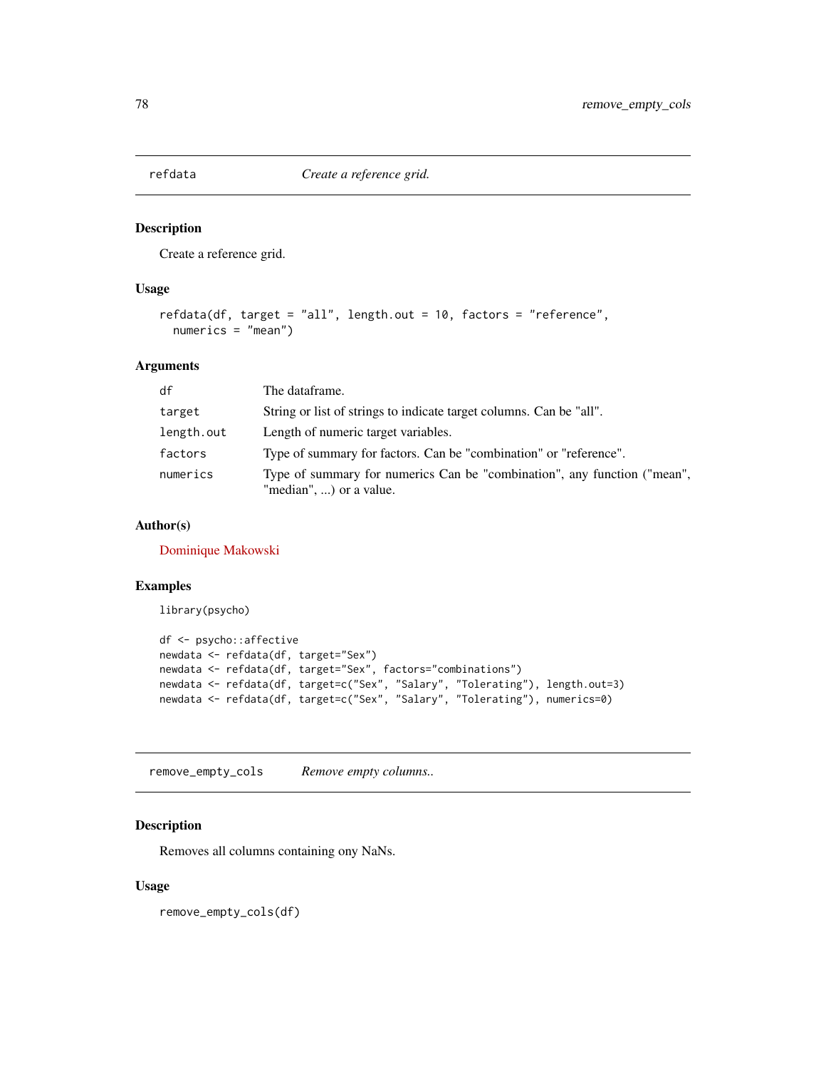## refdata — *Create a reference grid.*

### Description

Create a reference grid.

### Usage

```
refdata(df, target = "all", length.out = 10, factors = "reference",
  numerics = "mean")
```

### Arguments

| | |
|---|---|
| df | The dataframe. |
| target | String or list of strings to indicate target columns. Can be "all". |
| length.out | Length of numeric target variables. |
| factors | Type of summary for factors. Can be "combination" or "reference". |
| numerics | Type of summary for numerics Can be "combination", any function ("mean", "median", ...) or a value. |

### Author(s)

Dominique Makowski

### Examples

```
library(psycho)

df <- psycho::affective
newdata <- refdata(df, target="Sex")
newdata <- refdata(df, target="Sex", factors="combinations")
newdata <- refdata(df, target=c("Sex", "Salary", "Tolerating"), length.out=3)
newdata <- refdata(df, target=c("Sex", "Salary", "Tolerating"), numerics=0)
```

## remove_empty_cols — *Remove empty columns..*

### Description

Removes all columns containing ony NaNs.

### Usage

```
remove_empty_cols(df)
```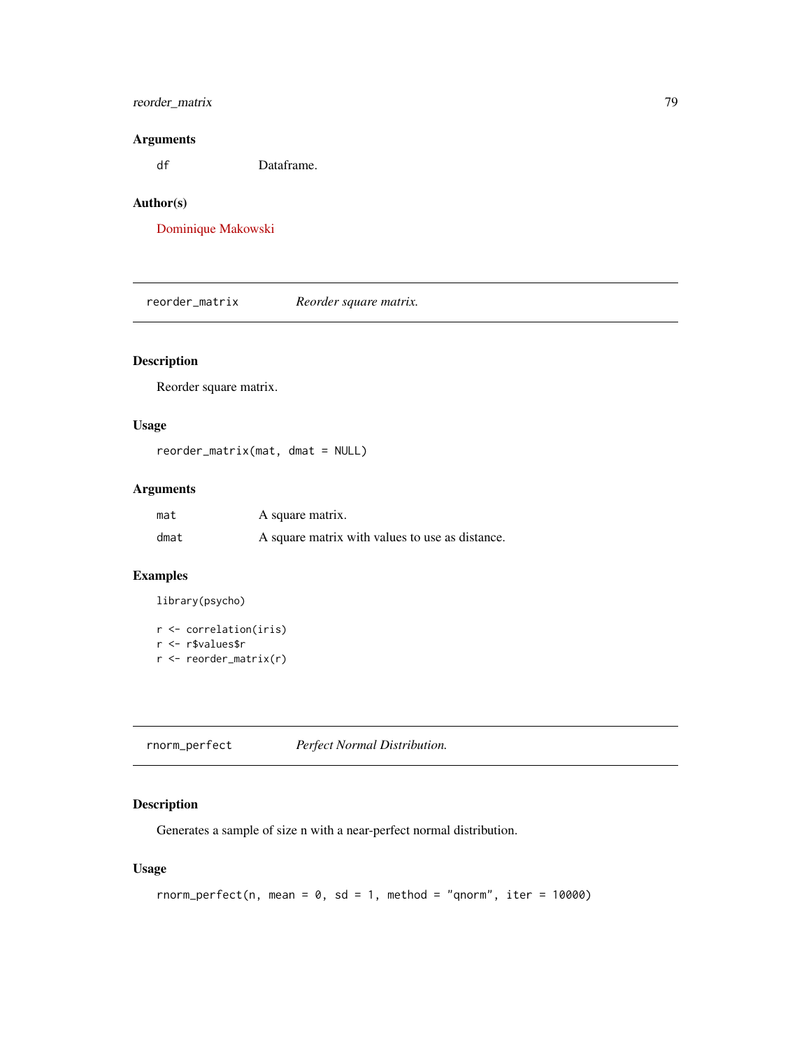### Arguments

| | |
|---|---|
| df | Dataframe. |

### Author(s)

Dominique Makowski

---

## reorder_matrix &nbsp;&nbsp;&nbsp; *Reorder square matrix.*

---

### Description

Reorder square matrix.

### Usage

```
reorder_matrix(mat, dmat = NULL)
```

### Arguments

| | |
|---|---|
| mat | A square matrix. |
| dmat | A square matrix with values to use as distance. |

### Examples

```
library(psycho)

r <- correlation(iris)
r <- r$values$r
r <- reorder_matrix(r)
```

---

## rnorm_perfect &nbsp;&nbsp;&nbsp; *Perfect Normal Distribution.*

---

### Description

Generates a sample of size n with a near-perfect normal distribution.

### Usage

```
rnorm_perfect(n, mean = 0, sd = 1, method = "qnorm", iter = 10000)
```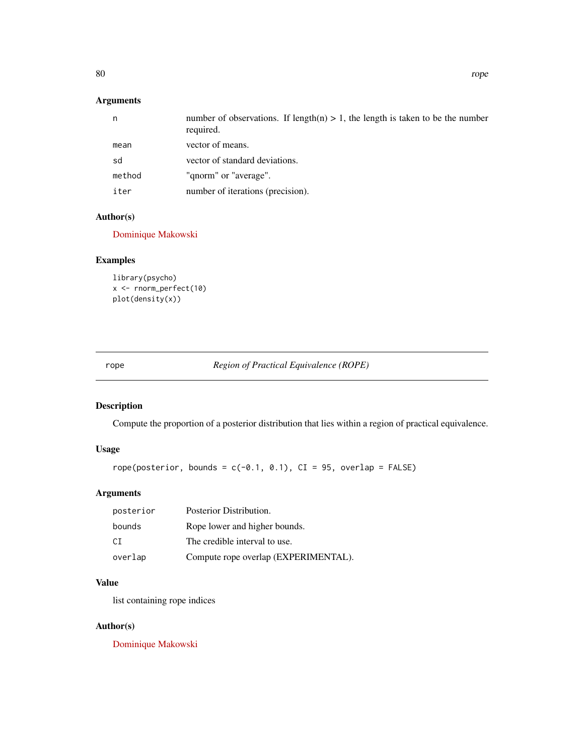### Arguments

| | |
|---|---|
| n | number of observations. If length(n) > 1, the length is taken to be the number required. |
| mean | vector of means. |
| sd | vector of standard deviations. |
| method | "qnorm" or "average". |
| iter | number of iterations (precision). |

### Author(s)

Dominique Makowski

### Examples

```
library(psycho)
x <- rnorm_perfect(10)
plot(density(x))
```

---

## rope — *Region of Practical Equivalence (ROPE)*

---

### Description

Compute the proportion of a posterior distribution that lies within a region of practical equivalence.

### Usage

```
rope(posterior, bounds = c(-0.1, 0.1), CI = 95, overlap = FALSE)
```

### Arguments

| | |
|---|---|
| posterior | Posterior Distribution. |
| bounds | Rope lower and higher bounds. |
| CI | The credible interval to use. |
| overlap | Compute rope overlap (EXPERIMENTAL). |

### Value

list containing rope indices

### Author(s)

Dominique Makowski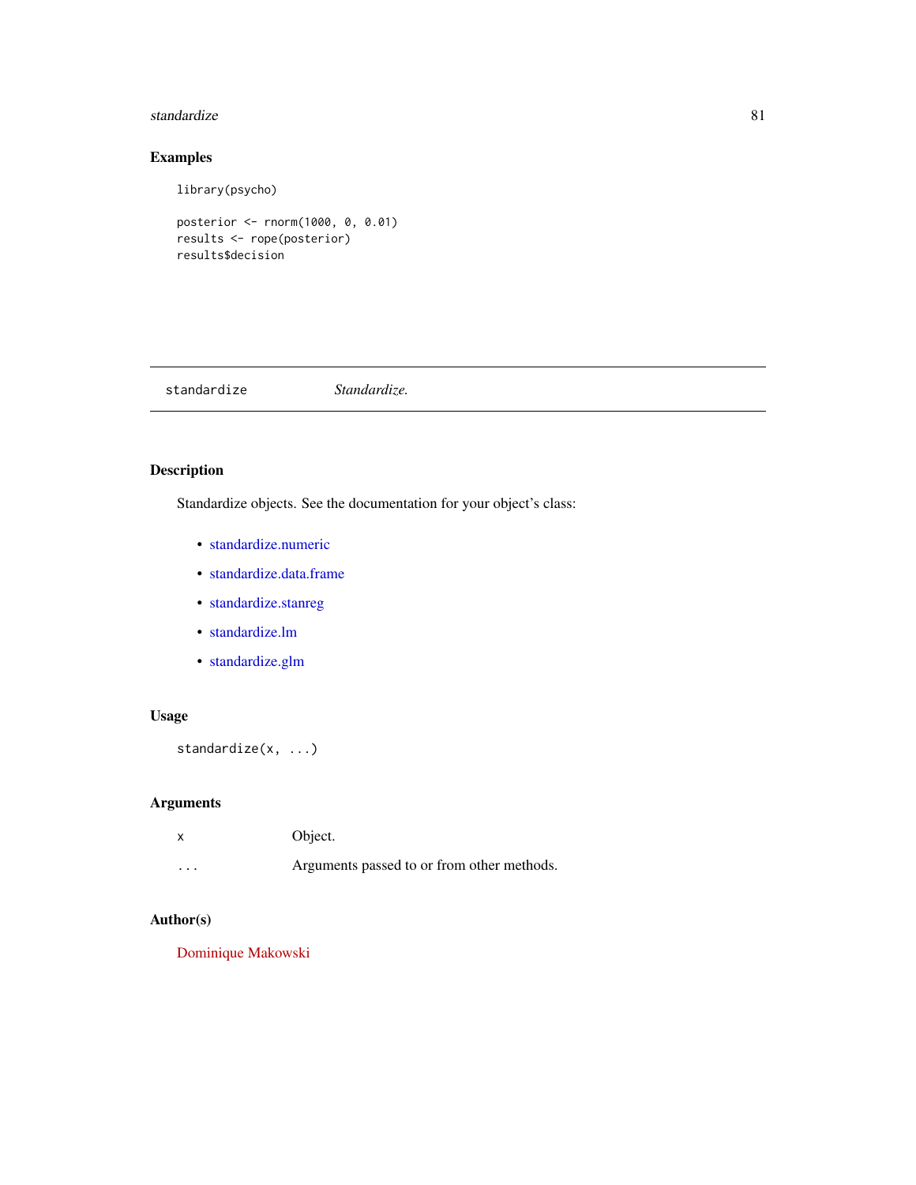## Examples

```
library(psycho)

posterior <- rnorm(1000, 0, 0.01)
results <- rope(posterior)
results$decision
```

---

`standardize` *Standardize.*

---

## Description

Standardize objects. See the documentation for your object's class:

- standardize.numeric
- standardize.data.frame
- standardize.stanreg
- standardize.lm
- standardize.glm

## Usage

```
standardize(x, ...)
```

## Arguments

| | |
|---|---|
| `x` | Object. |
| `...` | Arguments passed to or from other methods. |

## Author(s)

Dominique Makowski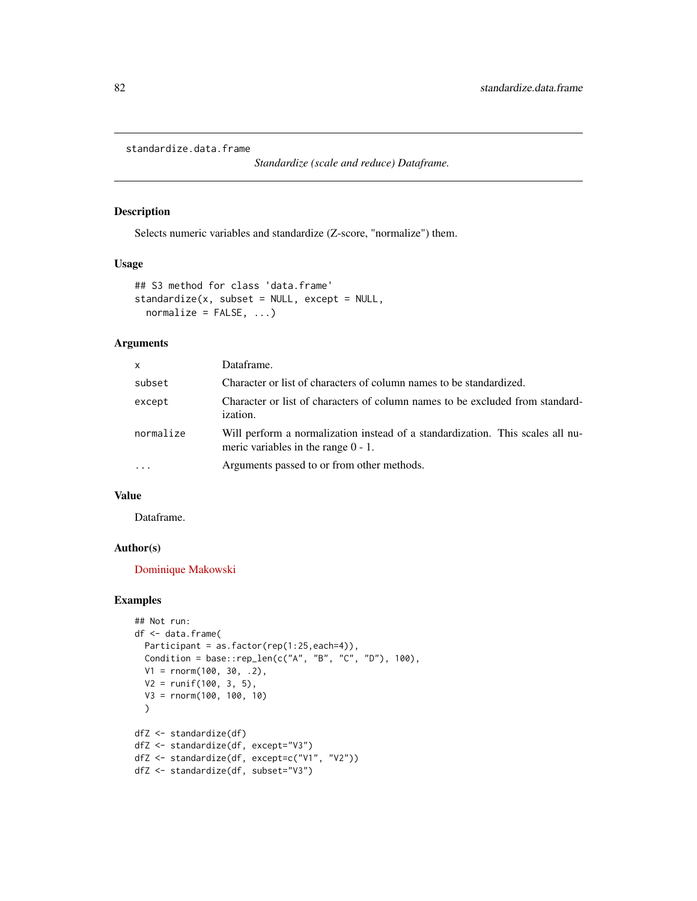standardize.data.frame

*Standardize (scale and reduce) Dataframe.*

## Description

Selects numeric variables and standardize (Z-score, "normalize") them.

## Usage

```
## S3 method for class 'data.frame'
standardize(x, subset = NULL, except = NULL,
  normalize = FALSE, ...)
```

## Arguments

| | |
|---|---|
| x | Dataframe. |
| subset | Character or list of characters of column names to be standardized. |
| except | Character or list of characters of column names to be excluded from standardization. |
| normalize | Will perform a normalization instead of a standardization. This scales all numeric variables in the range 0 - 1. |
| ... | Arguments passed to or from other methods. |

## Value

Dataframe.

## Author(s)

Dominique Makowski

## Examples

```
## Not run:
df <- data.frame(
  Participant = as.factor(rep(1:25,each=4)),
  Condition = base::rep_len(c("A", "B", "C", "D"), 100),
  V1 = rnorm(100, 30, .2),
  V2 = runif(100, 3, 5),
  V3 = rnorm(100, 100, 10)
  )

dfZ <- standardize(df)
dfZ <- standardize(df, except="V3")
dfZ <- standardize(df, except=c("V1", "V2"))
dfZ <- standardize(df, subset="V3")
```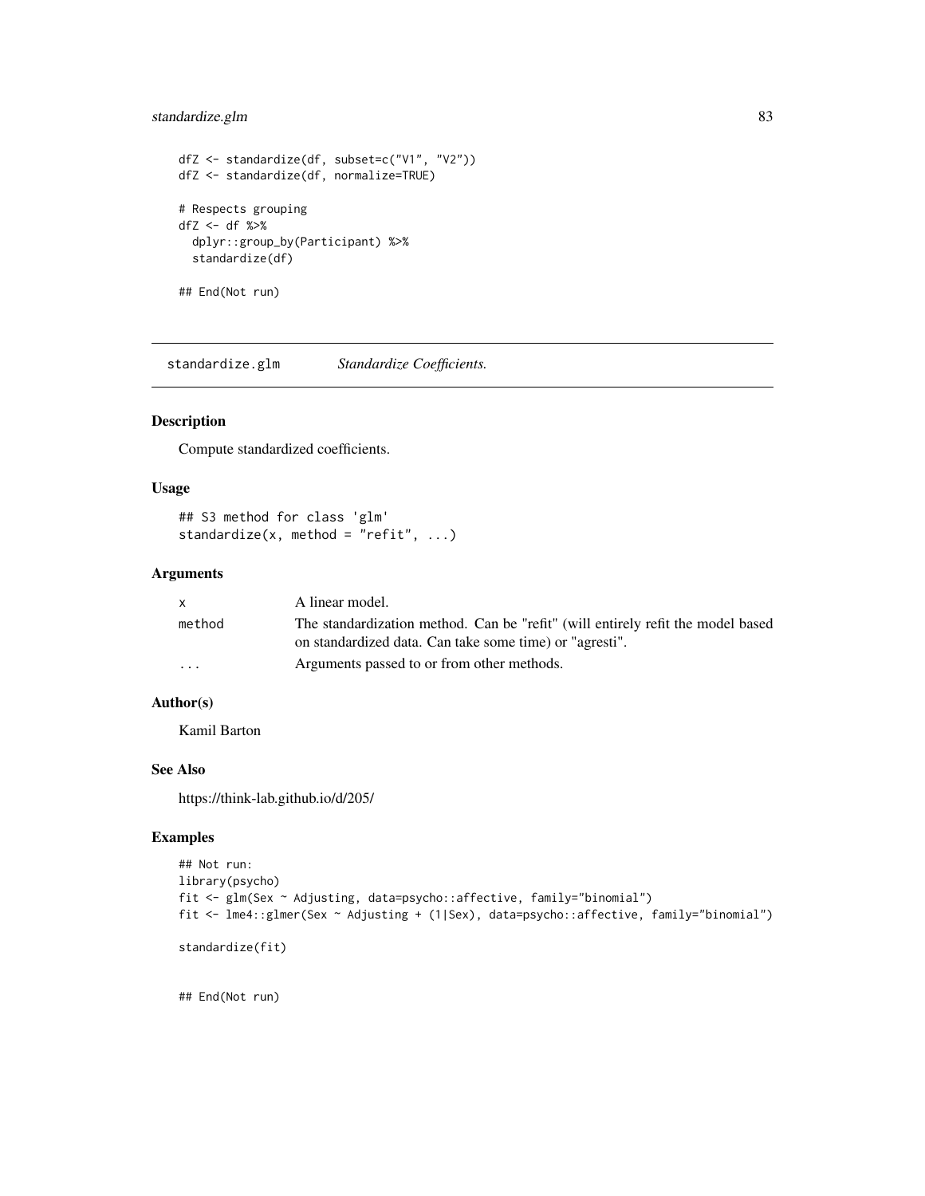```
dfZ <- standardize(df, subset=c("V1", "V2"))
dfZ <- standardize(df, normalize=TRUE)

# Respects grouping
dfZ <- df %>%
  dplyr::group_by(Participant) %>%
  standardize(df)

## End(Not run)
```

## standardize.glm *Standardize Coefficients.*

### Description

Compute standardized coefficients.

### Usage

```
## S3 method for class 'glm'
standardize(x, method = "refit", ...)
```

### Arguments

| | |
|---|---|
| `x` | A linear model. |
| `method` | The standardization method. Can be "refit" (will entirely refit the model based on standardized data. Can take some time) or "agresti". |
| `...` | Arguments passed to or from other methods. |

### Author(s)

Kamil Barton

### See Also

https://think-lab.github.io/d/205/

### Examples

```
## Not run:
library(psycho)
fit <- glm(Sex ~ Adjusting, data=psycho::affective, family="binomial")
fit <- lme4::glmer(Sex ~ Adjusting + (1|Sex), data=psycho::affective, family="binomial")

standardize(fit)


## End(Not run)
```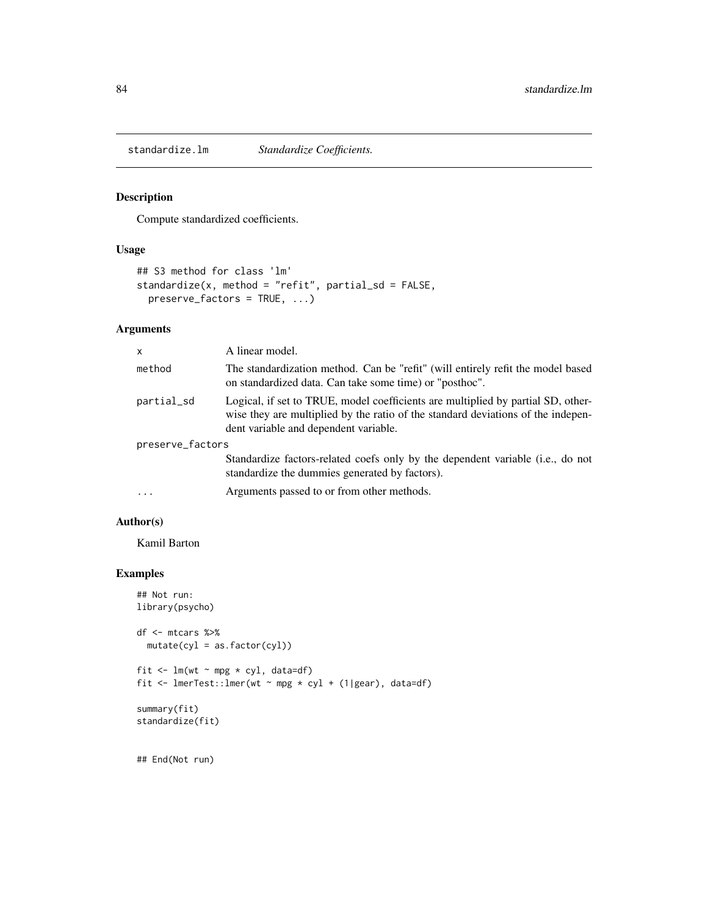# standardize.lm — *Standardize Coefficients.*

## Description

Compute standardized coefficients.

## Usage

```
## S3 method for class 'lm'
standardize(x, method = "refit", partial_sd = FALSE,
  preserve_factors = TRUE, ...)
```

## Arguments

| | |
|---|---|
| `x` | A linear model. |
| `method` | The standardization method. Can be "refit" (will entirely refit the model based on standardized data. Can take some time) or "posthoc". |
| `partial_sd` | Logical, if set to TRUE, model coefficients are multiplied by partial SD, otherwise they are multiplied by the ratio of the standard deviations of the independent variable and dependent variable. |
| `preserve_factors` | Standardize factors-related coefs only by the dependent variable (i.e., do not standardize the dummies generated by factors). |
| `...` | Arguments passed to or from other methods. |

## Author(s)

Kamil Barton

## Examples

```
## Not run:
library(psycho)

df <- mtcars %>%
  mutate(cyl = as.factor(cyl))

fit <- lm(wt ~ mpg * cyl, data=df)
fit <- lmerTest::lmer(wt ~ mpg * cyl + (1|gear), data=df)

summary(fit)
standardize(fit)


## End(Not run)
```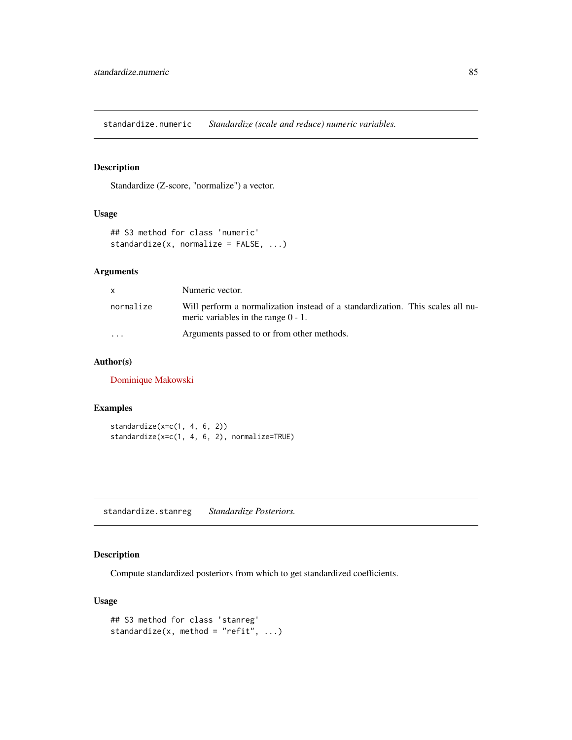## standardize.numeric *Standardize (scale and reduce) numeric variables.*

### Description

Standardize (Z-score, "normalize") a vector.

### Usage

```
## S3 method for class 'numeric'
standardize(x, normalize = FALSE, ...)
```

### Arguments

| | |
|---|---|
| x | Numeric vector. |
| normalize | Will perform a normalization instead of a standardization. This scales all numeric variables in the range 0 - 1. |
| ... | Arguments passed to or from other methods. |

### Author(s)

Dominique Makowski

### Examples

```
standardize(x=c(1, 4, 6, 2))
standardize(x=c(1, 4, 6, 2), normalize=TRUE)
```

## standardize.stanreg *Standardize Posteriors.*

### Description

Compute standardized posteriors from which to get standardized coefficients.

### Usage

```
## S3 method for class 'stanreg'
standardize(x, method = "refit", ...)
```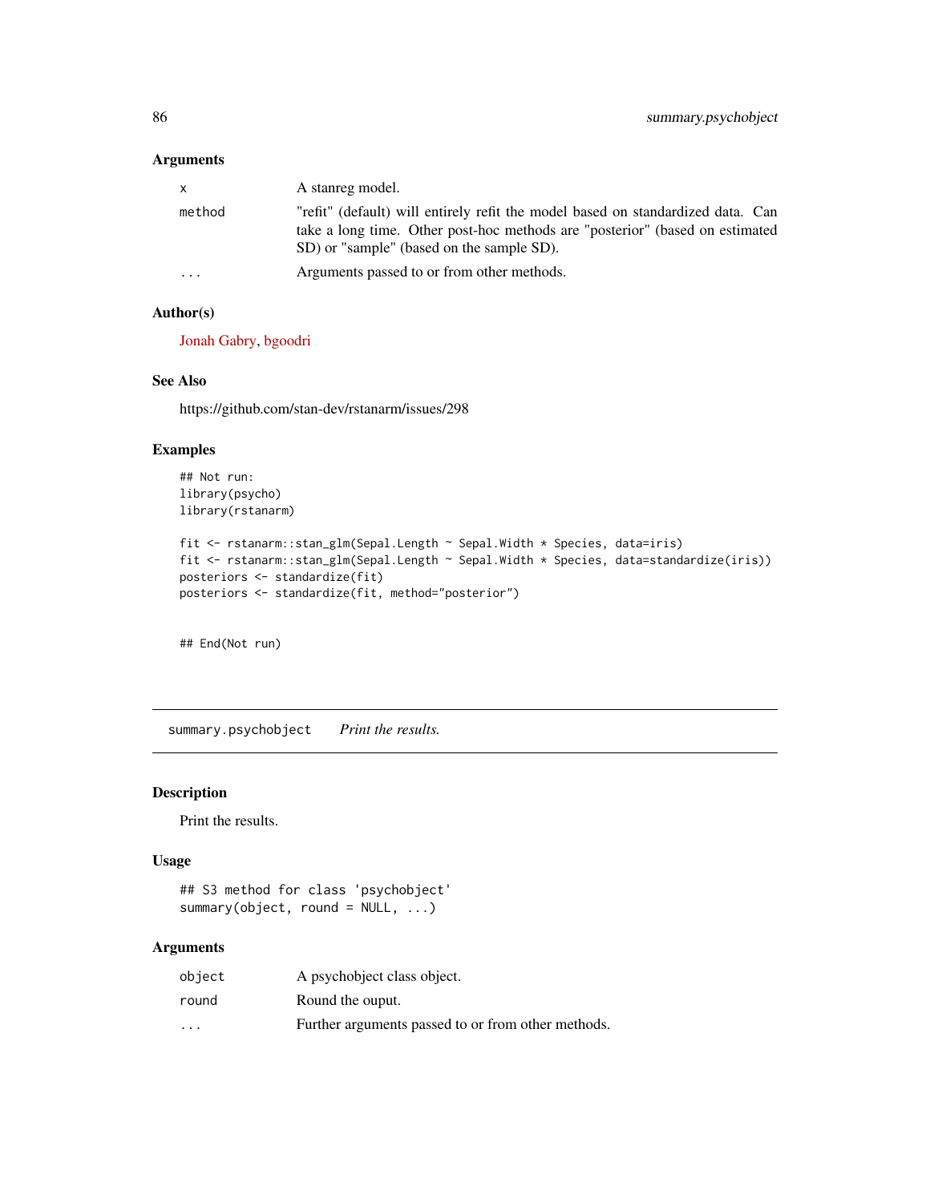### Arguments

| | |
|---|---|
| x | A stanreg model. |
| method | "refit" (default) will entirely refit the model based on standardized data. Can take a long time. Other post-hoc methods are "posterior" (based on estimated SD) or "sample" (based on the sample SD). |
| ... | Arguments passed to or from other methods. |

### Author(s)

Jonah Gabry, bgoodri

### See Also

https://github.com/stan-dev/rstanarm/issues/298

### Examples

```
## Not run:
library(psycho)
library(rstanarm)

fit <- rstanarm::stan_glm(Sepal.Length ~ Sepal.Width * Species, data=iris)
fit <- rstanarm::stan_glm(Sepal.Length ~ Sepal.Width * Species, data=standardize(iris))
posteriors <- standardize(fit)
posteriors <- standardize(fit, method="posterior")


## End(Not run)
```

---

## summary.psychobject    *Print the results.*

---

### Description

Print the results.

### Usage

```
## S3 method for class 'psychobject'
summary(object, round = NULL, ...)
```

### Arguments

| | |
|---|---|
| object | A psychobject class object. |
| round | Round the ouput. |
| ... | Further arguments passed to or from other methods. |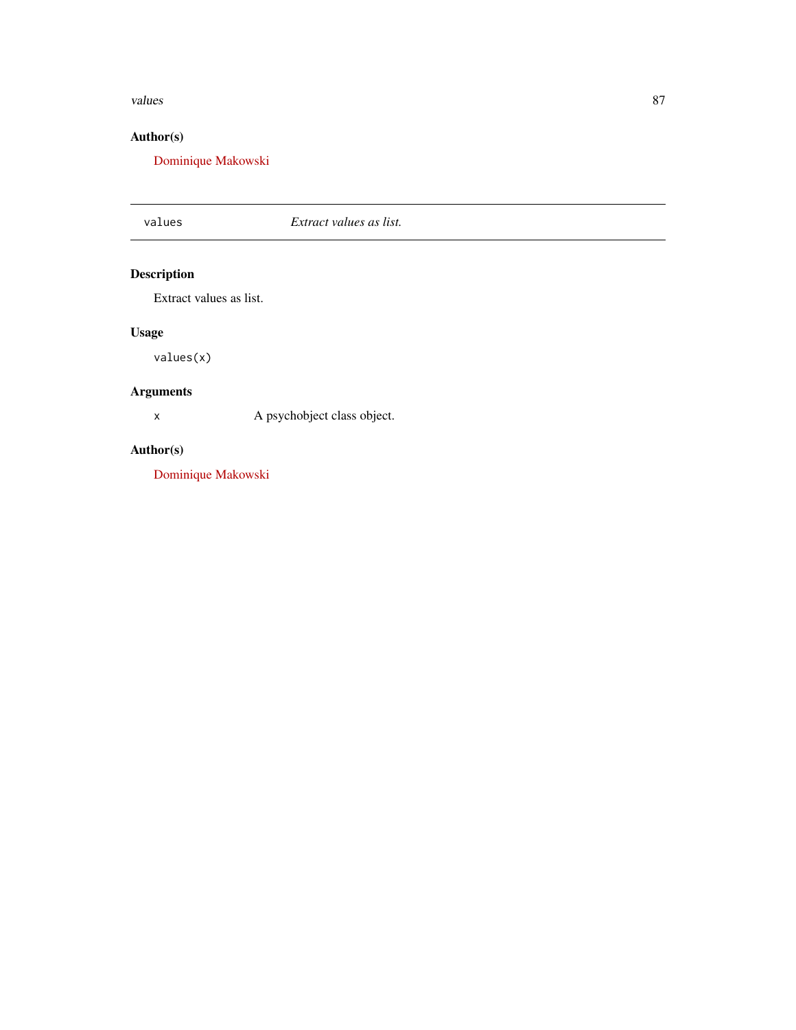## Author(s)

Dominique Makowski

---

`values` *Extract values as list.*

---

## Description

Extract values as list.

## Usage

```
values(x)
```

## Arguments

| | |
|---|---|
| x | A psychobject class object. |

## Author(s)

Dominique Makowski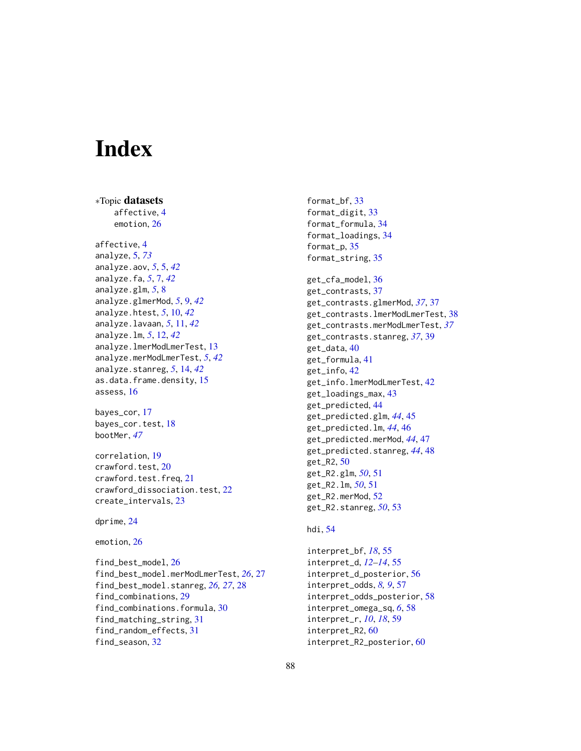# Index

∗Topic **datasets**
- affective, 4
- emotion, 26

affective, 4
analyze, 5, *73*
analyze.aov, *5*, 5, *42*
analyze.fa, *5*, 7, *42*
analyze.glm, *5*, 8
analyze.glmerMod, *5*, 9, *42*
analyze.htest, *5*, 10, *42*
analyze.lavaan, *5*, 11, *42*
analyze.lm, *5*, 12, *42*
analyze.lmerModLmerTest, 13
analyze.merModLmerTest, *5*, *42*
analyze.stanreg, *5*, 14, *42*
as.data.frame.density, 15
assess, 16

bayes_cor, 17
bayes_cor.test, 18
bootMer, *47*

correlation, 19
crawford.test, 20
crawford.test.freq, 21
crawford_dissociation.test, 22
create_intervals, 23

dprime, 24

emotion, 26

find_best_model, 26
find_best_model.merModLmerTest, *26*, 27
find_best_model.stanreg, *26, 27*, 28
find_combinations, 29
find_combinations.formula, 30
find_matching_string, 31
find_random_effects, 31
find_season, 32

format_bf, 33
format_digit, 33
format_formula, 34
format_loadings, 34
format_p, 35
format_string, 35

get_cfa_model, 36
get_contrasts, 37
get_contrasts.glmerMod, *37*, 37
get_contrasts.lmerModLmerTest, 38
get_contrasts.merModLmerTest, *37*
get_contrasts.stanreg, *37*, 39
get_data, 40
get_formula, 41
get_info, 42
get_info.lmerModLmerTest, 42
get_loadings_max, 43
get_predicted, 44
get_predicted.glm, *44*, 45
get_predicted.lm, *44*, 46
get_predicted.merMod, *44*, 47
get_predicted.stanreg, *44*, 48
get_R2, 50
get_R2.glm, *50*, 51
get_R2.lm, *50*, 51
get_R2.merMod, 52
get_R2.stanreg, *50*, 53

hdi, 54

interpret_bf, *18*, 55
interpret_d, *12–14*, 55
interpret_d_posterior, 56
interpret_odds, *8, 9*, 57
interpret_odds_posterior, 58
interpret_omega_sq, *6*, 58
interpret_r, *10*, *18*, 59
interpret_R2, 60
interpret_R2_posterior, 60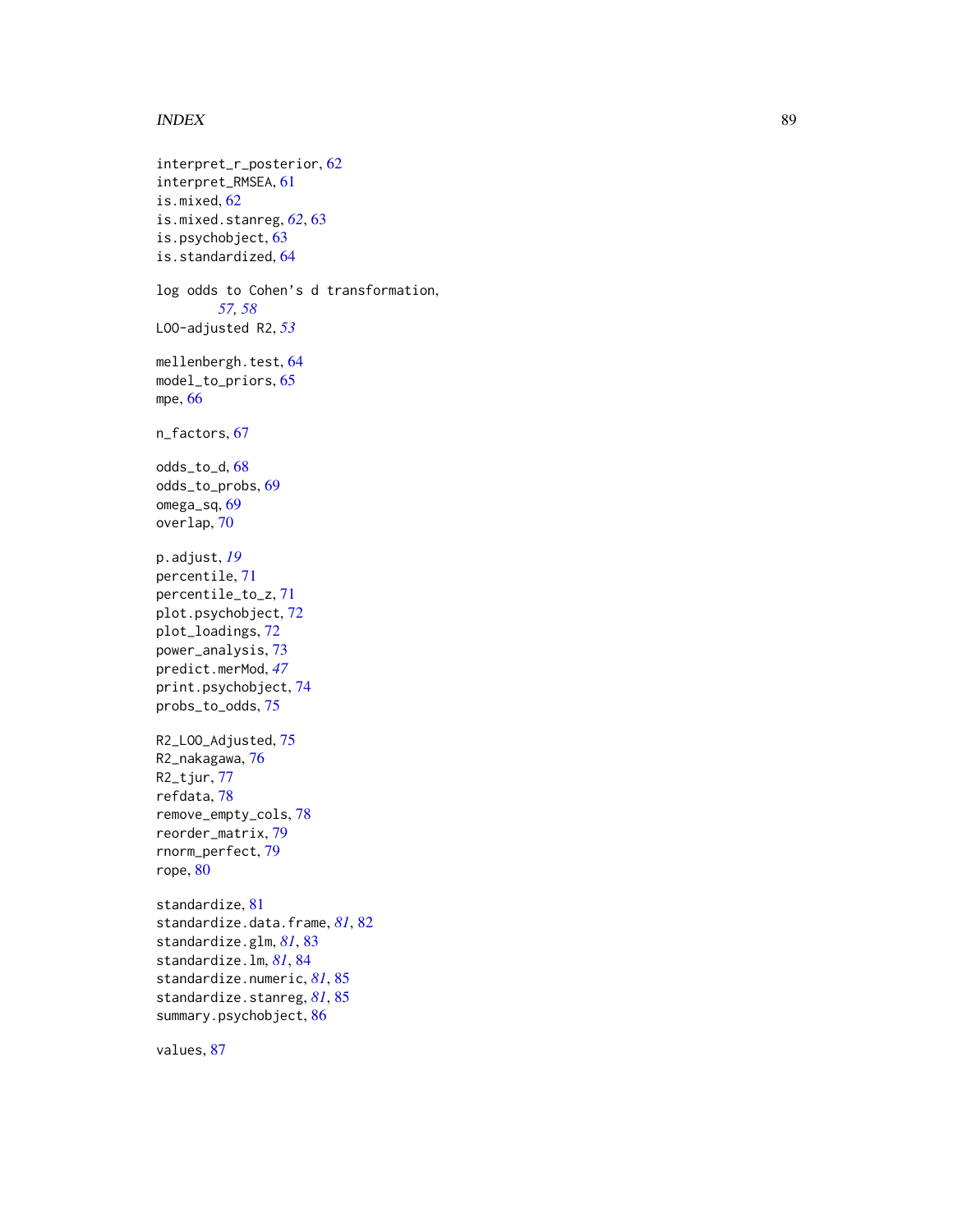interpret_r_posterior, 62
interpret_RMSEA, 61
is.mixed, 62
is.mixed.stanreg, *62*, 63
is.psychobject, 63
is.standardized, 64

log odds to Cohen's d transformation, *57*, *58*
LOO-adjusted R2, *53*

mellenbergh.test, 64
model_to_priors, 65
mpe, 66

n_factors, 67

odds_to_d, 68
odds_to_probs, 69
omega_sq, 69
overlap, 70

p.adjust, *19*
percentile, 71
percentile_to_z, 71
plot.psychobject, 72
plot_loadings, 72
power_analysis, 73
predict.merMod, *47*
print.psychobject, 74
probs_to_odds, 75

R2_LOO_Adjusted, 75
R2_nakagawa, 76
R2_tjur, 77
refdata, 78
remove_empty_cols, 78
reorder_matrix, 79
rnorm_perfect, 79
rope, 80

standardize, 81
standardize.data.frame, *81*, 82
standardize.glm, *81*, 83
standardize.lm, *81*, 84
standardize.numeric, *81*, 85
standardize.stanreg, *81*, 85
summary.psychobject, 86

values, 87